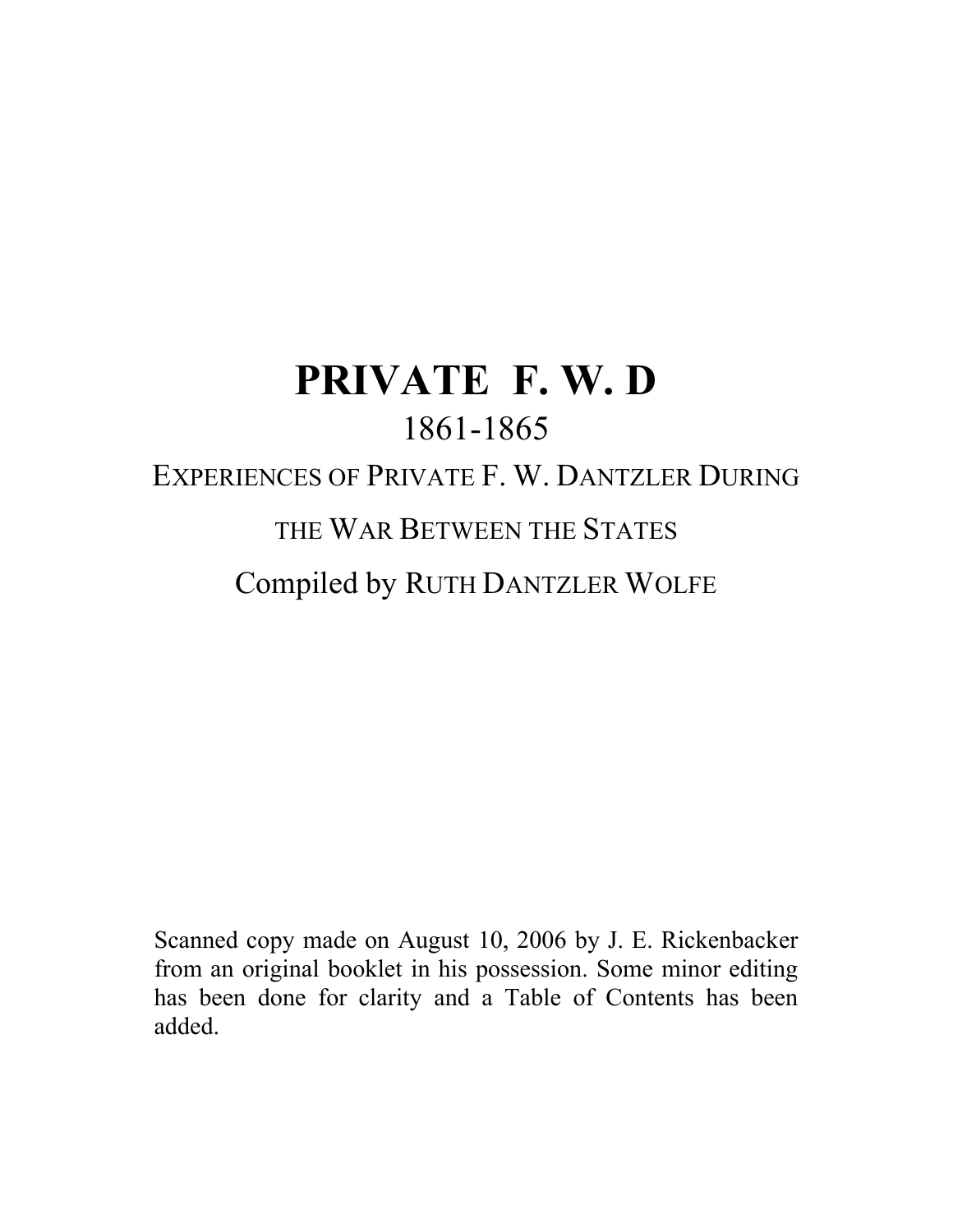# PRIVATE F. W. D

## 1861-1865

### EXPERIENCES OF PRIVATE F. W. DANTZLER DURING THE WAR BETWEEN THE STATES

### Compiled by RUTH DANTZLER WOLFE

Scanned copy made on August 10, 2006 by J. E. Rickenbacker from an original booklet in his possession. Some minor editing has been done for clarity and a Table of Contents has been added.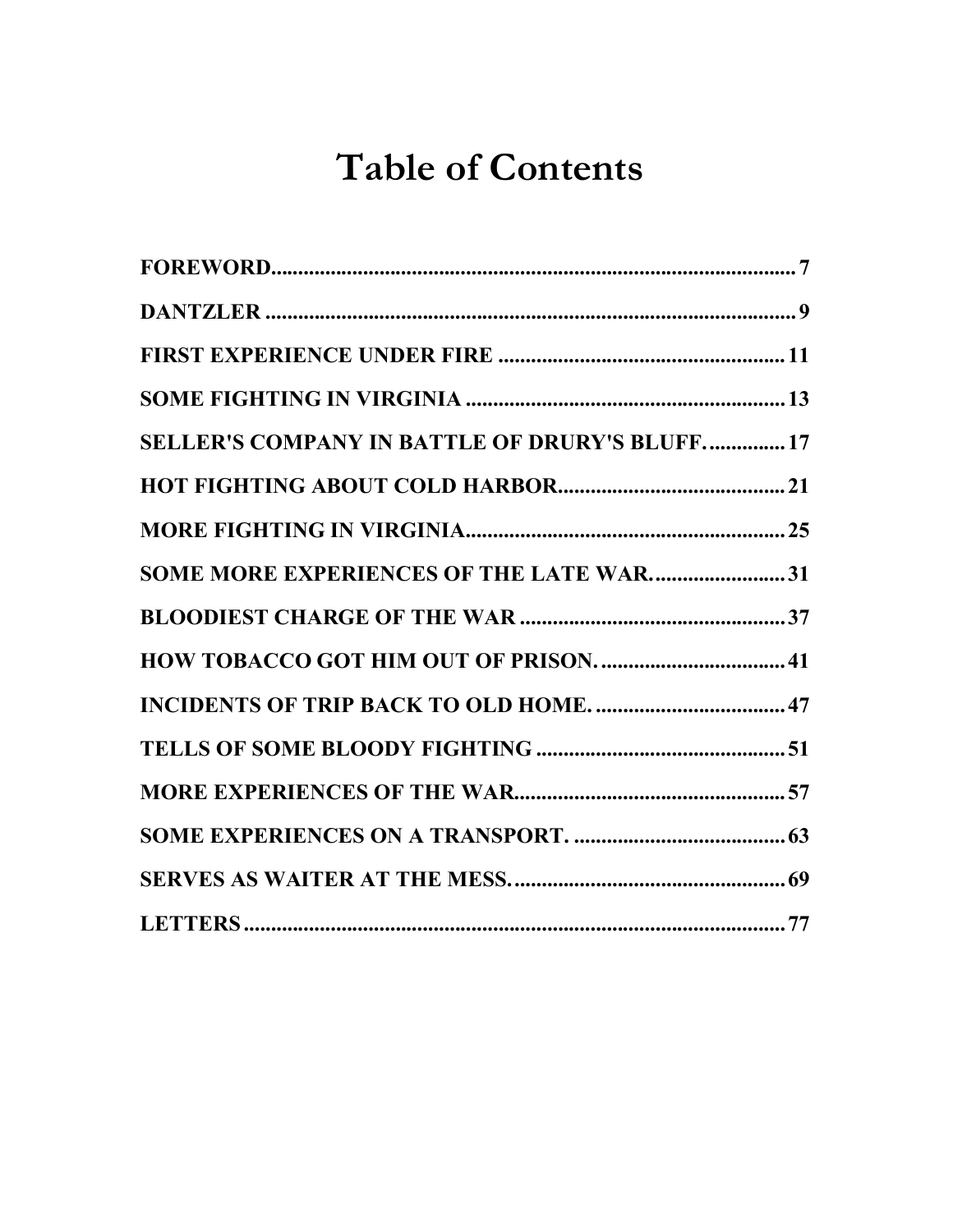# Table of Contents

FOREWORD.......... 7

DANTZLER .......... 9

FIRST EXPERIENCE UNDER FIRE .......... 11

SOME FIGHTING IN VIRGINIA .......... 13

SELLER'S COMPANY IN BATTLE OF DRURY'S BLUFF. .......... 17

HOT FIGHTING ABOUT COLD HARBOR.......... 21

MORE FIGHTING IN VIRGINIA.......... 25

SOME MORE EXPERIENCES OF THE LATE WAR. .......... 31

BLOODIEST CHARGE OF THE WAR .......... 37

HOW TOBACCO GOT HIM OUT OF PRISON. .......... 41

INCIDENTS OF TRIP BACK TO OLD HOME. .......... 47

TELLS OF SOME BLOODY FIGHTING .......... 51

MORE EXPERIENCES OF THE WAR.......... 57

SOME EXPERIENCES ON A TRANSPORT. .......... 63

SERVES AS WAITER AT THE MESS. .......... 69

LETTERS .......... 77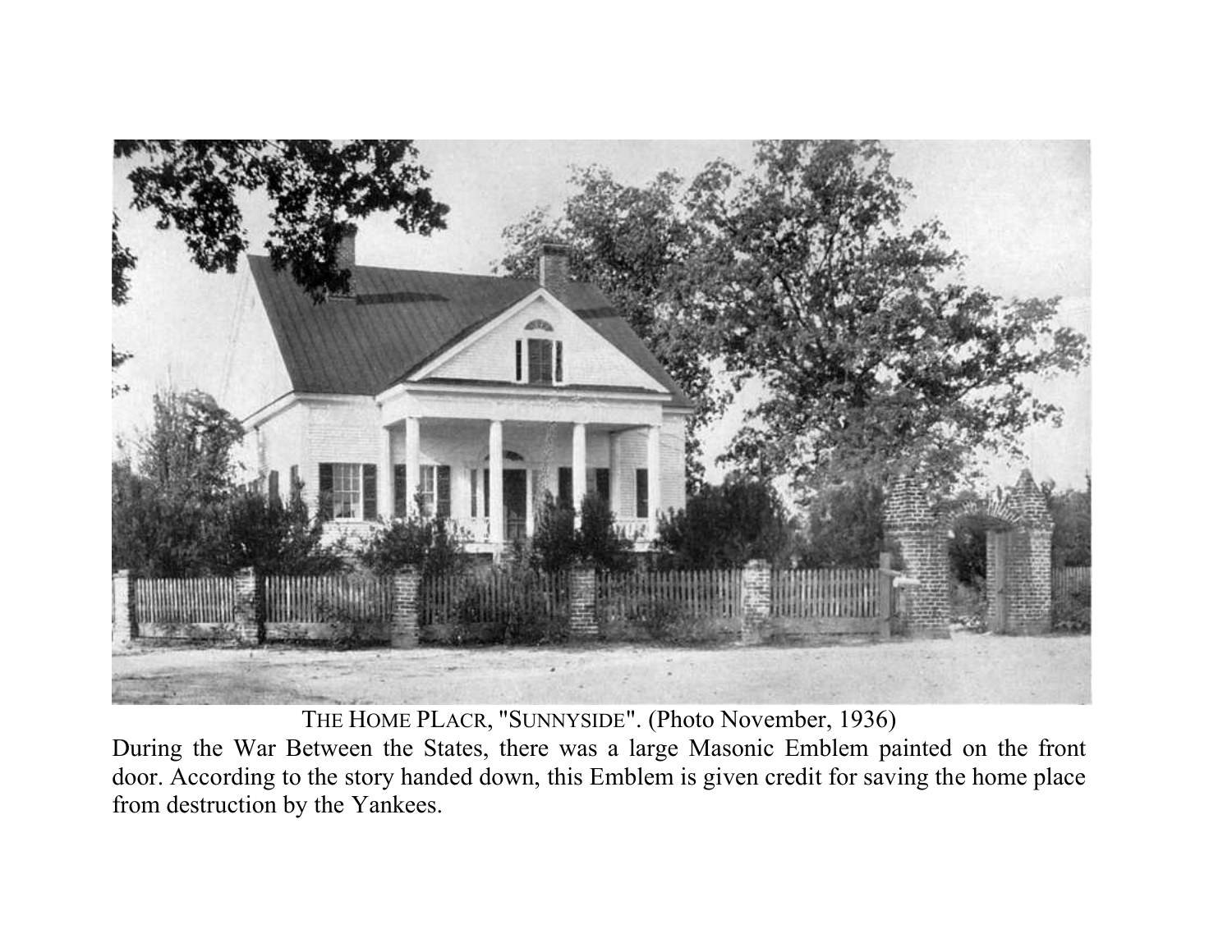THE HOME PLACR, "SUNNYSIDE". (Photo November, 1936)

During the War Between the States, there was a large Masonic Emblem painted on the front door. According to the story handed down, this Emblem is given credit for saving the home place from destruction by the Yankees.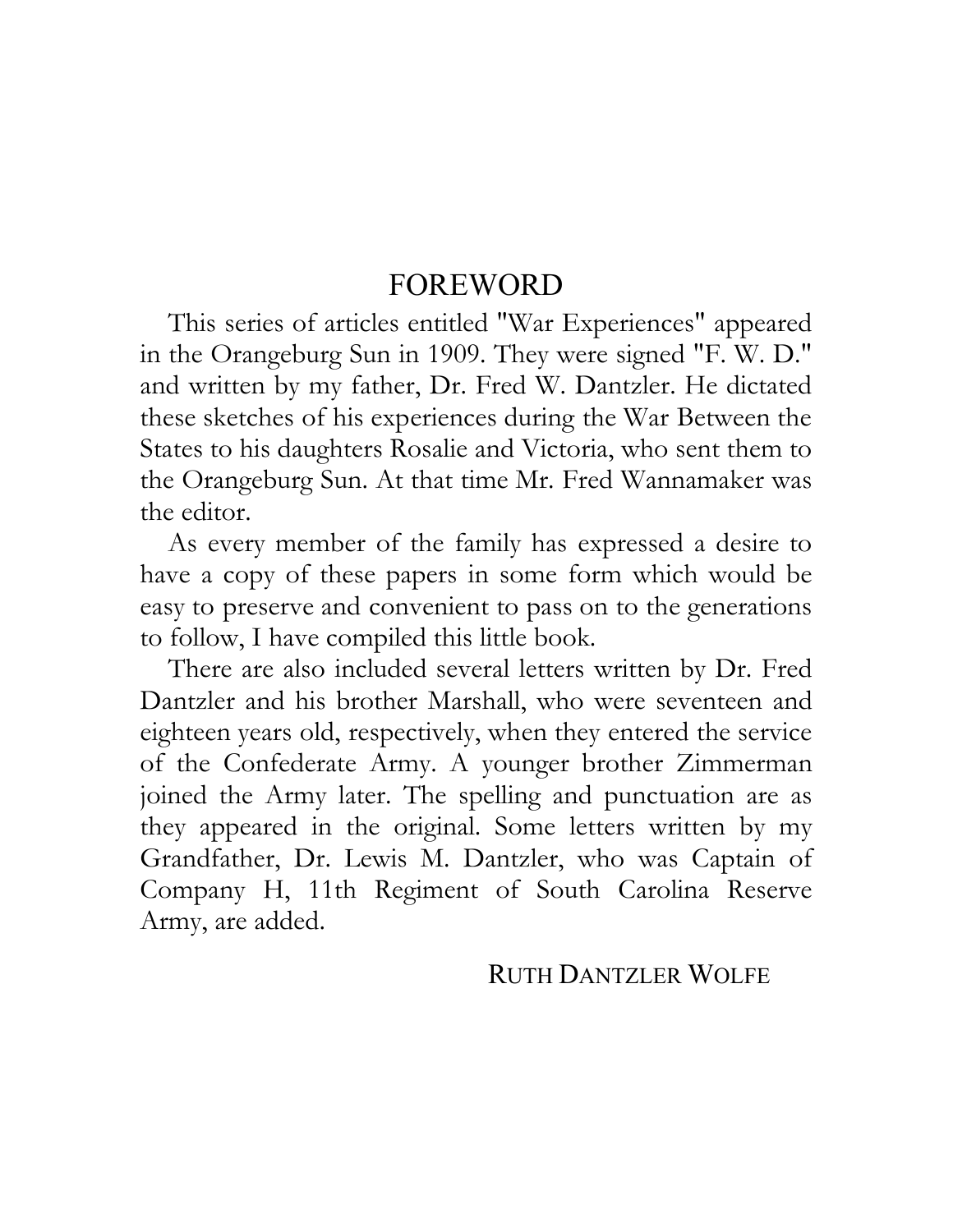# FOREWORD

This series of articles entitled "War Experiences" appeared in the Orangeburg Sun in 1909. They were signed "F. W. D." and written by my father, Dr. Fred W. Dantzler. He dictated these sketches of his experiences during the War Between the States to his daughters Rosalie and Victoria, who sent them to the Orangeburg Sun. At that time Mr. Fred Wannamaker was the editor.

As every member of the family has expressed a desire to have a copy of these papers in some form which would be easy to preserve and convenient to pass on to the generations to follow, I have compiled this little book.

There are also included several letters written by Dr. Fred Dantzler and his brother Marshall, who were seventeen and eighteen years old, respectively, when they entered the service of the Confederate Army. A younger brother Zimmerman joined the Army later. The spelling and punctuation are as they appeared in the original. Some letters written by my Grandfather, Dr. Lewis M. Dantzler, who was Captain of Company H, 11th Regiment of South Carolina Reserve Army, are added.

RUTH DANTZLER WOLFE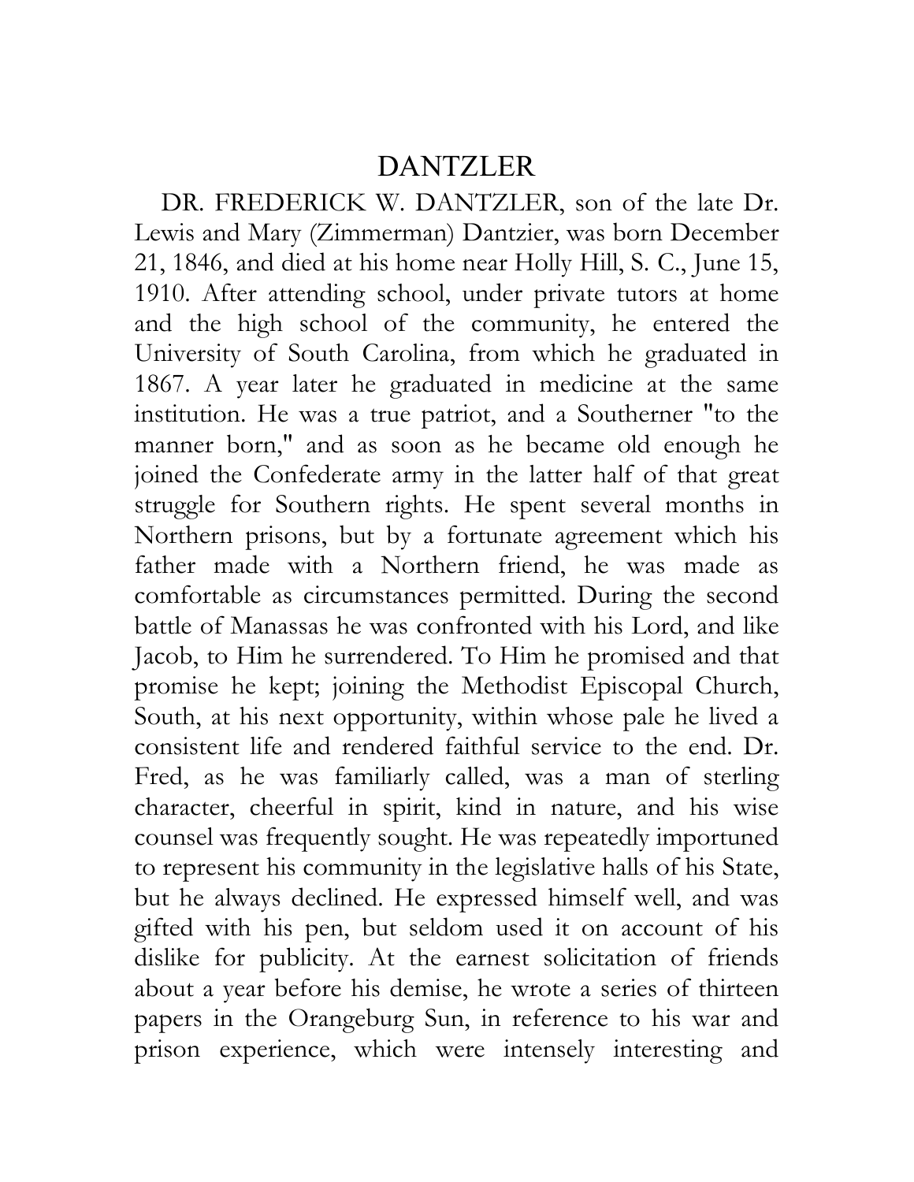# DANTZLER

DR. FREDERICK W. DANTZLER, son of the late Dr. Lewis and Mary (Zimmerman) Dantzier, was born December 21, 1846, and died at his home near Holly Hill, S. C., June 15, 1910. After attending school, under private tutors at home and the high school of the community, he entered the University of South Carolina, from which he graduated in 1867. A year later he graduated in medicine at the same institution. He was a true patriot, and a Southerner "to the manner born," and as soon as he became old enough he joined the Confederate army in the latter half of that great struggle for Southern rights. He spent several months in Northern prisons, but by a fortunate agreement which his father made with a Northern friend, he was made as comfortable as circumstances permitted. During the second battle of Manassas he was confronted with his Lord, and like Jacob, to Him he surrendered. To Him he promised and that promise he kept; joining the Methodist Episcopal Church, South, at his next opportunity, within whose pale he lived a consistent life and rendered faithful service to the end. Dr. Fred, as he was familiarly called, was a man of sterling character, cheerful in spirit, kind in nature, and his wise counsel was frequently sought. He was repeatedly importuned to represent his community in the legislative halls of his State, but he always declined. He expressed himself well, and was gifted with his pen, but seldom used it on account of his dislike for publicity. At the earnest solicitation of friends about a year before his demise, he wrote a series of thirteen papers in the Orangeburg Sun, in reference to his war and prison experience, which were intensely interesting and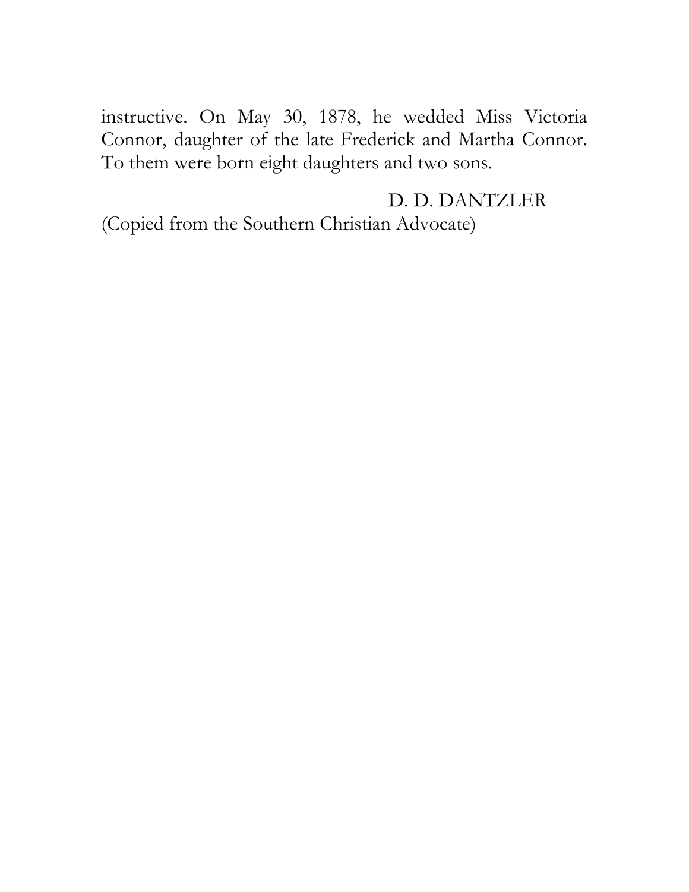instructive. On May 30, 1878, he wedded Miss Victoria Connor, daughter of the late Frederick and Martha Connor. To them were born eight daughters and two sons.

D. D. DANTZLER

(Copied from the Southern Christian Advocate)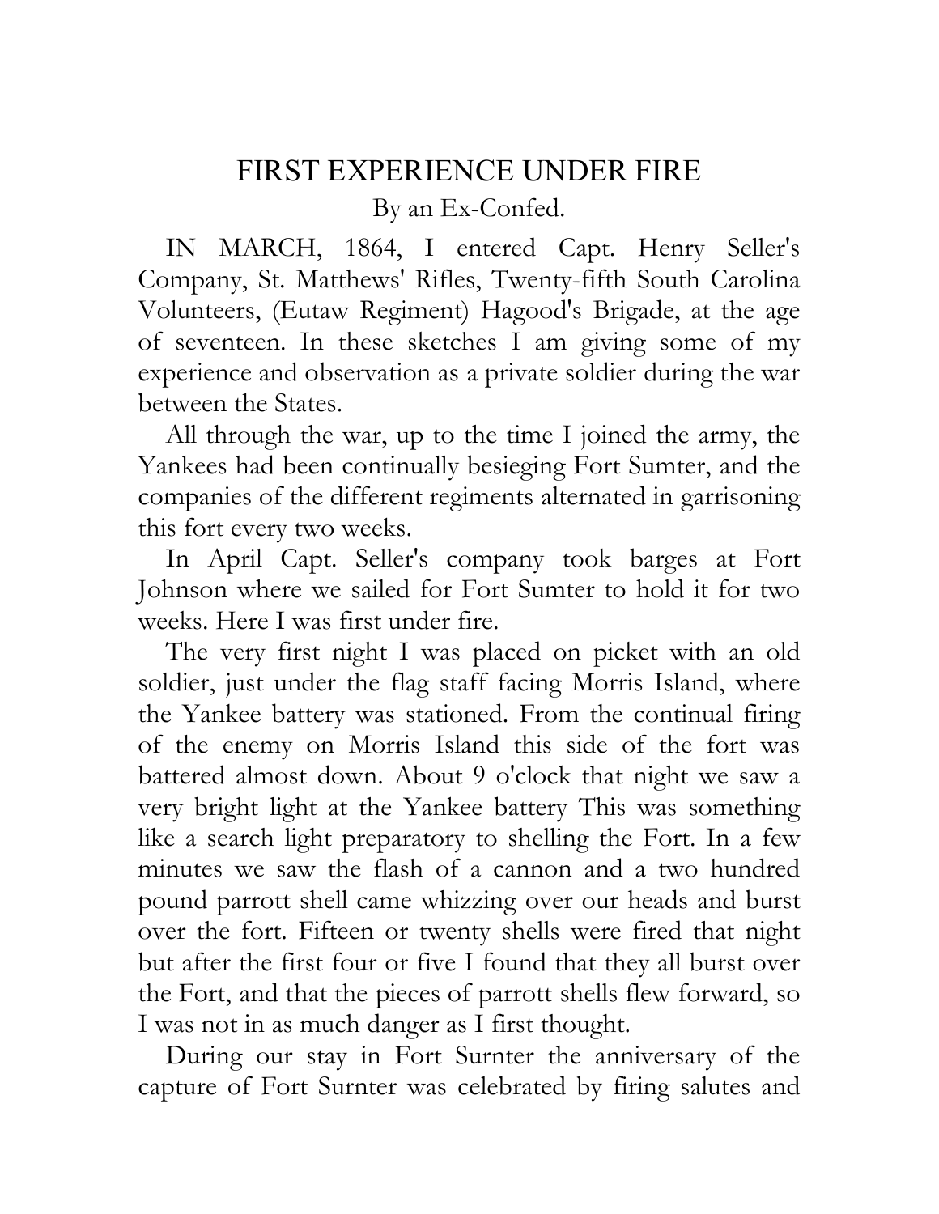# FIRST EXPERIENCE UNDER FIRE

By an Ex-Confed.

IN MARCH, 1864, I entered Capt. Henry Seller's Company, St. Matthews' Rifles, Twenty-fifth South Carolina Volunteers, (Eutaw Regiment) Hagood's Brigade, at the age of seventeen. In these sketches I am giving some of my experience and observation as a private soldier during the war between the States.

All through the war, up to the time I joined the army, the Yankees had been continually besieging Fort Sumter, and the companies of the different regiments alternated in garrisoning this fort every two weeks.

In April Capt. Seller's company took barges at Fort Johnson where we sailed for Fort Sumter to hold it for two weeks. Here I was first under fire.

The very first night I was placed on picket with an old soldier, just under the flag staff facing Morris Island, where the Yankee battery was stationed. From the continual firing of the enemy on Morris Island this side of the fort was battered almost down. About 9 o'clock that night we saw a very bright light at the Yankee battery This was something like a search light preparatory to shelling the Fort. In a few minutes we saw the flash of a cannon and a two hundred pound parrott shell came whizzing over our heads and burst over the fort. Fifteen or twenty shells were fired that night but after the first four or five I found that they all burst over the Fort, and that the pieces of parrott shells flew forward, so I was not in as much danger as I first thought.

During our stay in Fort Surnter the anniversary of the capture of Fort Surnter was celebrated by firing salutes and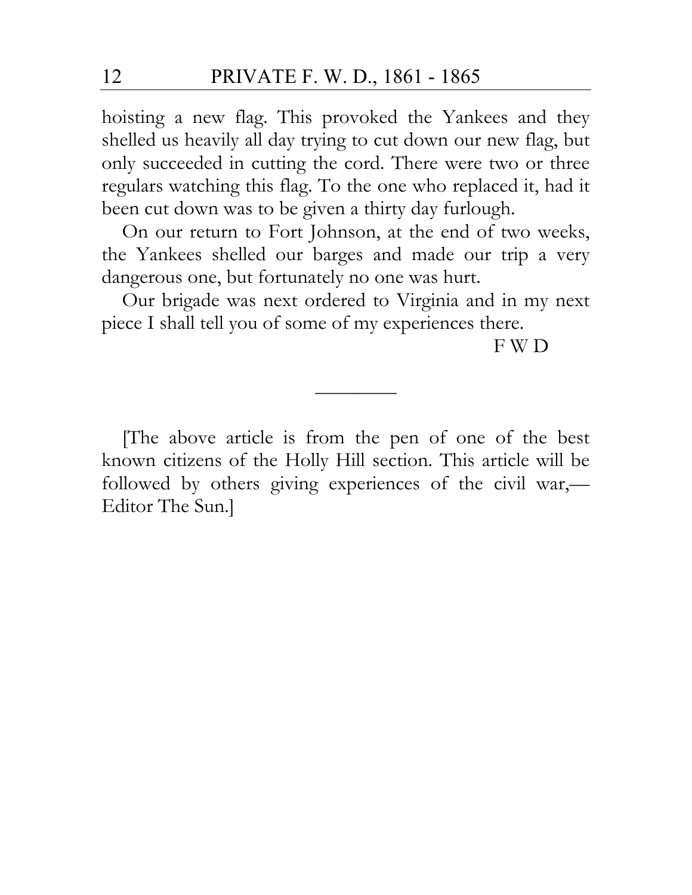hoisting a new flag. This provoked the Yankees and they shelled us heavily all day trying to cut down our new flag, but only succeeded in cutting the cord. There were two or three regulars watching this flag. To the one who replaced it, had it been cut down was to be given a thirty day furlough.

On our return to Fort Johnson, at the end of two weeks, the Yankees shelled our barges and made our trip a very dangerous one, but fortunately no one was hurt.

Our brigade was next ordered to Virginia and in my next piece I shall tell you of some of my experiences there.

F W D

---

[The above article is from the pen of one of the best known citizens of the Holly Hill section. This article will be followed by others giving experiences of the civil war,—Editor The Sun.]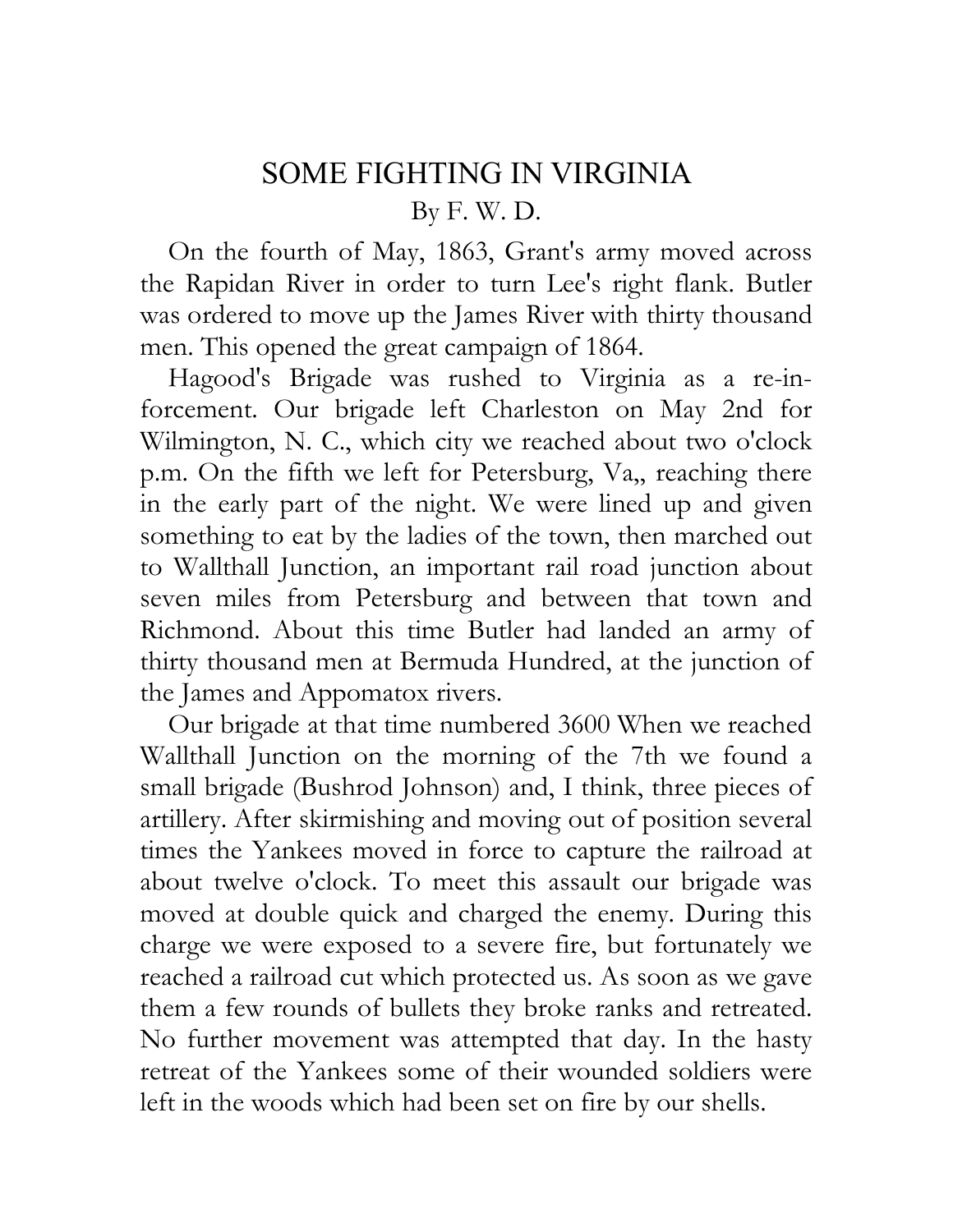# SOME FIGHTING IN VIRGINIA

By F. W. D.

On the fourth of May, 1863, Grant's army moved across the Rapidan River in order to turn Lee's right flank. Butler was ordered to move up the James River with thirty thousand men. This opened the great campaign of 1864.

Hagood's Brigade was rushed to Virginia as a re-in-forcement. Our brigade left Charleston on May 2nd for Wilmington, N. C., which city we reached about two o'clock p.m. On the fifth we left for Petersburg, Va,, reaching there in the early part of the night. We were lined up and given something to eat by the ladies of the town, then marched out to Wallthall Junction, an important rail road junction about seven miles from Petersburg and between that town and Richmond. About this time Butler had landed an army of thirty thousand men at Bermuda Hundred, at the junction of the James and Appomatox rivers.

Our brigade at that time numbered 3600 When we reached Wallthall Junction on the morning of the 7th we found a small brigade (Bushrod Johnson) and, I think, three pieces of artillery. After skirmishing and moving out of position several times the Yankees moved in force to capture the railroad at about twelve o'clock. To meet this assault our brigade was moved at double quick and charged the enemy. During this charge we were exposed to a severe fire, but fortunately we reached a railroad cut which protected us. As soon as we gave them a few rounds of bullets they broke ranks and retreated. No further movement was attempted that day. In the hasty retreat of the Yankees some of their wounded soldiers were left in the woods which had been set on fire by our shells.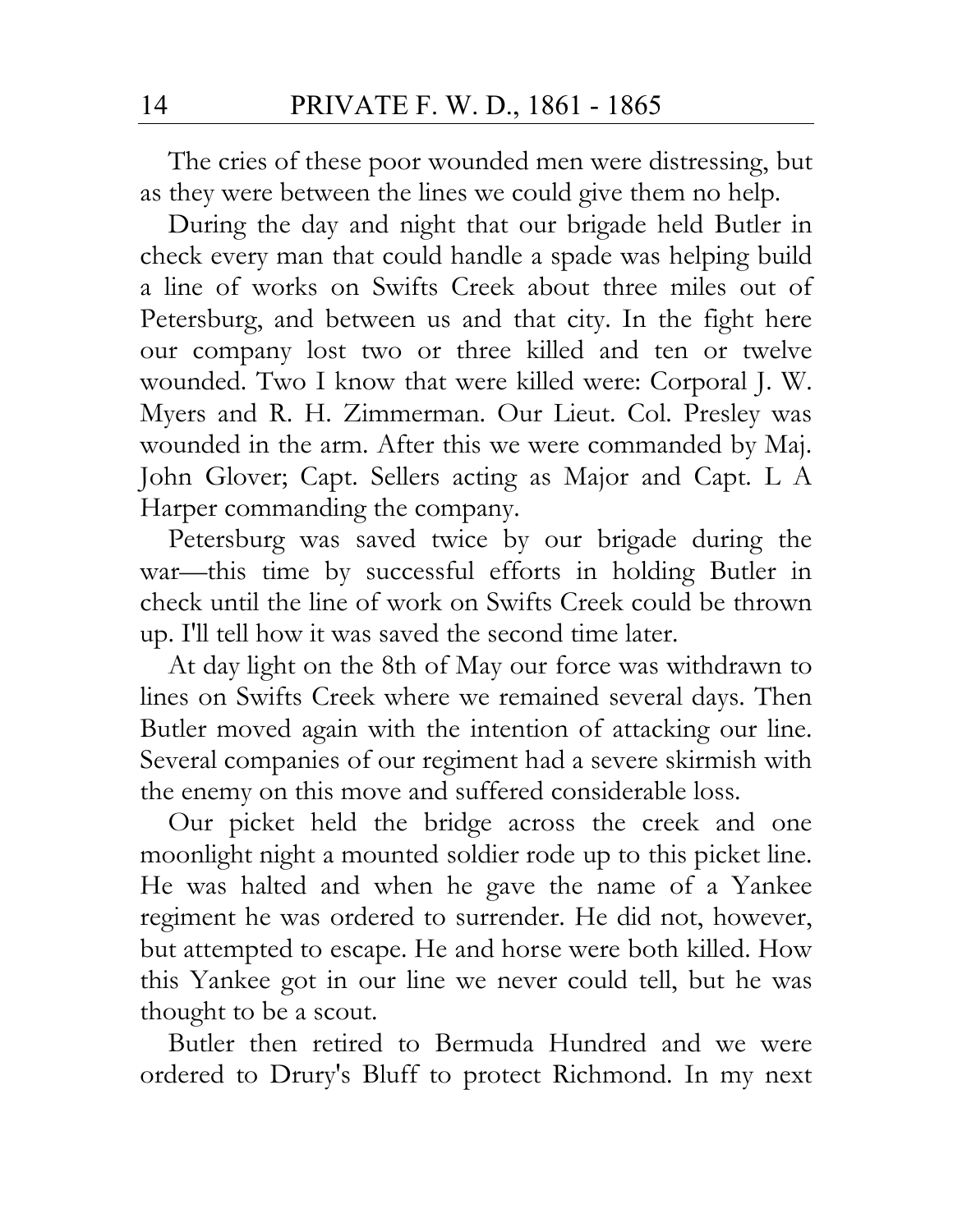The cries of these poor wounded men were distressing, but as they were between the lines we could give them no help.

During the day and night that our brigade held Butler in check every man that could handle a spade was helping build a line of works on Swifts Creek about three miles out of Petersburg, and between us and that city. In the fight here our company lost two or three killed and ten or twelve wounded. Two I know that were killed were: Corporal J. W. Myers and R. H. Zimmerman. Our Lieut. Col. Presley was wounded in the arm. After this we were commanded by Maj. John Glover; Capt. Sellers acting as Major and Capt. L A Harper commanding the company.

Petersburg was saved twice by our brigade during the war—this time by successful efforts in holding Butler in check until the line of work on Swifts Creek could be thrown up. I'll tell how it was saved the second time later.

At day light on the 8th of May our force was withdrawn to lines on Swifts Creek where we remained several days. Then Butler moved again with the intention of attacking our line. Several companies of our regiment had a severe skirmish with the enemy on this move and suffered considerable loss.

Our picket held the bridge across the creek and one moonlight night a mounted soldier rode up to this picket line. He was halted and when he gave the name of a Yankee regiment he was ordered to surrender. He did not, however, but attempted to escape. He and horse were both killed. How this Yankee got in our line we never could tell, but he was thought to be a scout.

Butler then retired to Bermuda Hundred and we were ordered to Drury's Bluff to protect Richmond. In my next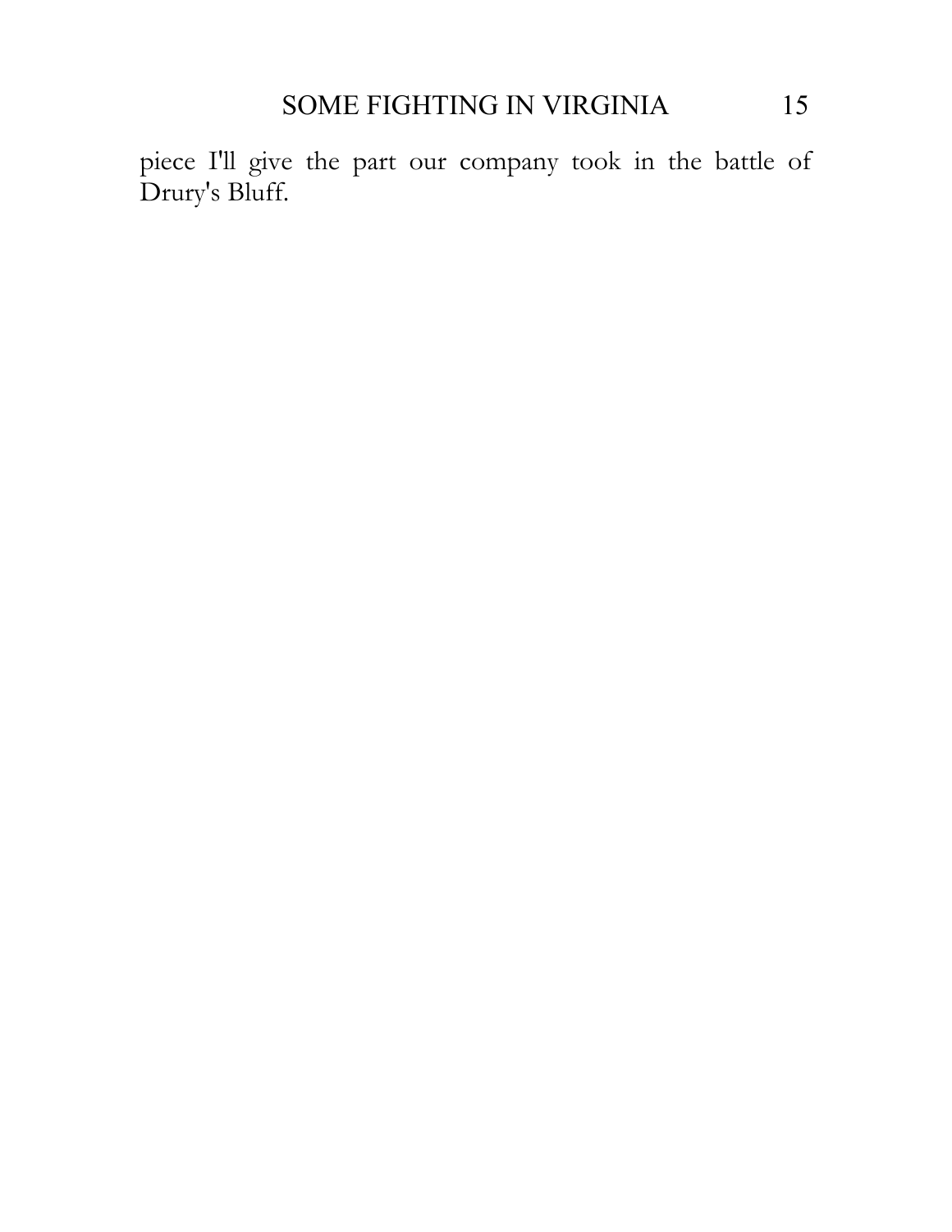piece I'll give the part our company took in the battle of Drury's Bluff.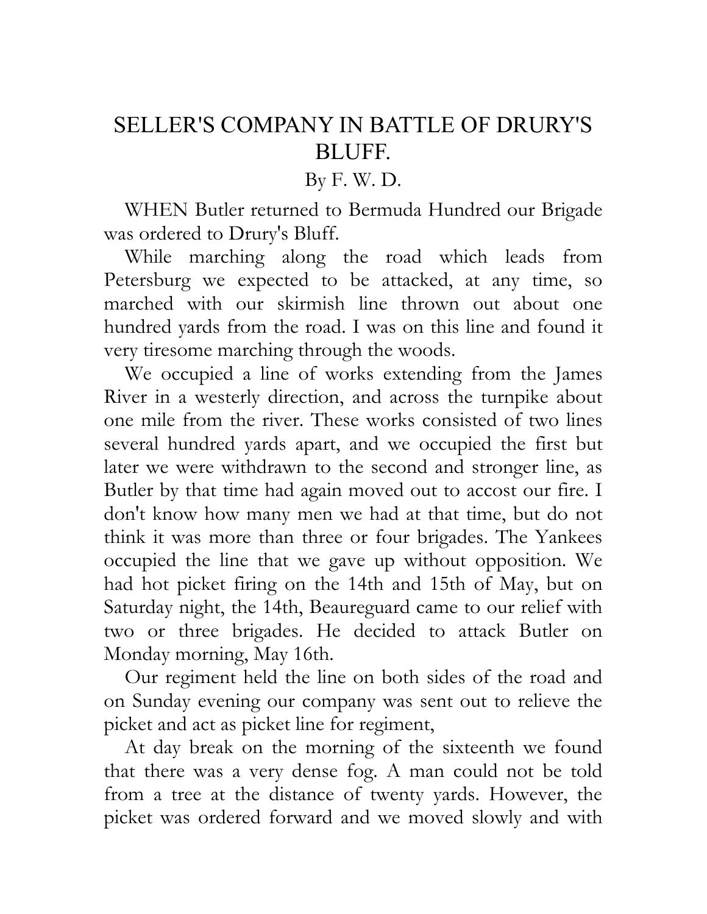# SELLER'S COMPANY IN BATTLE OF DRURY'S BLUFF.

By F. W. D.

WHEN Butler returned to Bermuda Hundred our Brigade was ordered to Drury's Bluff.

While marching along the road which leads from Petersburg we expected to be attacked, at any time, so marched with our skirmish line thrown out about one hundred yards from the road. I was on this line and found it very tiresome marching through the woods.

We occupied a line of works extending from the James River in a westerly direction, and across the turnpike about one mile from the river. These works consisted of two lines several hundred yards apart, and we occupied the first but later we were withdrawn to the second and stronger line, as Butler by that time had again moved out to accost our fire. I don't know how many men we had at that time, but do not think it was more than three or four brigades. The Yankees occupied the line that we gave up without opposition. We had hot picket firing on the 14th and 15th of May, but on Saturday night, the 14th, Beaureguard came to our relief with two or three brigades. He decided to attack Butler on Monday morning, May 16th.

Our regiment held the line on both sides of the road and on Sunday evening our company was sent out to relieve the picket and act as picket line for regiment,

At day break on the morning of the sixteenth we found that there was a very dense fog. A man could not be told from a tree at the distance of twenty yards. However, the picket was ordered forward and we moved slowly and with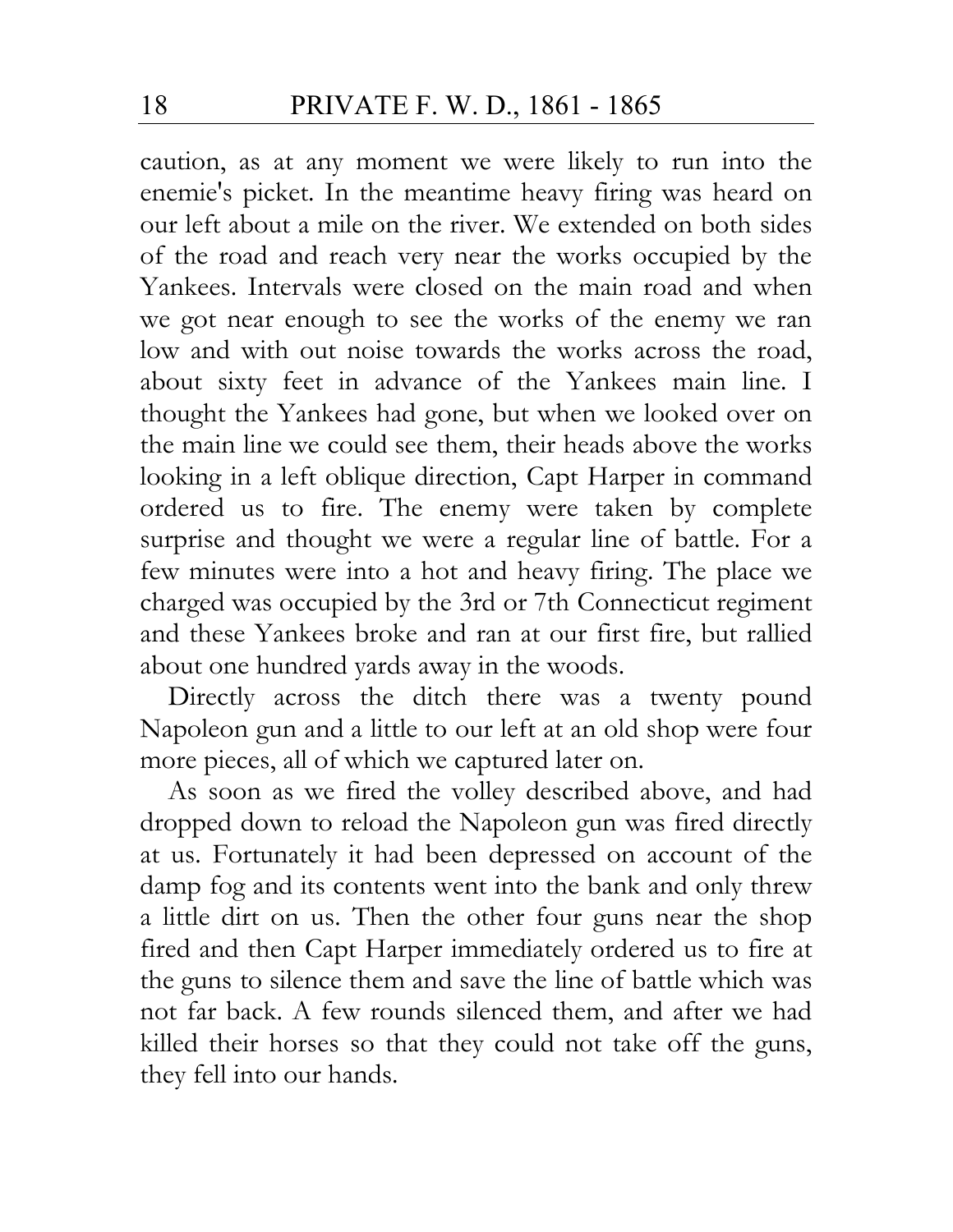caution, as at any moment we were likely to run into the enemie's picket. In the meantime heavy firing was heard on our left about a mile on the river. We extended on both sides of the road and reach very near the works occupied by the Yankees. Intervals were closed on the main road and when we got near enough to see the works of the enemy we ran low and with out noise towards the works across the road, about sixty feet in advance of the Yankees main line. I thought the Yankees had gone, but when we looked over on the main line we could see them, their heads above the works looking in a left oblique direction, Capt Harper in command ordered us to fire. The enemy were taken by complete surprise and thought we were a regular line of battle. For a few minutes were into a hot and heavy firing. The place we charged was occupied by the 3rd or 7th Connecticut regiment and these Yankees broke and ran at our first fire, but rallied about one hundred yards away in the woods.

Directly across the ditch there was a twenty pound Napoleon gun and a little to our left at an old shop were four more pieces, all of which we captured later on.

As soon as we fired the volley described above, and had dropped down to reload the Napoleon gun was fired directly at us. Fortunately it had been depressed on account of the damp fog and its contents went into the bank and only threw a little dirt on us. Then the other four guns near the shop fired and then Capt Harper immediately ordered us to fire at the guns to silence them and save the line of battle which was not far back. A few rounds silenced them, and after we had killed their horses so that they could not take off the guns, they fell into our hands.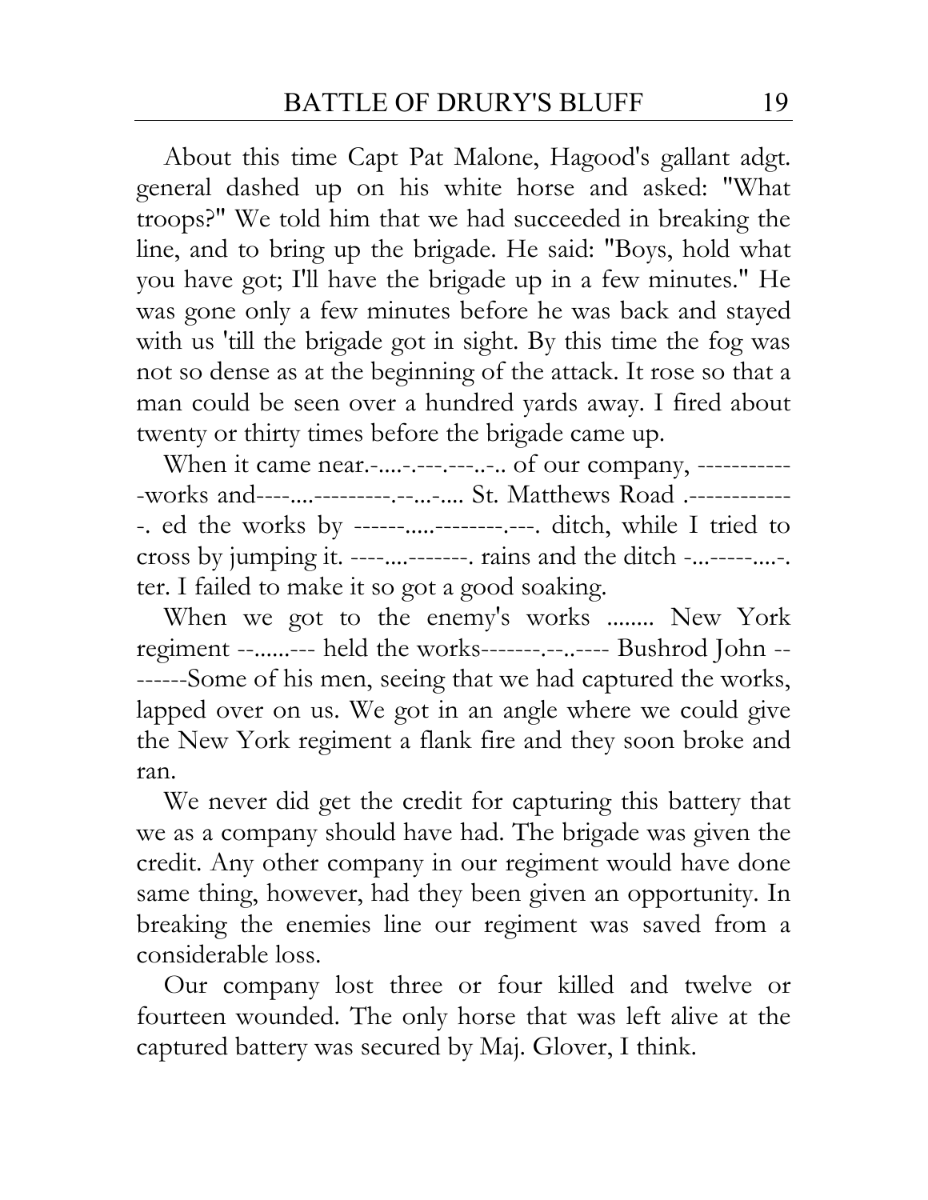About this time Capt Pat Malone, Hagood's gallant adgt. general dashed up on his white horse and asked: "What troops?" We told him that we had succeeded in breaking the line, and to bring up the brigade. He said: "Boys, hold what you have got; I'll have the brigade up in a few minutes." He was gone only a few minutes before he was back and stayed with us 'till the brigade got in sight. By this time the fog was not so dense as at the beginning of the attack. It rose so that a man could be seen over a hundred yards away. I fired about twenty or thirty times before the brigade came up.

When it came near.-....-.---.---..-.. of our company, ------------works and----....---------.--...-.... St. Matthews Road .-------------. ed the works by ------.....--------.---. ditch, while I tried to cross by jumping it. ----....-------. rains and the ditch -...-----....-. ter. I failed to make it so got a good soaking.

When we got to the enemy's works ........ New York regiment --......--- held the works-------.--..---- Bushrod John --------Some of his men, seeing that we had captured the works, lapped over on us. We got in an angle where we could give the New York regiment a flank fire and they soon broke and ran.

We never did get the credit for capturing this battery that we as a company should have had. The brigade was given the credit. Any other company in our regiment would have done same thing, however, had they been given an opportunity. In breaking the enemies line our regiment was saved from a considerable loss.

Our company lost three or four killed and twelve or fourteen wounded. The only horse that was left alive at the captured battery was secured by Maj. Glover, I think.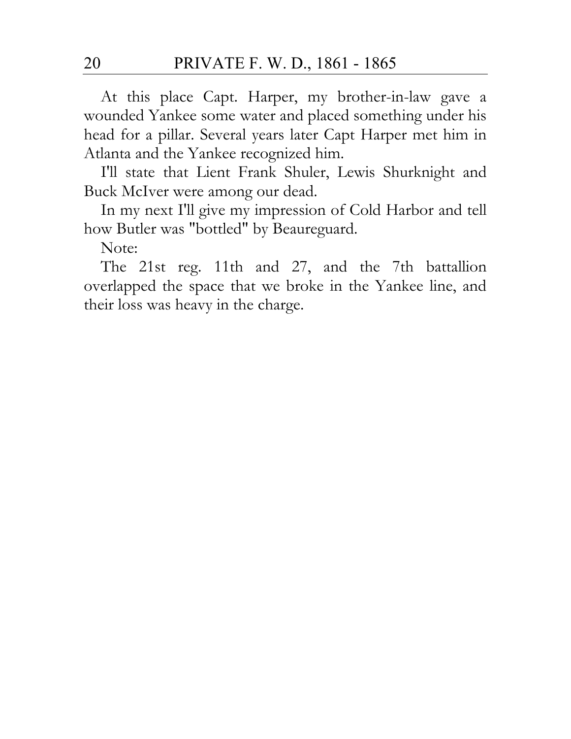At this place Capt. Harper, my brother-in-law gave a wounded Yankee some water and placed something under his head for a pillar. Several years later Capt Harper met him in Atlanta and the Yankee recognized him.

I'll state that Lient Frank Shuler, Lewis Shurknight and Buck McIver were among our dead.

In my next I'll give my impression of Cold Harbor and tell how Butler was "bottled" by Beaureguard.

Note:

The 21st reg. 11th and 27, and the 7th battallion overlapped the space that we broke in the Yankee line, and their loss was heavy in the charge.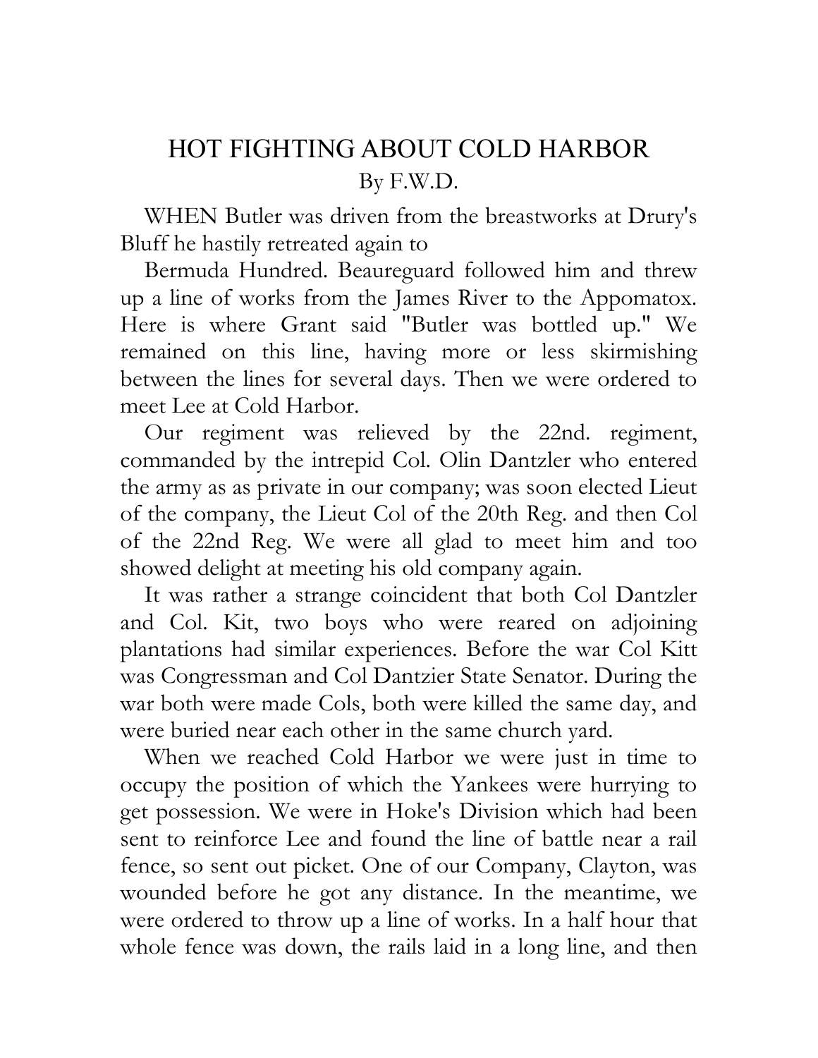# HOT FIGHTING ABOUT COLD HARBOR

By F.W.D.

WHEN Butler was driven from the breastworks at Drury's Bluff he hastily retreated again to

Bermuda Hundred. Beaureguard followed him and threw up a line of works from the James River to the Appomatox. Here is where Grant said "Butler was bottled up." We remained on this line, having more or less skirmishing between the lines for several days. Then we were ordered to meet Lee at Cold Harbor.

Our regiment was relieved by the 22nd. regiment, commanded by the intrepid Col. Olin Dantzler who entered the army as as private in our company; was soon elected Lieut of the company, the Lieut Col of the 20th Reg. and then Col of the 22nd Reg. We were all glad to meet him and too showed delight at meeting his old company again.

It was rather a strange coincident that both Col Dantzler and Col. Kit, two boys who were reared on adjoining plantations had similar experiences. Before the war Col Kitt was Congressman and Col Dantzier State Senator. During the war both were made Cols, both were killed the same day, and were buried near each other in the same church yard.

When we reached Cold Harbor we were just in time to occupy the position of which the Yankees were hurrying to get possession. We were in Hoke's Division which had been sent to reinforce Lee and found the line of battle near a rail fence, so sent out picket. One of our Company, Clayton, was wounded before he got any distance. In the meantime, we were ordered to throw up a line of works. In a half hour that whole fence was down, the rails laid in a long line, and then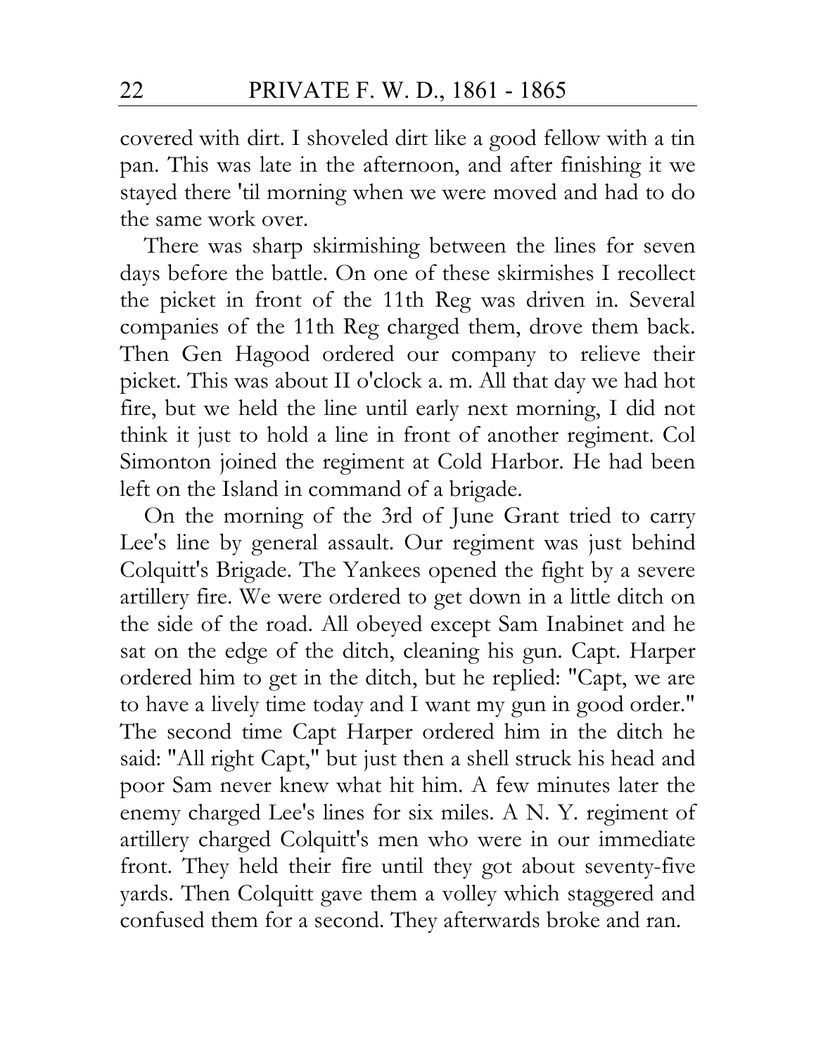covered with dirt. I shoveled dirt like a good fellow with a tin pan. This was late in the afternoon, and after finishing it we stayed there 'til morning when we were moved and had to do the same work over.

There was sharp skirmishing between the lines for seven days before the battle. On one of these skirmishes I recollect the picket in front of the 11th Reg was driven in. Several companies of the 11th Reg charged them, drove them back. Then Gen Hagood ordered our company to relieve their picket. This was about II o'clock a. m. All that day we had hot fire, but we held the line until early next morning, I did not think it just to hold a line in front of another regiment. Col Simonton joined the regiment at Cold Harbor. He had been left on the Island in command of a brigade.

On the morning of the 3rd of June Grant tried to carry Lee's line by general assault. Our regiment was just behind Colquitt's Brigade. The Yankees opened the fight by a severe artillery fire. We were ordered to get down in a little ditch on the side of the road. All obeyed except Sam Inabinet and he sat on the edge of the ditch, cleaning his gun. Capt. Harper ordered him to get in the ditch, but he replied: "Capt, we are to have a lively time today and I want my gun in good order." The second time Capt Harper ordered him in the ditch he said: "All right Capt," but just then a shell struck his head and poor Sam never knew what hit him. A few minutes later the enemy charged Lee's lines for six miles. A N. Y. regiment of artillery charged Colquitt's men who were in our immediate front. They held their fire until they got about seventy-five yards. Then Colquitt gave them a volley which staggered and confused them for a second. They afterwards broke and ran.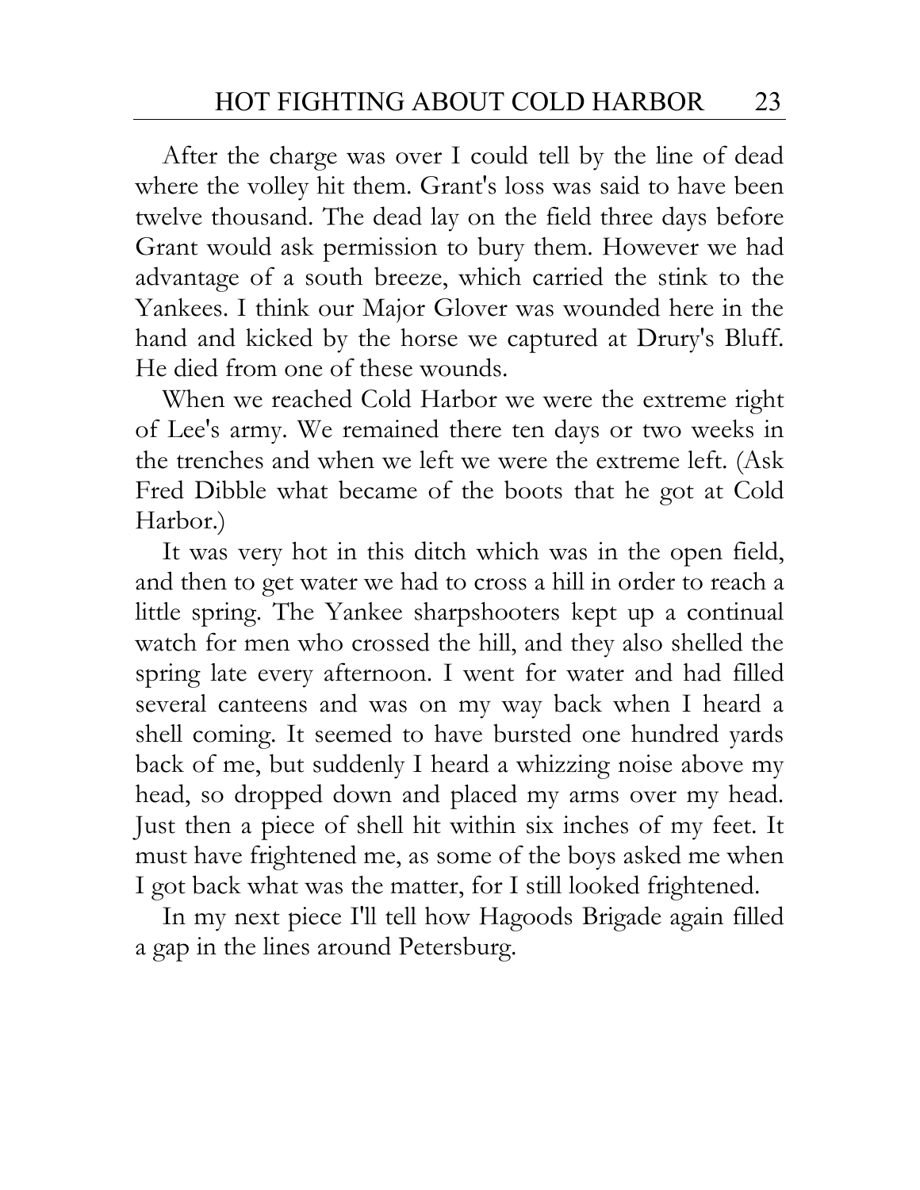After the charge was over I could tell by the line of dead where the volley hit them. Grant's loss was said to have been twelve thousand. The dead lay on the field three days before Grant would ask permission to bury them. However we had advantage of a south breeze, which carried the stink to the Yankees. I think our Major Glover was wounded here in the hand and kicked by the horse we captured at Drury's Bluff. He died from one of these wounds.

When we reached Cold Harbor we were the extreme right of Lee's army. We remained there ten days or two weeks in the trenches and when we left we were the extreme left. (Ask Fred Dibble what became of the boots that he got at Cold Harbor.)

It was very hot in this ditch which was in the open field, and then to get water we had to cross a hill in order to reach a little spring. The Yankee sharpshooters kept up a continual watch for men who crossed the hill, and they also shelled the spring late every afternoon. I went for water and had filled several canteens and was on my way back when I heard a shell coming. It seemed to have bursted one hundred yards back of me, but suddenly I heard a whizzing noise above my head, so dropped down and placed my arms over my head. Just then a piece of shell hit within six inches of my feet. It must have frightened me, as some of the boys asked me when I got back what was the matter, for I still looked frightened.

In my next piece I'll tell how Hagoods Brigade again filled a gap in the lines around Petersburg.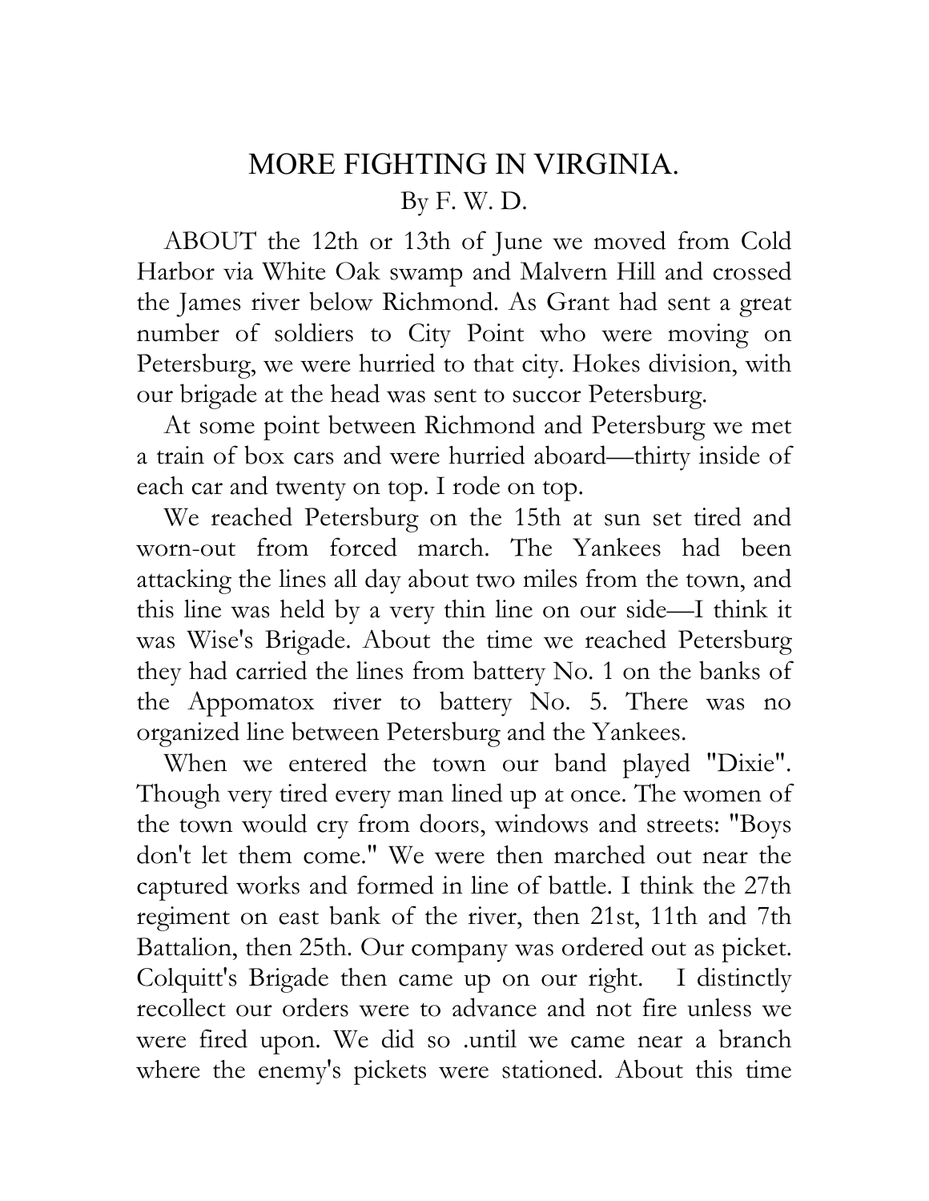# MORE FIGHTING IN VIRGINIA.

By F. W. D.

ABOUT the 12th or 13th of June we moved from Cold Harbor via White Oak swamp and Malvern Hill and crossed the James river below Richmond. As Grant had sent a great number of soldiers to City Point who were moving on Petersburg, we were hurried to that city. Hokes division, with our brigade at the head was sent to succor Petersburg.

At some point between Richmond and Petersburg we met a train of box cars and were hurried aboard—thirty inside of each car and twenty on top. I rode on top.

We reached Petersburg on the 15th at sun set tired and worn-out from forced march. The Yankees had been attacking the lines all day about two miles from the town, and this line was held by a very thin line on our side—I think it was Wise's Brigade. About the time we reached Petersburg they had carried the lines from battery No. 1 on the banks of the Appomatox river to battery No. 5. There was no organized line between Petersburg and the Yankees.

When we entered the town our band played "Dixie". Though very tired every man lined up at once. The women of the town would cry from doors, windows and streets: "Boys don't let them come." We were then marched out near the captured works and formed in line of battle. I think the 27th regiment on east bank of the river, then 21st, 11th and 7th Battalion, then 25th. Our company was ordered out as picket. Colquitt's Brigade then came up on our right. I distinctly recollect our orders were to advance and not fire unless we were fired upon. We did so .until we came near a branch where the enemy's pickets were stationed. About this time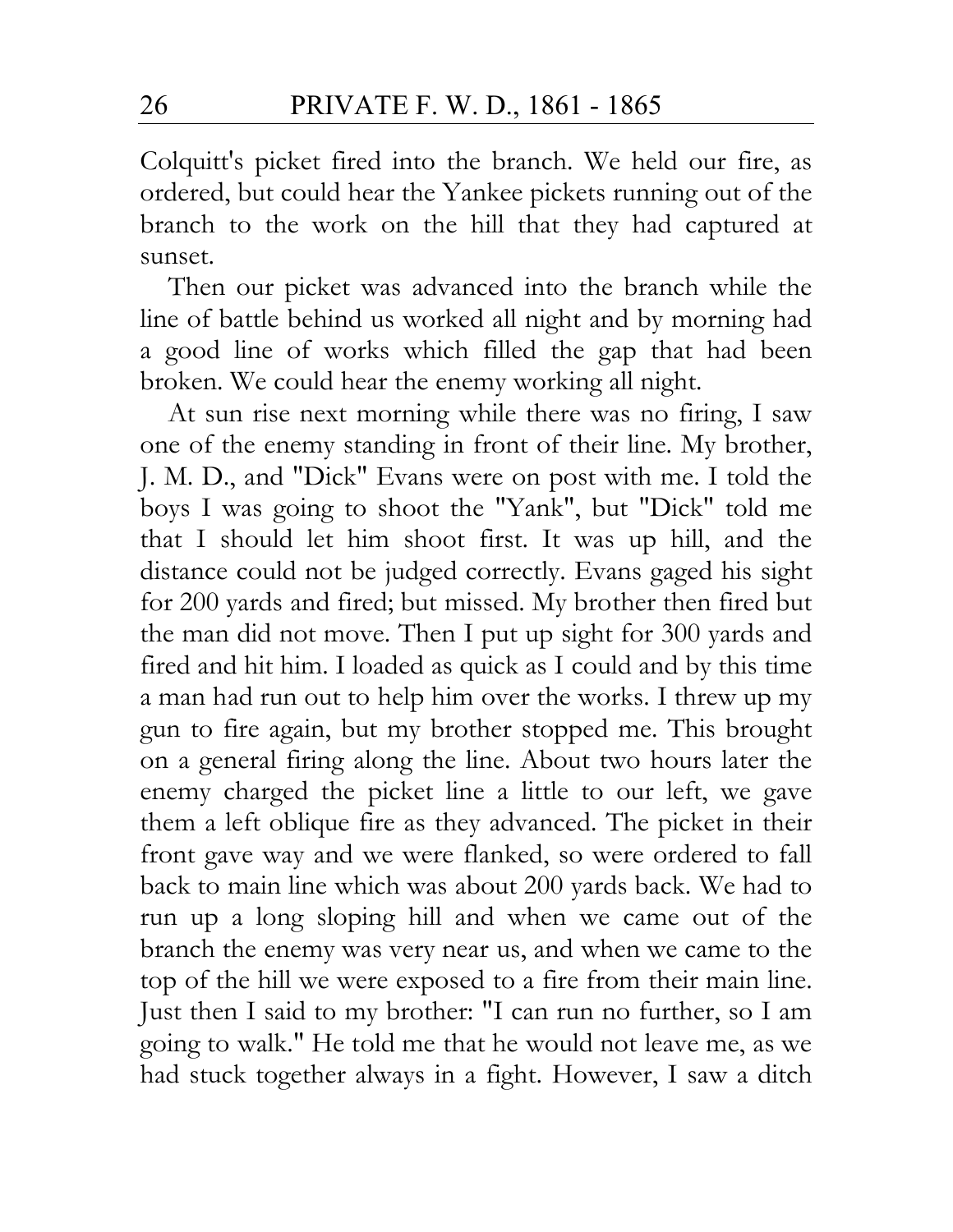Colquitt's picket fired into the branch. We held our fire, as ordered, but could hear the Yankee pickets running out of the branch to the work on the hill that they had captured at sunset.

Then our picket was advanced into the branch while the line of battle behind us worked all night and by morning had a good line of works which filled the gap that had been broken. We could hear the enemy working all night.

At sun rise next morning while there was no firing, I saw one of the enemy standing in front of their line. My brother, J. M. D., and "Dick" Evans were on post with me. I told the boys I was going to shoot the "Yank", but "Dick" told me that I should let him shoot first. It was up hill, and the distance could not be judged correctly. Evans gaged his sight for 200 yards and fired; but missed. My brother then fired but the man did not move. Then I put up sight for 300 yards and fired and hit him. I loaded as quick as I could and by this time a man had run out to help him over the works. I threw up my gun to fire again, but my brother stopped me. This brought on a general firing along the line. About two hours later the enemy charged the picket line a little to our left, we gave them a left oblique fire as they advanced. The picket in their front gave way and we were flanked, so were ordered to fall back to main line which was about 200 yards back. We had to run up a long sloping hill and when we came out of the branch the enemy was very near us, and when we came to the top of the hill we were exposed to a fire from their main line. Just then I said to my brother: "I can run no further, so I am going to walk." He told me that he would not leave me, as we had stuck together always in a fight. However, I saw a ditch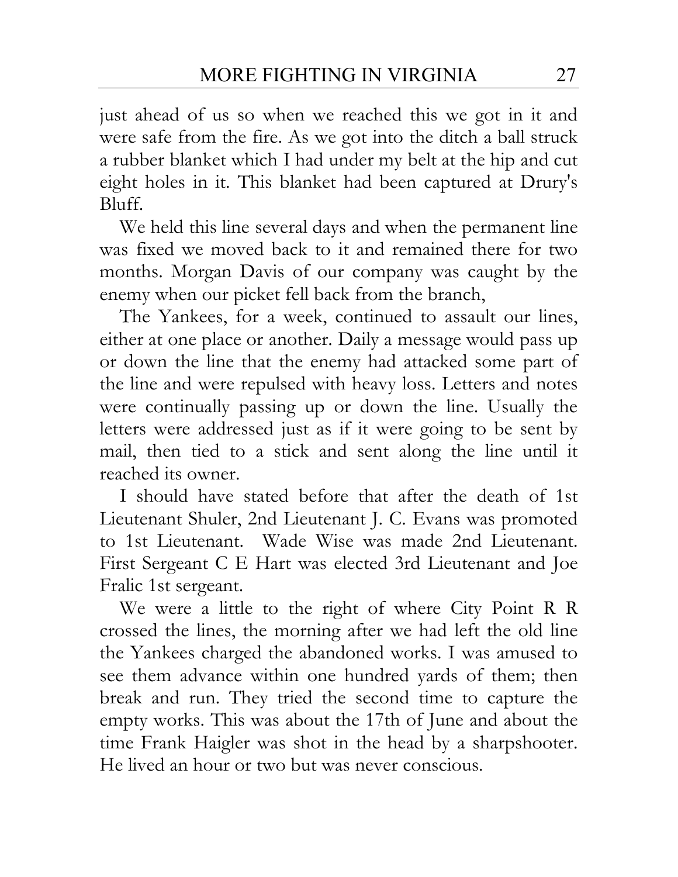just ahead of us so when we reached this we got in it and were safe from the fire. As we got into the ditch a ball struck a rubber blanket which I had under my belt at the hip and cut eight holes in it. This blanket had been captured at Drury's Bluff.

We held this line several days and when the permanent line was fixed we moved back to it and remained there for two months. Morgan Davis of our company was caught by the enemy when our picket fell back from the branch,

The Yankees, for a week, continued to assault our lines, either at one place or another. Daily a message would pass up or down the line that the enemy had attacked some part of the line and were repulsed with heavy loss. Letters and notes were continually passing up or down the line. Usually the letters were addressed just as if it were going to be sent by mail, then tied to a stick and sent along the line until it reached its owner.

I should have stated before that after the death of 1st Lieutenant Shuler, 2nd Lieutenant J. C. Evans was promoted to 1st Lieutenant. Wade Wise was made 2nd Lieutenant. First Sergeant C E Hart was elected 3rd Lieutenant and Joe Fralic 1st sergeant.

We were a little to the right of where City Point R R crossed the lines, the morning after we had left the old line the Yankees charged the abandoned works. I was amused to see them advance within one hundred yards of them; then break and run. They tried the second time to capture the empty works. This was about the 17th of June and about the time Frank Haigler was shot in the head by a sharpshooter. He lived an hour or two but was never conscious.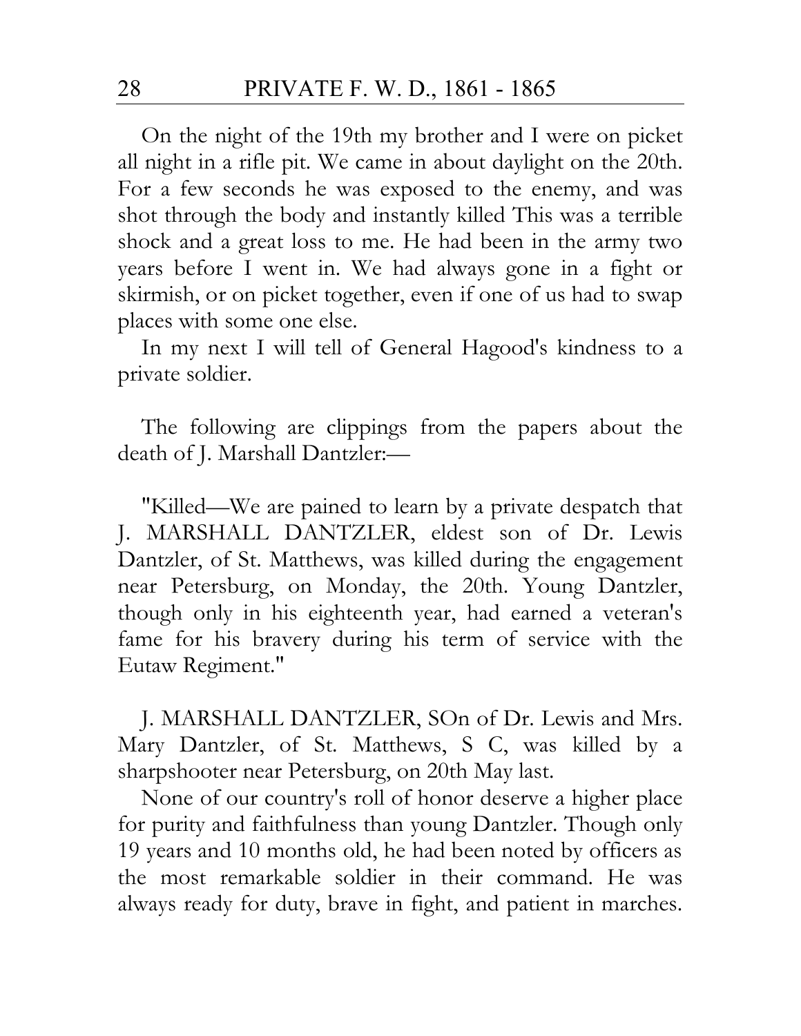On the night of the 19th my brother and I were on picket all night in a rifle pit. We came in about daylight on the 20th. For a few seconds he was exposed to the enemy, and was shot through the body and instantly killed This was a terrible shock and a great loss to me. He had been in the army two years before I went in. We had always gone in a fight or skirmish, or on picket together, even if one of us had to swap places with some one else.

In my next I will tell of General Hagood's kindness to a private soldier.

The following are clippings from the papers about the death of J. Marshall Dantzler:—

"Killed—We are pained to learn by a private despatch that J. MARSHALL DANTZLER, eldest son of Dr. Lewis Dantzler, of St. Matthews, was killed during the engagement near Petersburg, on Monday, the 20th. Young Dantzler, though only in his eighteenth year, had earned a veteran's fame for his bravery during his term of service with the Eutaw Regiment."

J. MARSHALL DANTZLER, SOn of Dr. Lewis and Mrs. Mary Dantzler, of St. Matthews, S C, was killed by a sharpshooter near Petersburg, on 20th May last.

None of our country's roll of honor deserve a higher place for purity and faithfulness than young Dantzler. Though only 19 years and 10 months old, he had been noted by officers as the most remarkable soldier in their command. He was always ready for duty, brave in fight, and patient in marches.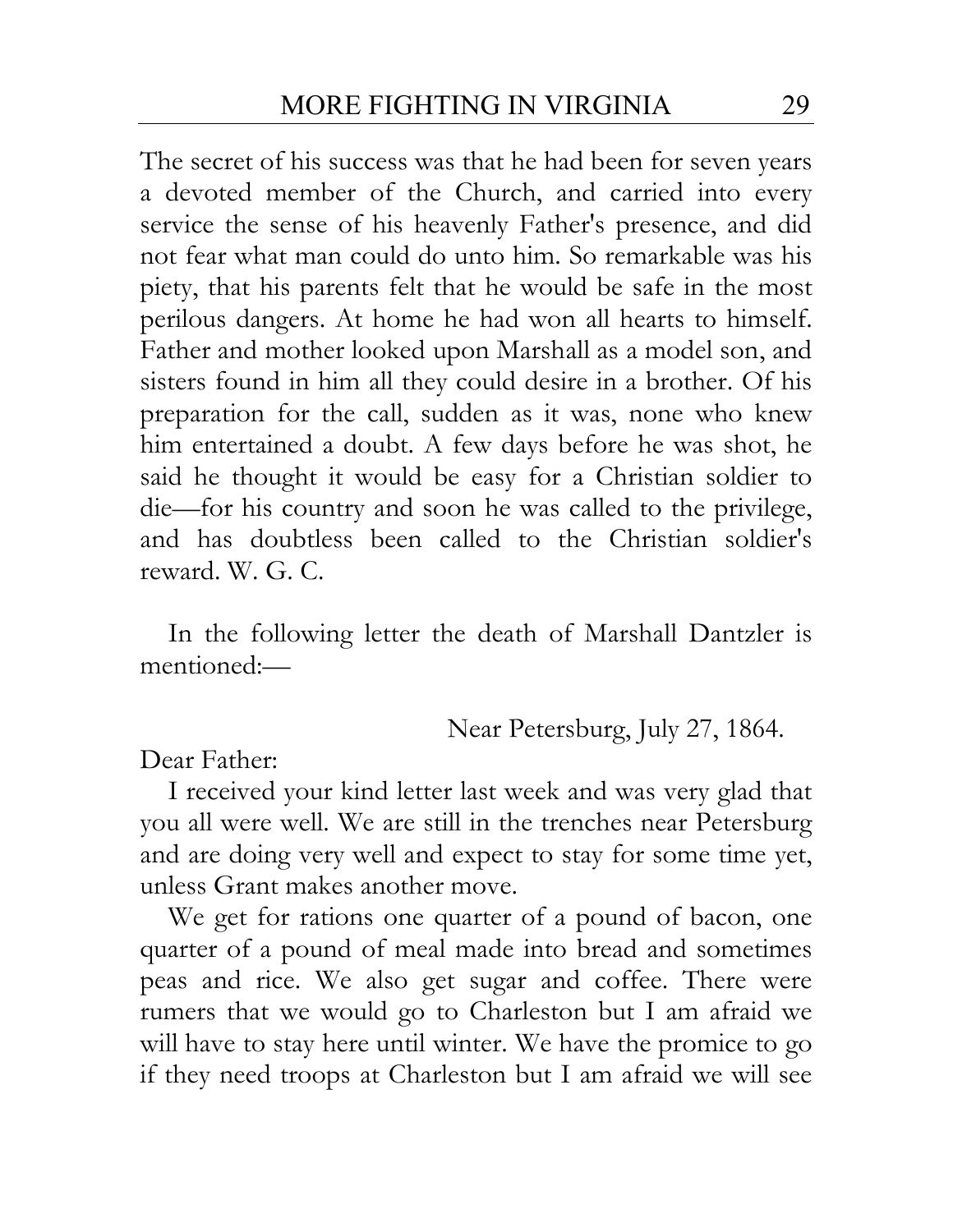The secret of his success was that he had been for seven years a devoted member of the Church, and carried into every service the sense of his heavenly Father's presence, and did not fear what man could do unto him. So remarkable was his piety, that his parents felt that he would be safe in the most perilous dangers. At home he had won all hearts to himself. Father and mother looked upon Marshall as a model son, and sisters found in him all they could desire in a brother. Of his preparation for the call, sudden as it was, none who knew him entertained a doubt. A few days before he was shot, he said he thought it would be easy for a Christian soldier to die—for his country and soon he was called to the privilege, and has doubtless been called to the Christian soldier's reward. W. G. C.

In the following letter the death of Marshall Dantzler is mentioned:—

Near Petersburg, July 27, 1864.

Dear Father:

I received your kind letter last week and was very glad that you all were well. We are still in the trenches near Petersburg and are doing very well and expect to stay for some time yet, unless Grant makes another move.

We get for rations one quarter of a pound of bacon, one quarter of a pound of meal made into bread and sometimes peas and rice. We also get sugar and coffee. There were rumers that we would go to Charleston but I am afraid we will have to stay here until winter. We have the promice to go if they need troops at Charleston but I am afraid we will see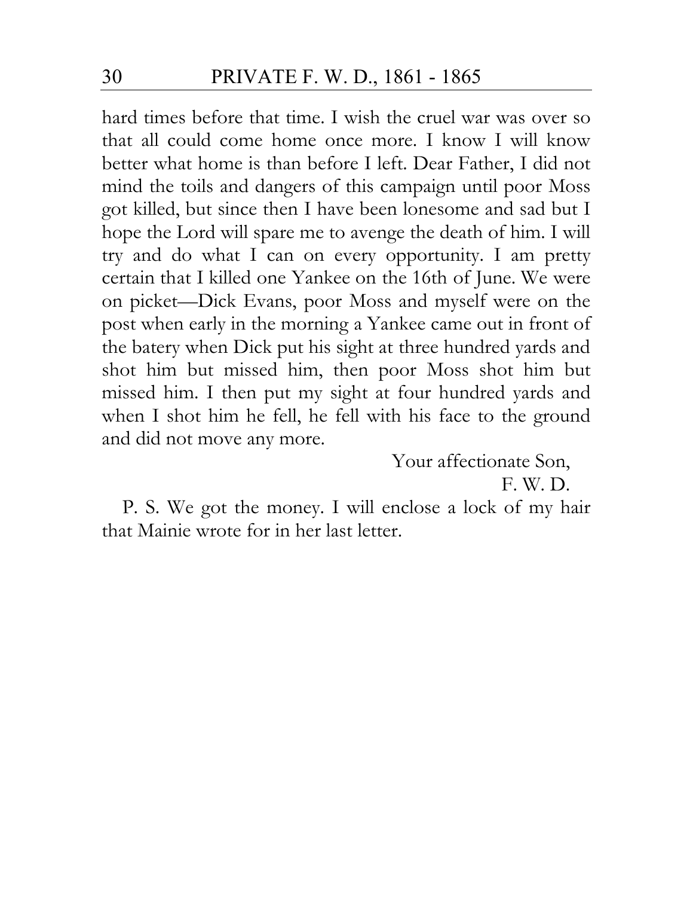hard times before that time. I wish the cruel war was over so that all could come home once more. I know I will know better what home is than before I left. Dear Father, I did not mind the toils and dangers of this campaign until poor Moss got killed, but since then I have been lonesome and sad but I hope the Lord will spare me to avenge the death of him. I will try and do what I can on every opportunity. I am pretty certain that I killed one Yankee on the 16th of June. We were on picket—Dick Evans, poor Moss and myself were on the post when early in the morning a Yankee came out in front of the batery when Dick put his sight at three hundred yards and shot him but missed him, then poor Moss shot him but missed him. I then put my sight at four hundred yards and when I shot him he fell, he fell with his face to the ground and did not move any more.

Your affectionate Son,
F. W. D.

P. S. We got the money. I will enclose a lock of my hair that Mainie wrote for in her last letter.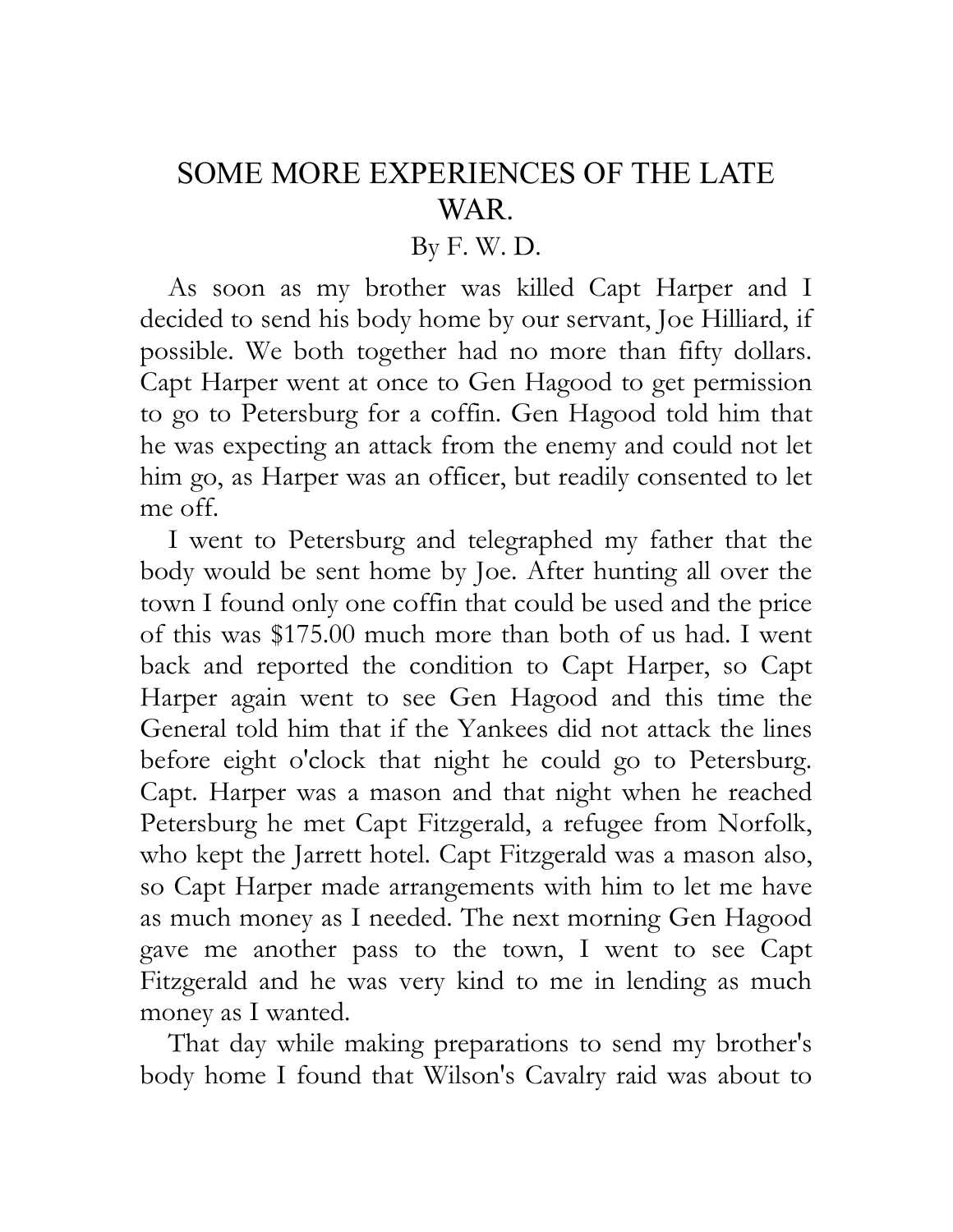# SOME MORE EXPERIENCES OF THE LATE WAR.

By F. W. D.

As soon as my brother was killed Capt Harper and I decided to send his body home by our servant, Joe Hilliard, if possible. We both together had no more than fifty dollars. Capt Harper went at once to Gen Hagood to get permission to go to Petersburg for a coffin. Gen Hagood told him that he was expecting an attack from the enemy and could not let him go, as Harper was an officer, but readily consented to let me off.

I went to Petersburg and telegraphed my father that the body would be sent home by Joe. After hunting all over the town I found only one coffin that could be used and the price of this was $175.00 much more than both of us had. I went back and reported the condition to Capt Harper, so Capt Harper again went to see Gen Hagood and this time the General told him that if the Yankees did not attack the lines before eight o'clock that night he could go to Petersburg. Capt. Harper was a mason and that night when he reached Petersburg he met Capt Fitzgerald, a refugee from Norfolk, who kept the Jarrett hotel. Capt Fitzgerald was a mason also, so Capt Harper made arrangements with him to let me have as much money as I needed. The next morning Gen Hagood gave me another pass to the town, I went to see Capt Fitzgerald and he was very kind to me in lending as much money as I wanted.

That day while making preparations to send my brother's body home I found that Wilson's Cavalry raid was about to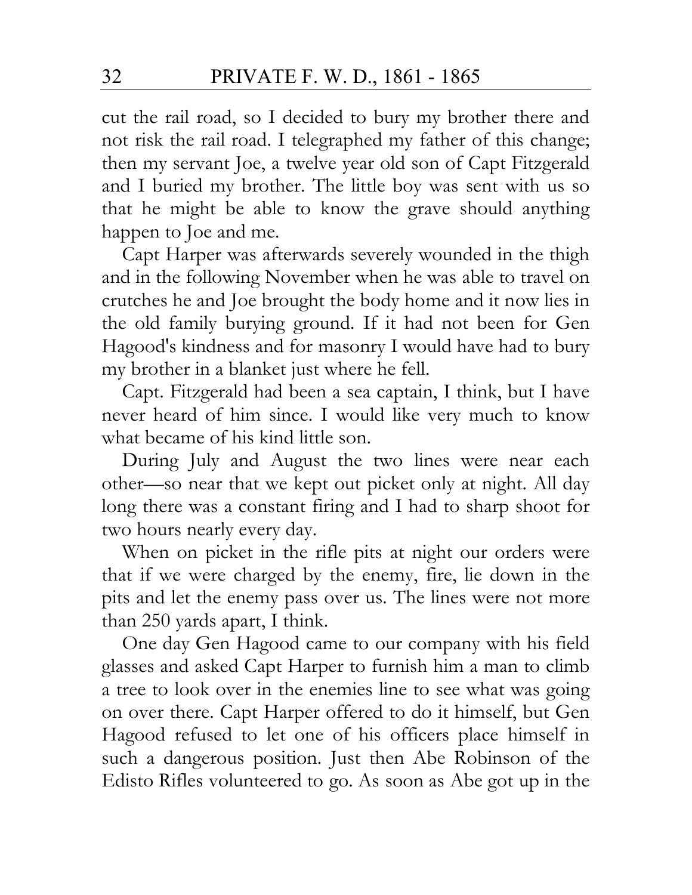cut the rail road, so I decided to bury my brother there and not risk the rail road. I telegraphed my father of this change; then my servant Joe, a twelve year old son of Capt Fitzgerald and I buried my brother. The little boy was sent with us so that he might be able to know the grave should anything happen to Joe and me.

Capt Harper was afterwards severely wounded in the thigh and in the following November when he was able to travel on crutches he and Joe brought the body home and it now lies in the old family burying ground. If it had not been for Gen Hagood's kindness and for masonry I would have had to bury my brother in a blanket just where he fell.

Capt. Fitzgerald had been a sea captain, I think, but I have never heard of him since. I would like very much to know what became of his kind little son.

During July and August the two lines were near each other—so near that we kept out picket only at night. All day long there was a constant firing and I had to sharp shoot for two hours nearly every day.

When on picket in the rifle pits at night our orders were that if we were charged by the enemy, fire, lie down in the pits and let the enemy pass over us. The lines were not more than 250 yards apart, I think.

One day Gen Hagood came to our company with his field glasses and asked Capt Harper to furnish him a man to climb a tree to look over in the enemies line to see what was going on over there. Capt Harper offered to do it himself, but Gen Hagood refused to let one of his officers place himself in such a dangerous position. Just then Abe Robinson of the Edisto Rifles volunteered to go. As soon as Abe got up in the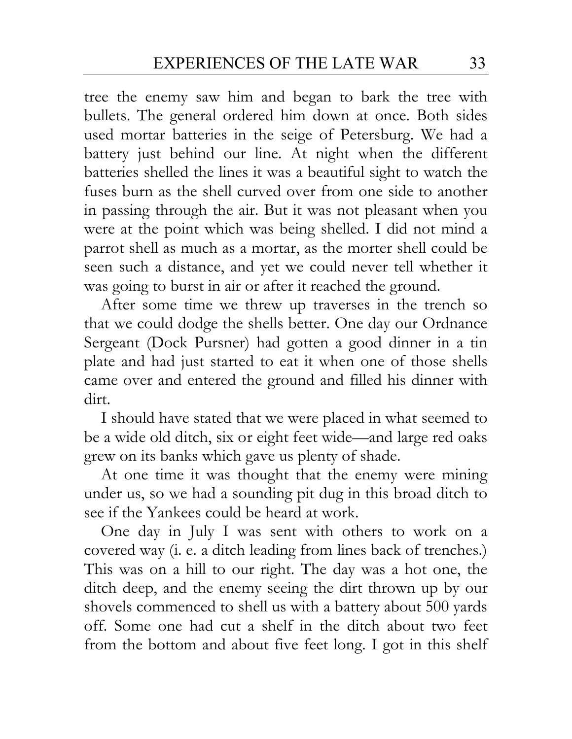tree the enemy saw him and began to bark the tree with bullets. The general ordered him down at once. Both sides used mortar batteries in the seige of Petersburg. We had a battery just behind our line. At night when the different batteries shelled the lines it was a beautiful sight to watch the fuses burn as the shell curved over from one side to another in passing through the air. But it was not pleasant when you were at the point which was being shelled. I did not mind a parrot shell as much as a mortar, as the morter shell could be seen such a distance, and yet we could never tell whether it was going to burst in air or after it reached the ground.

After some time we threw up traverses in the trench so that we could dodge the shells better. One day our Ordnance Sergeant (Dock Pursner) had gotten a good dinner in a tin plate and had just started to eat it when one of those shells came over and entered the ground and filled his dinner with dirt.

I should have stated that we were placed in what seemed to be a wide old ditch, six or eight feet wide—and large red oaks grew on its banks which gave us plenty of shade.

At one time it was thought that the enemy were mining under us, so we had a sounding pit dug in this broad ditch to see if the Yankees could be heard at work.

One day in July I was sent with others to work on a covered way (i. e. a ditch leading from lines back of trenches.) This was on a hill to our right. The day was a hot one, the ditch deep, and the enemy seeing the dirt thrown up by our shovels commenced to shell us with a battery about 500 yards off. Some one had cut a shelf in the ditch about two feet from the bottom and about five feet long. I got in this shelf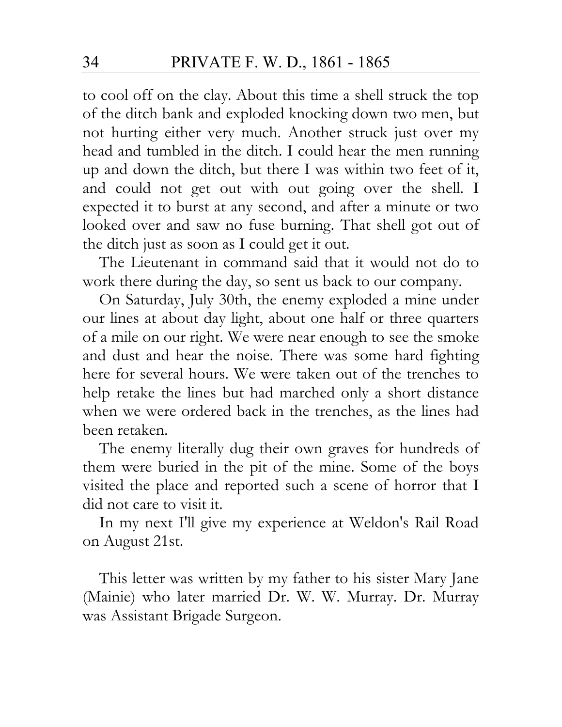to cool off on the clay. About this time a shell struck the top of the ditch bank and exploded knocking down two men, but not hurting either very much. Another struck just over my head and tumbled in the ditch. I could hear the men running up and down the ditch, but there I was within two feet of it, and could not get out with out going over the shell. I expected it to burst at any second, and after a minute or two looked over and saw no fuse burning. That shell got out of the ditch just as soon as I could get it out.

The Lieutenant in command said that it would not do to work there during the day, so sent us back to our company.

On Saturday, July 30th, the enemy exploded a mine under our lines at about day light, about one half or three quarters of a mile on our right. We were near enough to see the smoke and dust and hear the noise. There was some hard fighting here for several hours. We were taken out of the trenches to help retake the lines but had marched only a short distance when we were ordered back in the trenches, as the lines had been retaken.

The enemy literally dug their own graves for hundreds of them were buried in the pit of the mine. Some of the boys visited the place and reported such a scene of horror that I did not care to visit it.

In my next I'll give my experience at Weldon's Rail Road on August 21st.

This letter was written by my father to his sister Mary Jane (Mainie) who later married Dr. W. W. Murray. Dr. Murray was Assistant Brigade Surgeon.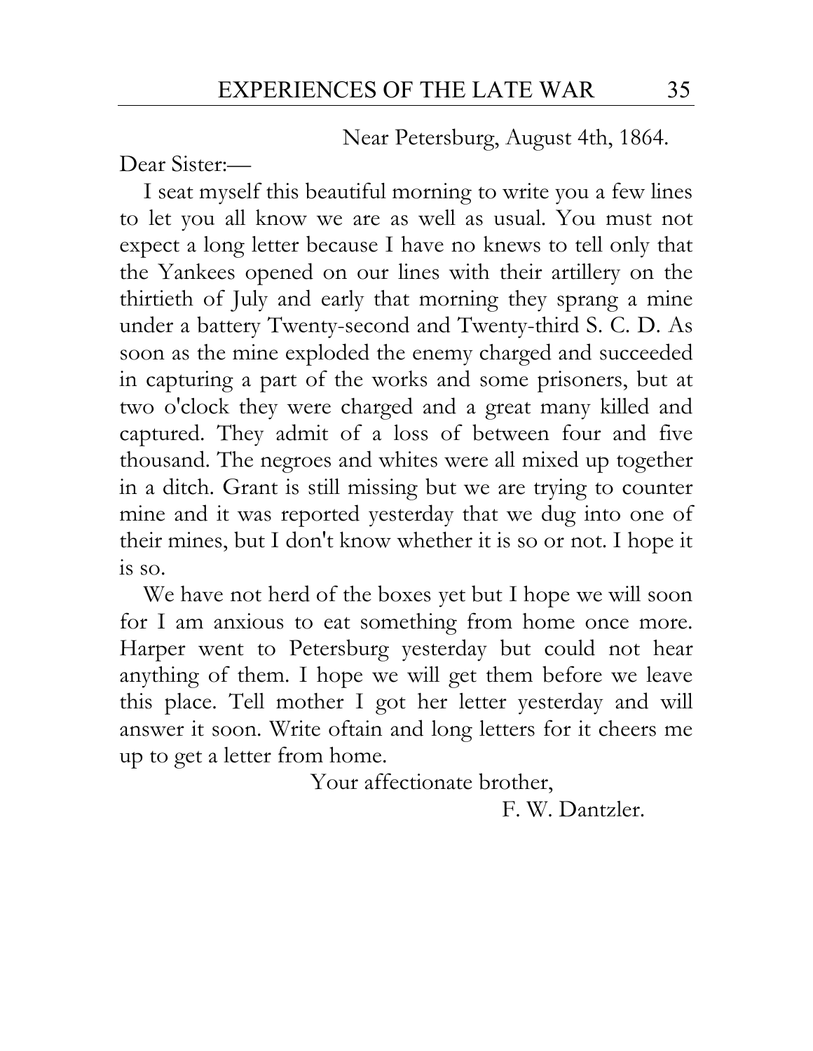Near Petersburg, August 4th, 1864.

Dear Sister:—

I seat myself this beautiful morning to write you a few lines to let you all know we are as well as usual. You must not expect a long letter because I have no knews to tell only that the Yankees opened on our lines with their artillery on the thirtieth of July and early that morning they sprang a mine under a battery Twenty-second and Twenty-third S. C. D. As soon as the mine exploded the enemy charged and succeeded in capturing a part of the works and some prisoners, but at two o'clock they were charged and a great many killed and captured. They admit of a loss of between four and five thousand. The negroes and whites were all mixed up together in a ditch. Grant is still missing but we are trying to counter mine and it was reported yesterday that we dug into one of their mines, but I don't know whether it is so or not. I hope it is so.

We have not herd of the boxes yet but I hope we will soon for I am anxious to eat something from home once more. Harper went to Petersburg yesterday but could not hear anything of them. I hope we will get them before we leave this place. Tell mother I got her letter yesterday and will answer it soon. Write oftain and long letters for it cheers me up to get a letter from home.

Your affectionate brother,

F. W. Dantzler.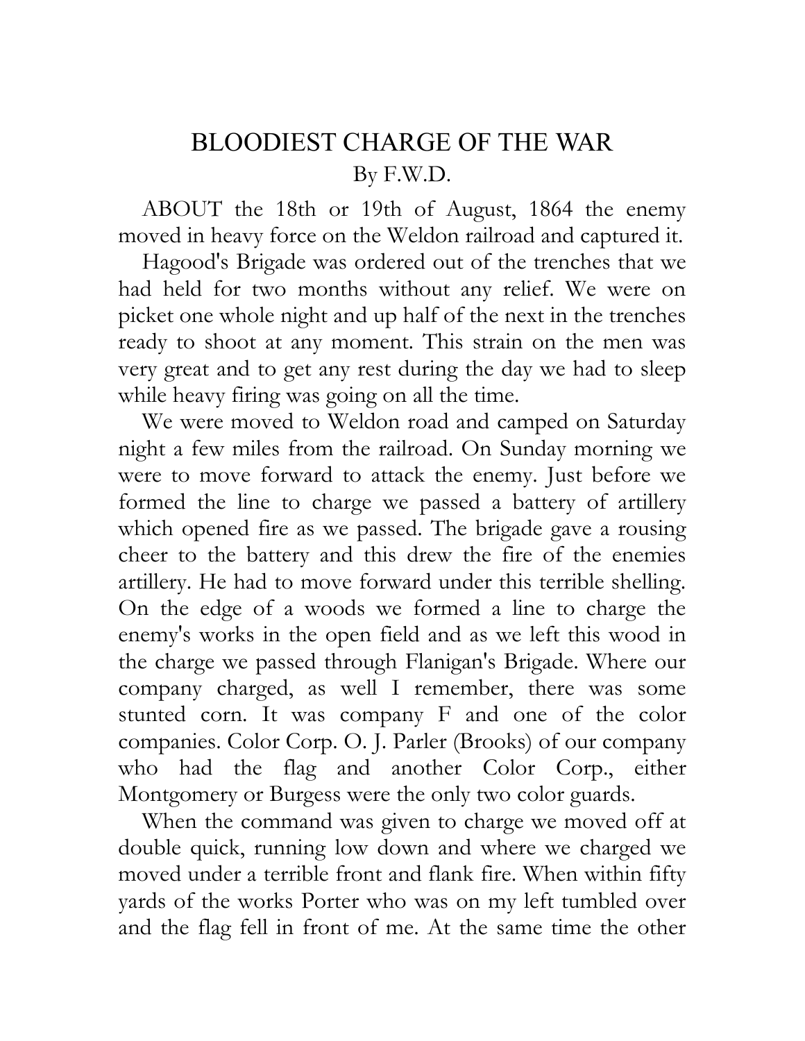# BLOODIEST CHARGE OF THE WAR

By F.W.D.

ABOUT the 18th or 19th of August, 1864 the enemy moved in heavy force on the Weldon railroad and captured it.

Hagood's Brigade was ordered out of the trenches that we had held for two months without any relief. We were on picket one whole night and up half of the next in the trenches ready to shoot at any moment. This strain on the men was very great and to get any rest during the day we had to sleep while heavy firing was going on all the time.

We were moved to Weldon road and camped on Saturday night a few miles from the railroad. On Sunday morning we were to move forward to attack the enemy. Just before we formed the line to charge we passed a battery of artillery which opened fire as we passed. The brigade gave a rousing cheer to the battery and this drew the fire of the enemies artillery. He had to move forward under this terrible shelling. On the edge of a woods we formed a line to charge the enemy's works in the open field and as we left this wood in the charge we passed through Flanigan's Brigade. Where our company charged, as well I remember, there was some stunted corn. It was company F and one of the color companies. Color Corp. O. J. Parler (Brooks) of our company who had the flag and another Color Corp., either Montgomery or Burgess were the only two color guards.

When the command was given to charge we moved off at double quick, running low down and where we charged we moved under a terrible front and flank fire. When within fifty yards of the works Porter who was on my left tumbled over and the flag fell in front of me. At the same time the other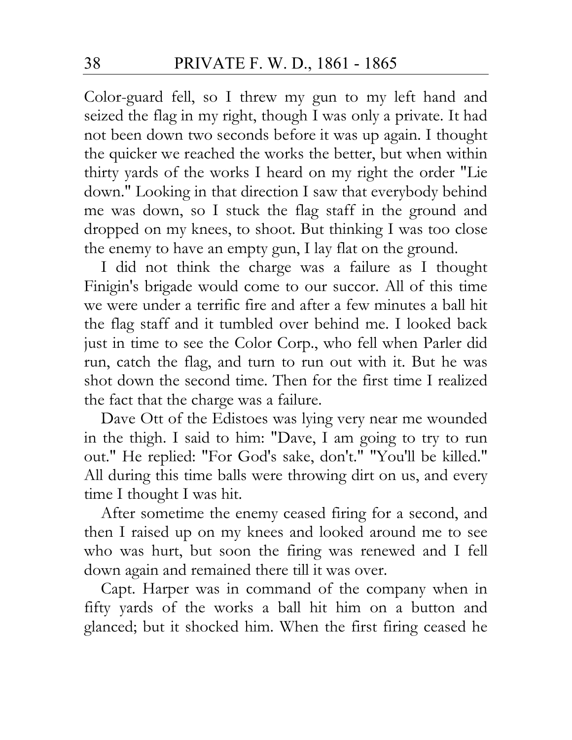Color-guard fell, so I threw my gun to my left hand and seized the flag in my right, though I was only a private. It had not been down two seconds before it was up again. I thought the quicker we reached the works the better, but when within thirty yards of the works I heard on my right the order "Lie down." Looking in that direction I saw that everybody behind me was down, so I stuck the flag staff in the ground and dropped on my knees, to shoot. But thinking I was too close the enemy to have an empty gun, I lay flat on the ground.

I did not think the charge was a failure as I thought Finigin's brigade would come to our succor. All of this time we were under a terrific fire and after a few minutes a ball hit the flag staff and it tumbled over behind me. I looked back just in time to see the Color Corp., who fell when Parler did run, catch the flag, and turn to run out with it. But he was shot down the second time. Then for the first time I realized the fact that the charge was a failure.

Dave Ott of the Edistoes was lying very near me wounded in the thigh. I said to him: "Dave, I am going to try to run out." He replied: "For God's sake, don't." "You'll be killed." All during this time balls were throwing dirt on us, and every time I thought I was hit.

After sometime the enemy ceased firing for a second, and then I raised up on my knees and looked around me to see who was hurt, but soon the firing was renewed and I fell down again and remained there till it was over.

Capt. Harper was in command of the company when in fifty yards of the works a ball hit him on a button and glanced; but it shocked him. When the first firing ceased he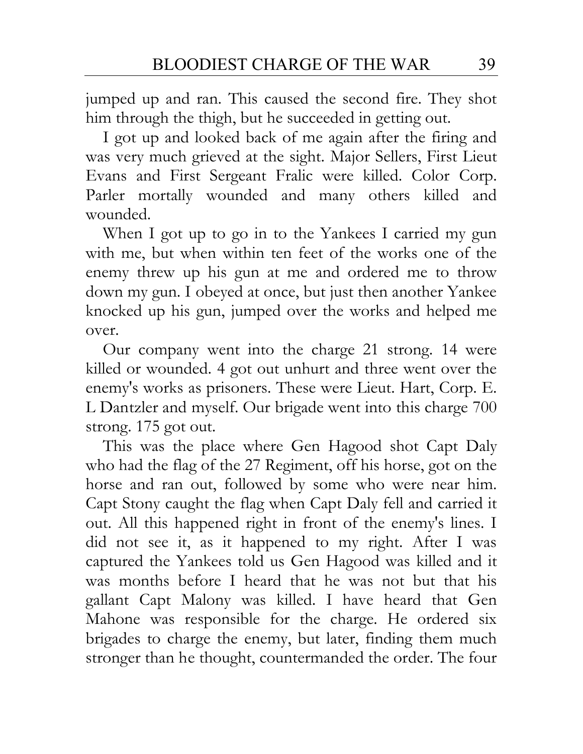jumped up and ran. This caused the second fire. They shot him through the thigh, but he succeeded in getting out.

I got up and looked back of me again after the firing and was very much grieved at the sight. Major Sellers, First Lieut Evans and First Sergeant Fralic were killed. Color Corp. Parler mortally wounded and many others killed and wounded.

When I got up to go in to the Yankees I carried my gun with me, but when within ten feet of the works one of the enemy threw up his gun at me and ordered me to throw down my gun. I obeyed at once, but just then another Yankee knocked up his gun, jumped over the works and helped me over.

Our company went into the charge 21 strong. 14 were killed or wounded. 4 got out unhurt and three went over the enemy's works as prisoners. These were Lieut. Hart, Corp. E. L Dantzler and myself. Our brigade went into this charge 700 strong. 175 got out.

This was the place where Gen Hagood shot Capt Daly who had the flag of the 27 Regiment, off his horse, got on the horse and ran out, followed by some who were near him. Capt Stony caught the flag when Capt Daly fell and carried it out. All this happened right in front of the enemy's lines. I did not see it, as it happened to my right. After I was captured the Yankees told us Gen Hagood was killed and it was months before I heard that he was not but that his gallant Capt Malony was killed. I have heard that Gen Mahone was responsible for the charge. He ordered six brigades to charge the enemy, but later, finding them much stronger than he thought, countermanded the order. The four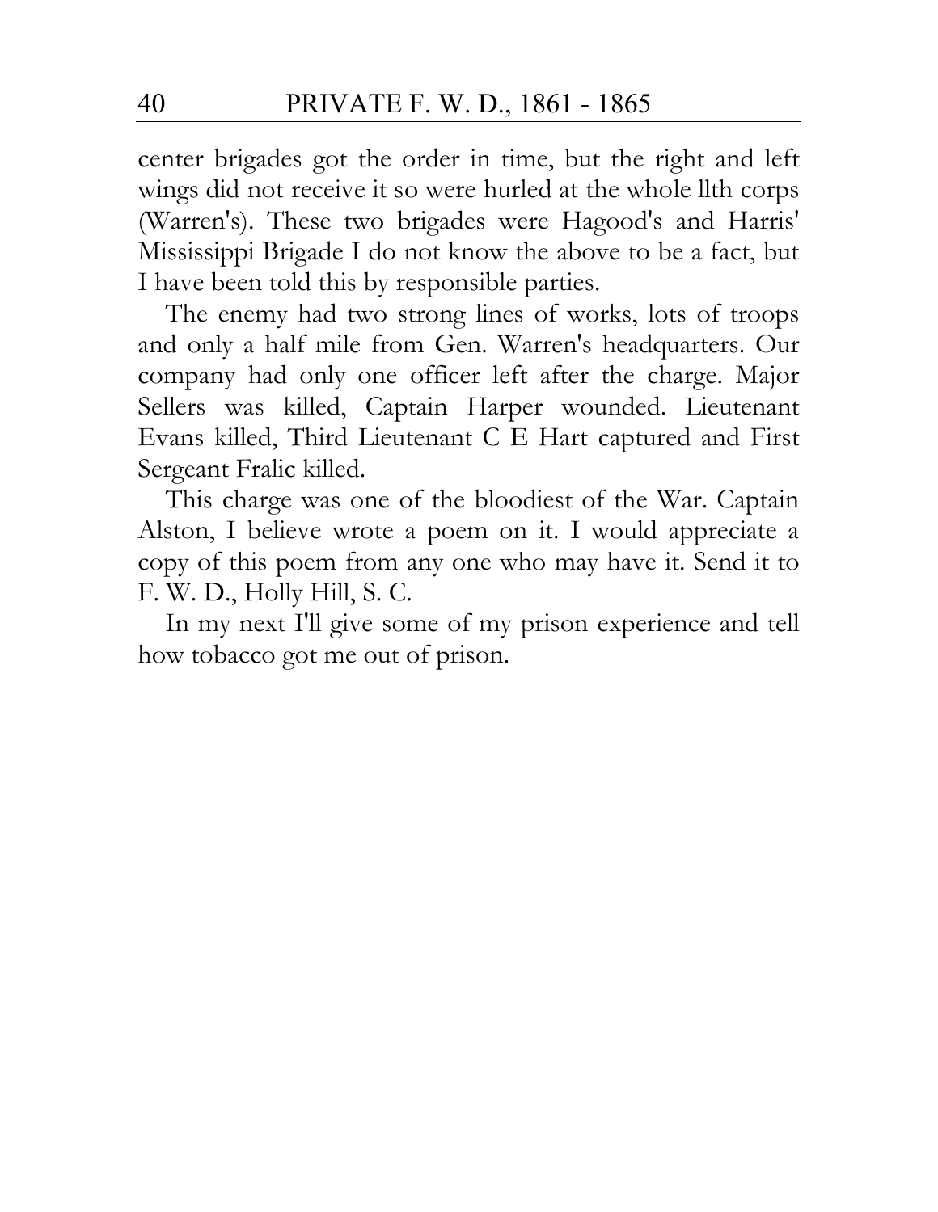center brigades got the order in time, but the right and left wings did not receive it so were hurled at the whole llth corps (Warren's). These two brigades were Hagood's and Harris' Mississippi Brigade I do not know the above to be a fact, but I have been told this by responsible parties.

The enemy had two strong lines of works, lots of troops and only a half mile from Gen. Warren's headquarters. Our company had only one officer left after the charge. Major Sellers was killed, Captain Harper wounded. Lieutenant Evans killed, Third Lieutenant C E Hart captured and First Sergeant Fralic killed.

This charge was one of the bloodiest of the War. Captain Alston, I believe wrote a poem on it. I would appreciate a copy of this poem from any one who may have it. Send it to F. W. D., Holly Hill, S. C.

In my next I'll give some of my prison experience and tell how tobacco got me out of prison.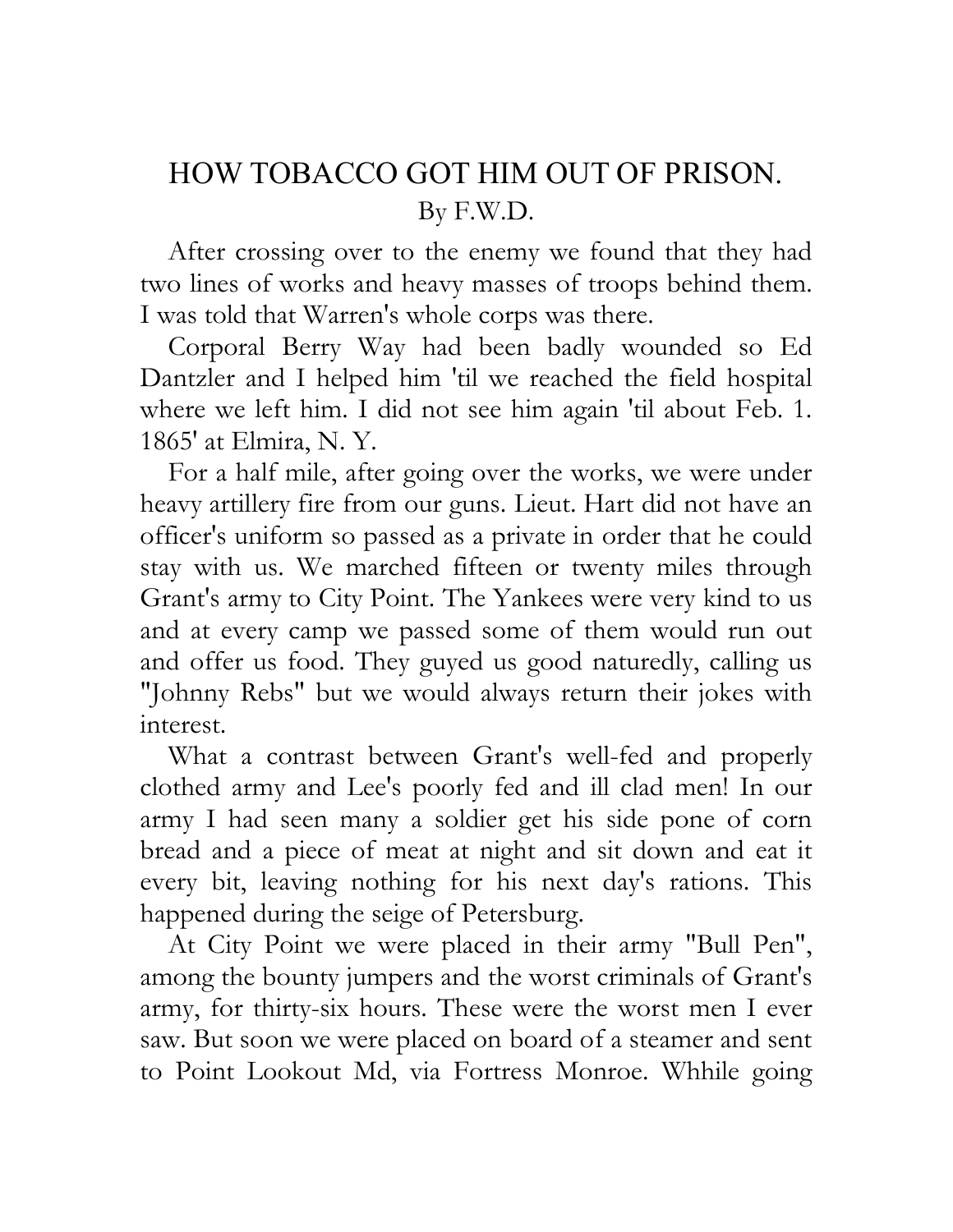# HOW TOBACCO GOT HIM OUT OF PRISON.

By F.W.D.

After crossing over to the enemy we found that they had two lines of works and heavy masses of troops behind them. I was told that Warren's whole corps was there.

Corporal Berry Way had been badly wounded so Ed Dantzler and I helped him 'til we reached the field hospital where we left him. I did not see him again 'til about Feb. 1. 1865' at Elmira, N. Y.

For a half mile, after going over the works, we were under heavy artillery fire from our guns. Lieut. Hart did not have an officer's uniform so passed as a private in order that he could stay with us. We marched fifteen or twenty miles through Grant's army to City Point. The Yankees were very kind to us and at every camp we passed some of them would run out and offer us food. They guyed us good naturedly, calling us "Johnny Rebs" but we would always return their jokes with interest.

What a contrast between Grant's well-fed and properly clothed army and Lee's poorly fed and ill clad men! In our army I had seen many a soldier get his side pone of corn bread and a piece of meat at night and sit down and eat it every bit, leaving nothing for his next day's rations. This happened during the seige of Petersburg.

At City Point we were placed in their army "Bull Pen", among the bounty jumpers and the worst criminals of Grant's army, for thirty-six hours. These were the worst men I ever saw. But soon we were placed on board of a steamer and sent to Point Lookout Md, via Fortress Monroe. Whhile going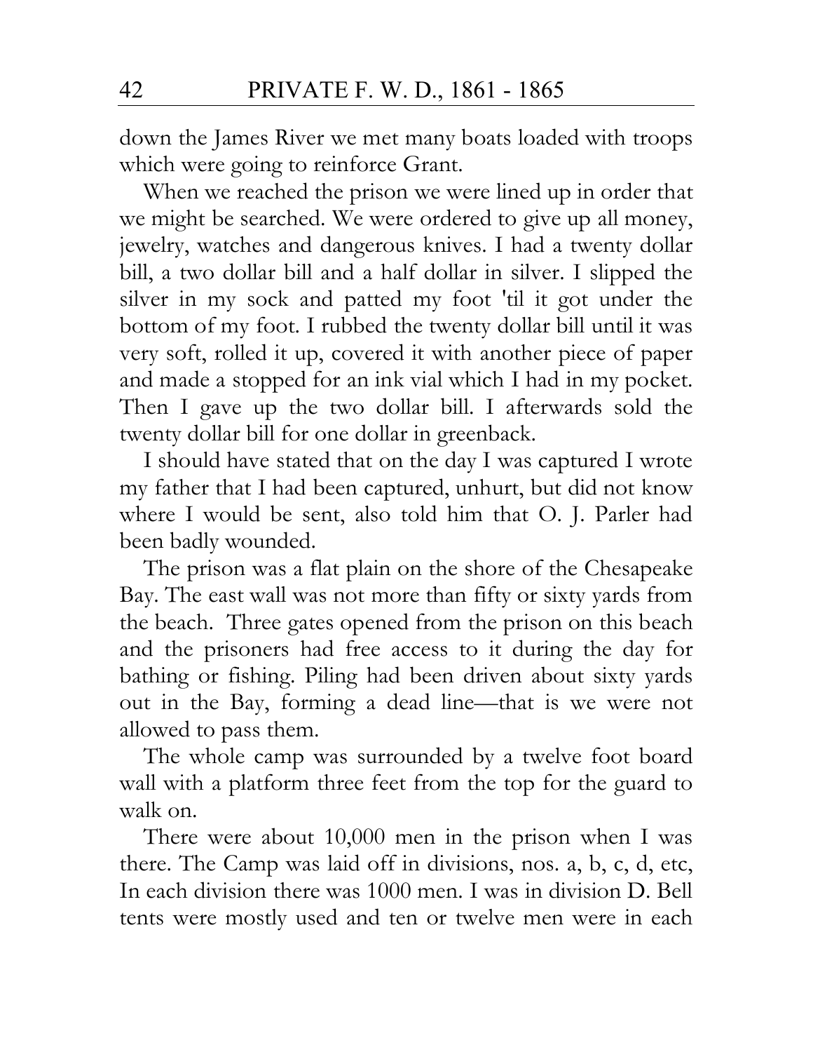down the James River we met many boats loaded with troops which were going to reinforce Grant.

When we reached the prison we were lined up in order that we might be searched. We were ordered to give up all money, jewelry, watches and dangerous knives. I had a twenty dollar bill, a two dollar bill and a half dollar in silver. I slipped the silver in my sock and patted my foot 'til it got under the bottom of my foot. I rubbed the twenty dollar bill until it was very soft, rolled it up, covered it with another piece of paper and made a stopped for an ink vial which I had in my pocket. Then I gave up the two dollar bill. I afterwards sold the twenty dollar bill for one dollar in greenback.

I should have stated that on the day I was captured I wrote my father that I had been captured, unhurt, but did not know where I would be sent, also told him that O. J. Parler had been badly wounded.

The prison was a flat plain on the shore of the Chesapeake Bay. The east wall was not more than fifty or sixty yards from the beach. Three gates opened from the prison on this beach and the prisoners had free access to it during the day for bathing or fishing. Piling had been driven about sixty yards out in the Bay, forming a dead line—that is we were not allowed to pass them.

The whole camp was surrounded by a twelve foot board wall with a platform three feet from the top for the guard to walk on.

There were about 10,000 men in the prison when I was there. The Camp was laid off in divisions, nos. a, b, c, d, etc, In each division there was 1000 men. I was in division D. Bell tents were mostly used and ten or twelve men were in each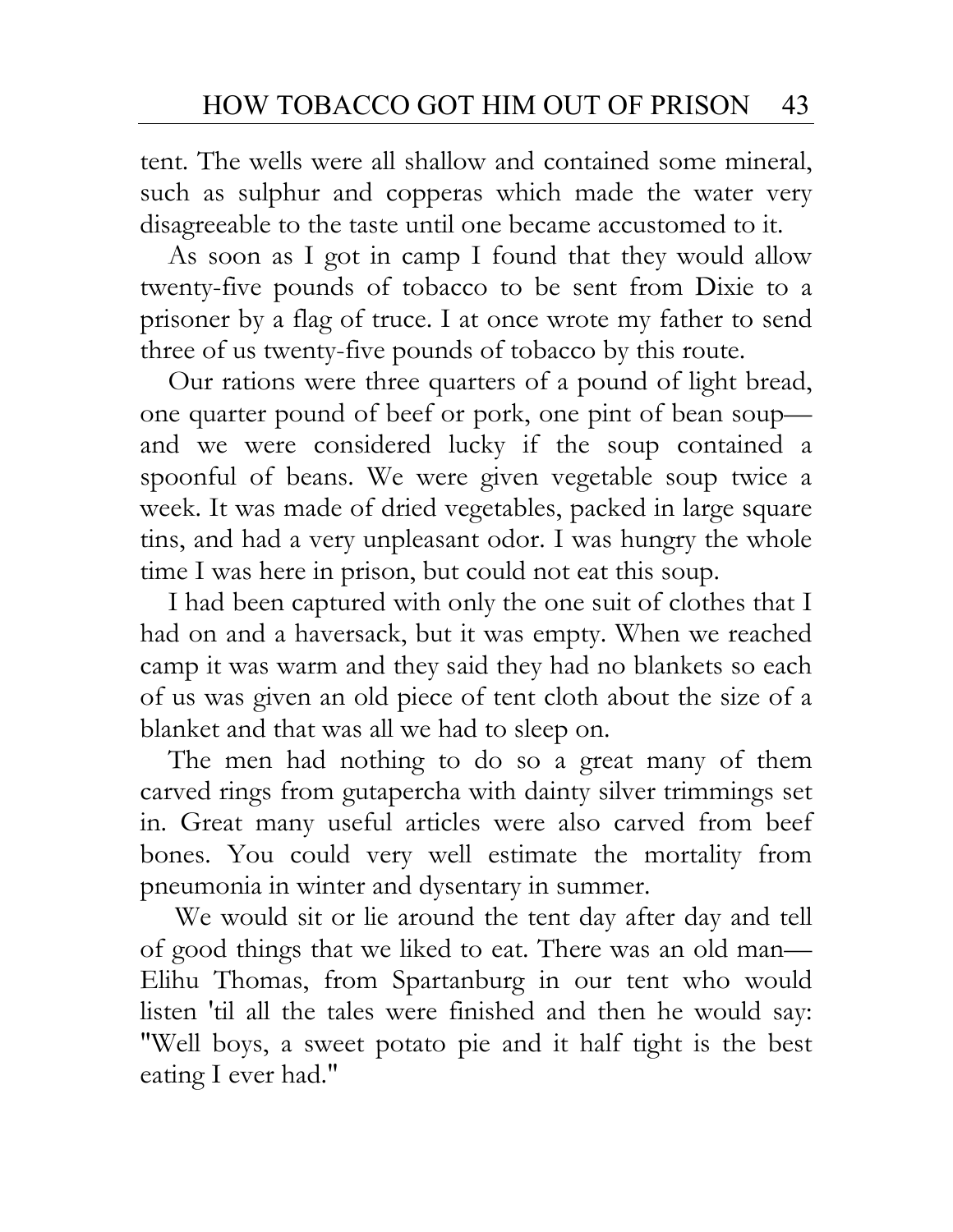tent. The wells were all shallow and contained some mineral, such as sulphur and copperas which made the water very disagreeable to the taste until one became accustomed to it.

As soon as I got in camp I found that they would allow twenty-five pounds of tobacco to be sent from Dixie to a prisoner by a flag of truce. I at once wrote my father to send three of us twenty-five pounds of tobacco by this route.

Our rations were three quarters of a pound of light bread, one quarter pound of beef or pork, one pint of bean soup—and we were considered lucky if the soup contained a spoonful of beans. We were given vegetable soup twice a week. It was made of dried vegetables, packed in large square tins, and had a very unpleasant odor. I was hungry the whole time I was here in prison, but could not eat this soup.

I had been captured with only the one suit of clothes that I had on and a haversack, but it was empty. When we reached camp it was warm and they said they had no blankets so each of us was given an old piece of tent cloth about the size of a blanket and that was all we had to sleep on.

The men had nothing to do so a great many of them carved rings from gutapercha with dainty silver trimmings set in. Great many useful articles were also carved from beef bones. You could very well estimate the mortality from pneumonia in winter and dysentary in summer.

We would sit or lie around the tent day after day and tell of good things that we liked to eat. There was an old man—Elihu Thomas, from Spartanburg in our tent who would listen 'til all the tales were finished and then he would say: "Well boys, a sweet potato pie and it half tight is the best eating I ever had."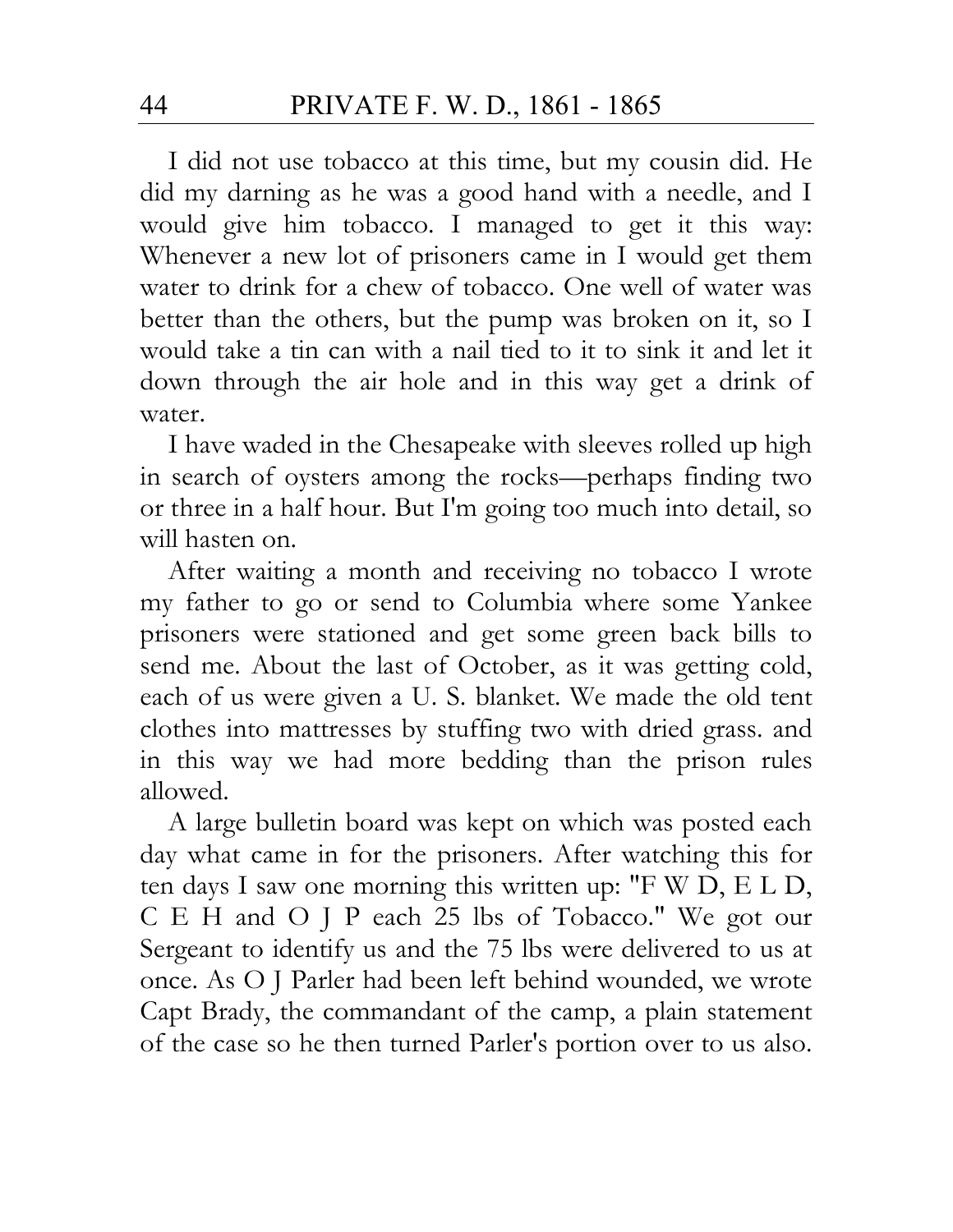I did not use tobacco at this time, but my cousin did. He did my darning as he was a good hand with a needle, and I would give him tobacco. I managed to get it this way: Whenever a new lot of prisoners came in I would get them water to drink for a chew of tobacco. One well of water was better than the others, but the pump was broken on it, so I would take a tin can with a nail tied to it to sink it and let it down through the air hole and in this way get a drink of water.

I have waded in the Chesapeake with sleeves rolled up high in search of oysters among the rocks—perhaps finding two or three in a half hour. But I'm going too much into detail, so will hasten on.

After waiting a month and receiving no tobacco I wrote my father to go or send to Columbia where some Yankee prisoners were stationed and get some green back bills to send me. About the last of October, as it was getting cold, each of us were given a U. S. blanket. We made the old tent clothes into mattresses by stuffing two with dried grass. and in this way we had more bedding than the prison rules allowed.

A large bulletin board was kept on which was posted each day what came in for the prisoners. After watching this for ten days I saw one morning this written up: "F W D, E L D, C E H and O J P each 25 lbs of Tobacco." We got our Sergeant to identify us and the 75 lbs were delivered to us at once. As O J Parler had been left behind wounded, we wrote Capt Brady, the commandant of the camp, a plain statement of the case so he then turned Parler's portion over to us also.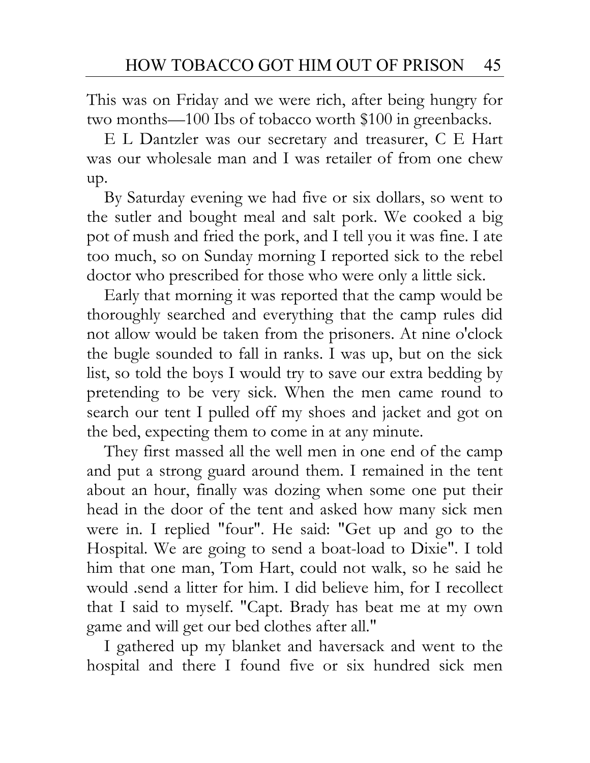This was on Friday and we were rich, after being hungry for two months—100 Ibs of tobacco worth $100 in greenbacks.

E L Dantzler was our secretary and treasurer, C E Hart was our wholesale man and I was retailer of from one chew up.

By Saturday evening we had five or six dollars, so went to the sutler and bought meal and salt pork. We cooked a big pot of mush and fried the pork, and I tell you it was fine. I ate too much, so on Sunday morning I reported sick to the rebel doctor who prescribed for those who were only a little sick.

Early that morning it was reported that the camp would be thoroughly searched and everything that the camp rules did not allow would be taken from the prisoners. At nine o'clock the bugle sounded to fall in ranks. I was up, but on the sick list, so told the boys I would try to save our extra bedding by pretending to be very sick. When the men came round to search our tent I pulled off my shoes and jacket and got on the bed, expecting them to come in at any minute.

They first massed all the well men in one end of the camp and put a strong guard around them. I remained in the tent about an hour, finally was dozing when some one put their head in the door of the tent and asked how many sick men were in. I replied "four". He said: "Get up and go to the Hospital. We are going to send a boat-load to Dixie". I told him that one man, Tom Hart, could not walk, so he said he would .send a litter for him. I did believe him, for I recollect that I said to myself. "Capt. Brady has beat me at my own game and will get our bed clothes after all."

I gathered up my blanket and haversack and went to the hospital and there I found five or six hundred sick men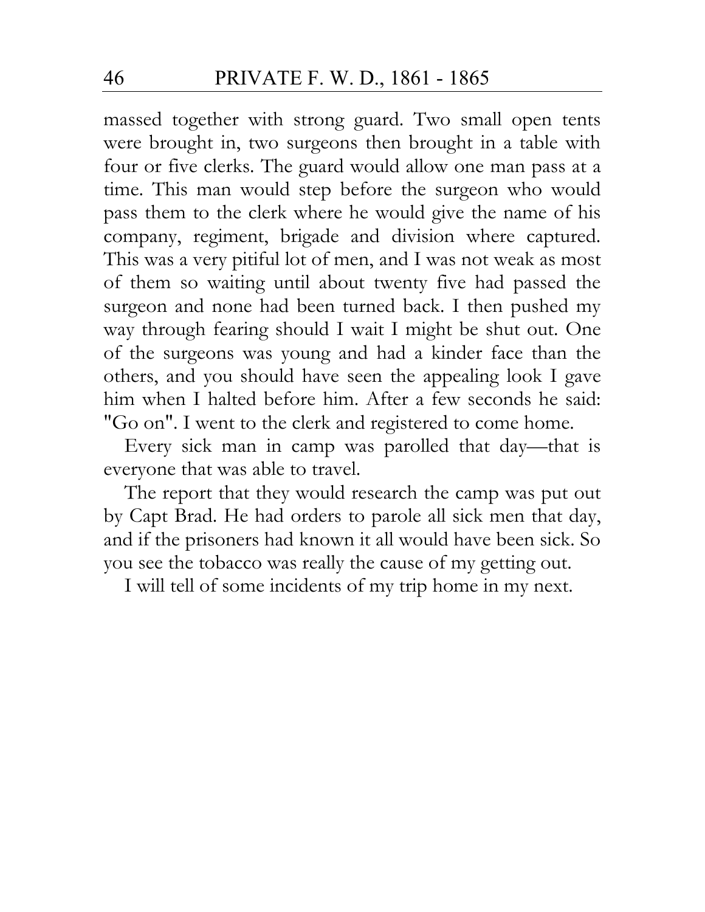massed together with strong guard. Two small open tents were brought in, two surgeons then brought in a table with four or five clerks. The guard would allow one man pass at a time. This man would step before the surgeon who would pass them to the clerk where he would give the name of his company, regiment, brigade and division where captured. This was a very pitiful lot of men, and I was not weak as most of them so waiting until about twenty five had passed the surgeon and none had been turned back. I then pushed my way through fearing should I wait I might be shut out. One of the surgeons was young and had a kinder face than the others, and you should have seen the appealing look I gave him when I halted before him. After a few seconds he said: "Go on". I went to the clerk and registered to come home.

Every sick man in camp was parolled that day—that is everyone that was able to travel.

The report that they would research the camp was put out by Capt Brad. He had orders to parole all sick men that day, and if the prisoners had known it all would have been sick. So you see the tobacco was really the cause of my getting out.

I will tell of some incidents of my trip home in my next.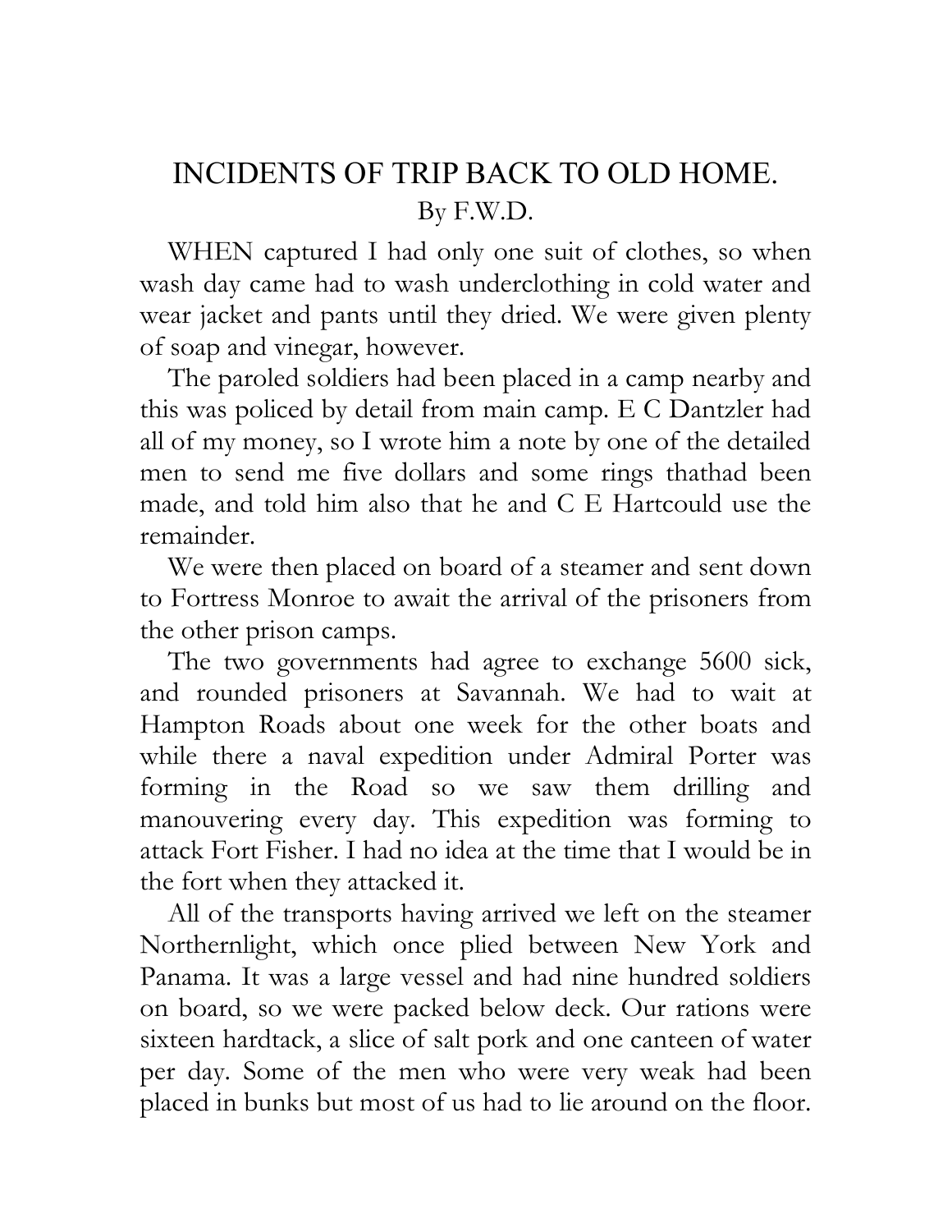# INCIDENTS OF TRIP BACK TO OLD HOME.

By F.W.D.

WHEN captured I had only one suit of clothes, so when wash day came had to wash underclothing in cold water and wear jacket and pants until they dried. We were given plenty of soap and vinegar, however.

The paroled soldiers had been placed in a camp nearby and this was policed by detail from main camp. E C Dantzler had all of my money, so I wrote him a note by one of the detailed men to send me five dollars and some rings thathad been made, and told him also that he and C E Hartcould use the remainder.

We were then placed on board of a steamer and sent down to Fortress Monroe to await the arrival of the prisoners from the other prison camps.

The two governments had agree to exchange 5600 sick, and rounded prisoners at Savannah. We had to wait at Hampton Roads about one week for the other boats and while there a naval expedition under Admiral Porter was forming in the Road so we saw them drilling and manouvering every day. This expedition was forming to attack Fort Fisher. I had no idea at the time that I would be in the fort when they attacked it.

All of the transports having arrived we left on the steamer Northernlight, which once plied between New York and Panama. It was a large vessel and had nine hundred soldiers on board, so we were packed below deck. Our rations were sixteen hardtack, a slice of salt pork and one canteen of water per day. Some of the men who were very weak had been placed in bunks but most of us had to lie around on the floor.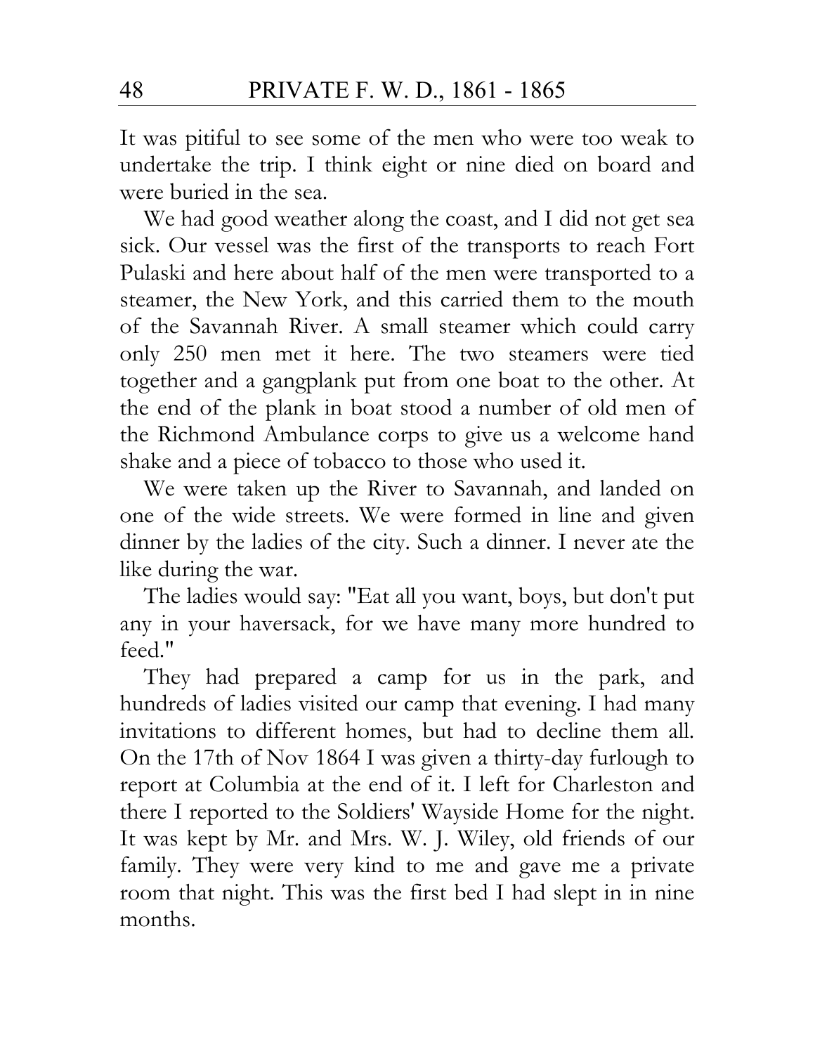It was pitiful to see some of the men who were too weak to undertake the trip. I think eight or nine died on board and were buried in the sea.

We had good weather along the coast, and I did not get sea sick. Our vessel was the first of the transports to reach Fort Pulaski and here about half of the men were transported to a steamer, the New York, and this carried them to the mouth of the Savannah River. A small steamer which could carry only 250 men met it here. The two steamers were tied together and a gangplank put from one boat to the other. At the end of the plank in boat stood a number of old men of the Richmond Ambulance corps to give us a welcome hand shake and a piece of tobacco to those who used it.

We were taken up the River to Savannah, and landed on one of the wide streets. We were formed in line and given dinner by the ladies of the city. Such a dinner. I never ate the like during the war.

The ladies would say: "Eat all you want, boys, but don't put any in your haversack, for we have many more hundred to feed."

They had prepared a camp for us in the park, and hundreds of ladies visited our camp that evening. I had many invitations to different homes, but had to decline them all. On the 17th of Nov 1864 I was given a thirty-day furlough to report at Columbia at the end of it. I left for Charleston and there I reported to the Soldiers' Wayside Home for the night. It was kept by Mr. and Mrs. W. J. Wiley, old friends of our family. They were very kind to me and gave me a private room that night. This was the first bed I had slept in in nine months.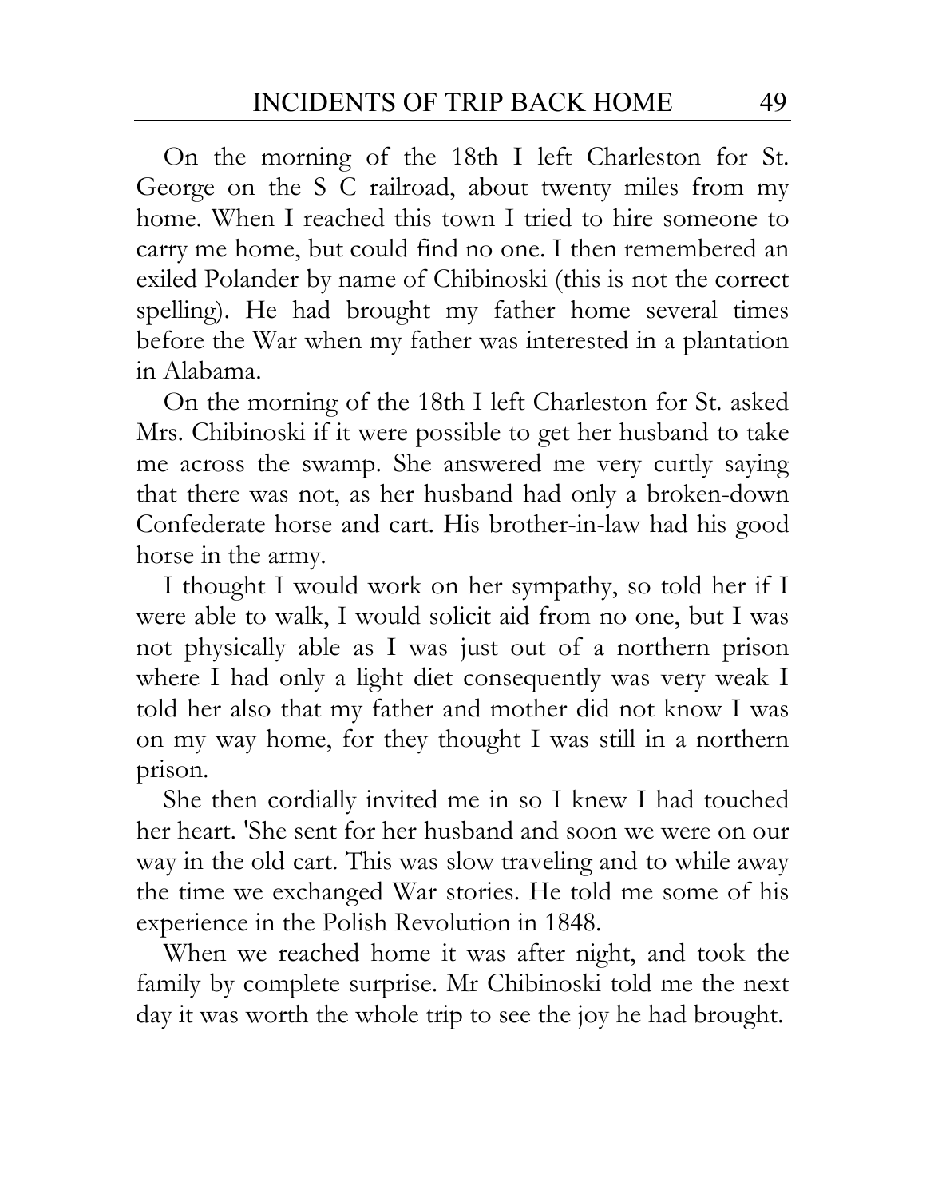On the morning of the 18th I left Charleston for St. George on the S C railroad, about twenty miles from my home. When I reached this town I tried to hire someone to carry me home, but could find no one. I then remembered an exiled Polander by name of Chibinoski (this is not the correct spelling). He had brought my father home several times before the War when my father was interested in a plantation in Alabama.

On the morning of the 18th I left Charleston for St. asked Mrs. Chibinoski if it were possible to get her husband to take me across the swamp. She answered me very curtly saying that there was not, as her husband had only a broken-down Confederate horse and cart. His brother-in-law had his good horse in the army.

I thought I would work on her sympathy, so told her if I were able to walk, I would solicit aid from no one, but I was not physically able as I was just out of a northern prison where I had only a light diet consequently was very weak I told her also that my father and mother did not know I was on my way home, for they thought I was still in a northern prison.

She then cordially invited me in so I knew I had touched her heart. 'She sent for her husband and soon we were on our way in the old cart. This was slow traveling and to while away the time we exchanged War stories. He told me some of his experience in the Polish Revolution in 1848.

When we reached home it was after night, and took the family by complete surprise. Mr Chibinoski told me the next day it was worth the whole trip to see the joy he had brought.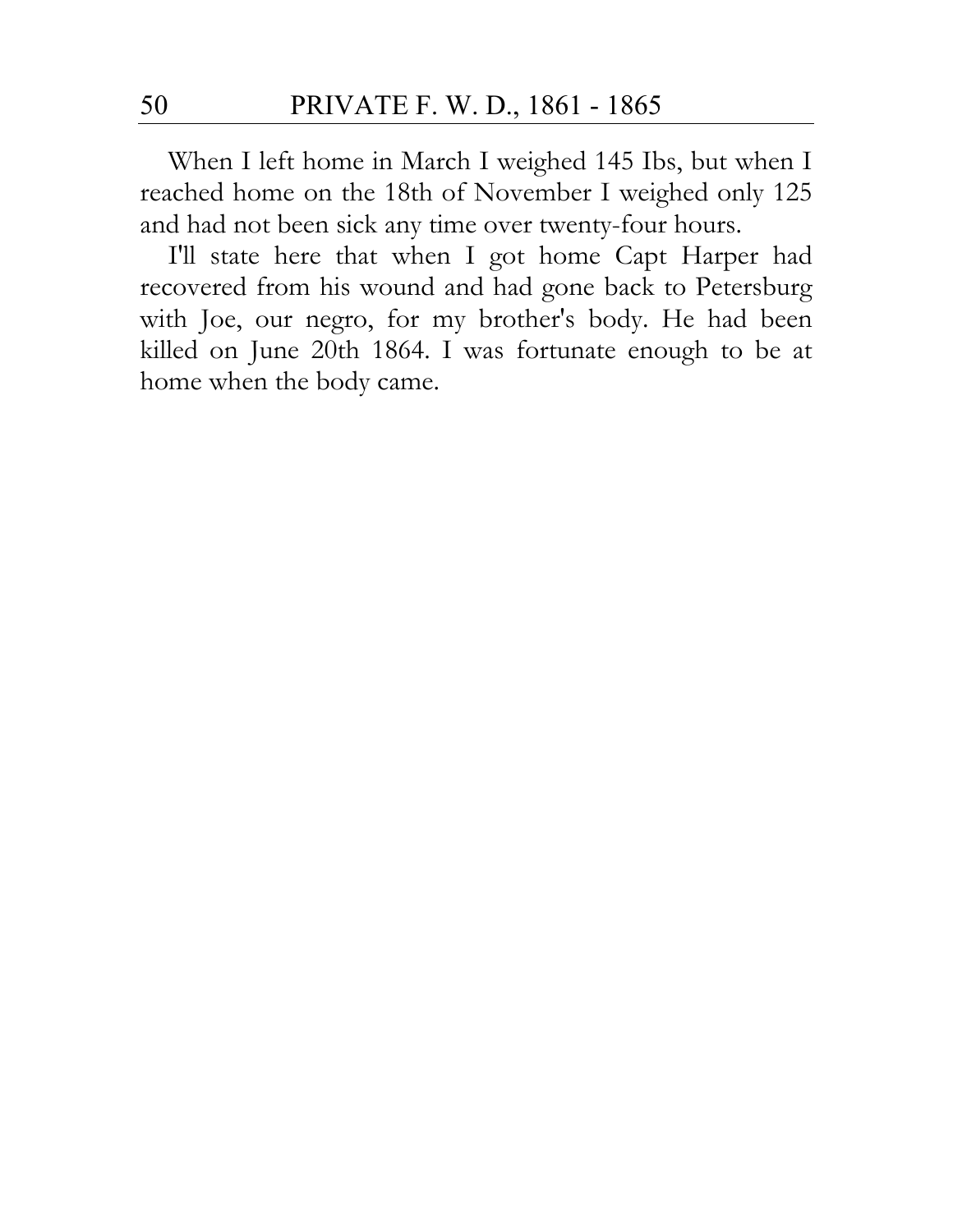When I left home in March I weighed 145 Ibs, but when I reached home on the 18th of November I weighed only 125 and had not been sick any time over twenty-four hours.

I'll state here that when I got home Capt Harper had recovered from his wound and had gone back to Petersburg with Joe, our negro, for my brother's body. He had been killed on June 20th 1864. I was fortunate enough to be at home when the body came.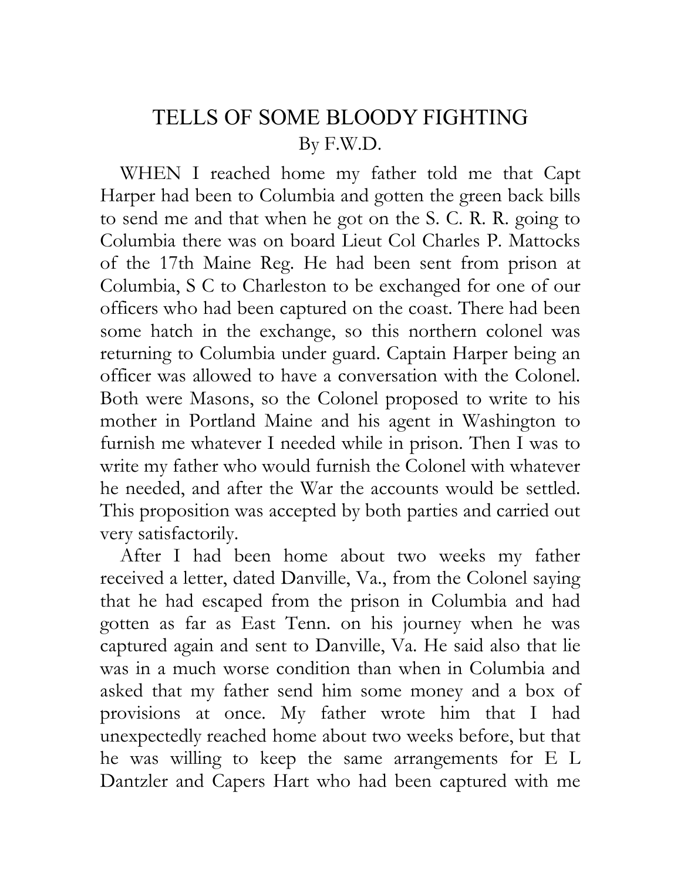# TELLS OF SOME BLOODY FIGHTING

By F.W.D.

WHEN I reached home my father told me that Capt Harper had been to Columbia and gotten the green back bills to send me and that when he got on the S. C. R. R. going to Columbia there was on board Lieut Col Charles P. Mattocks of the 17th Maine Reg. He had been sent from prison at Columbia, S C to Charleston to be exchanged for one of our officers who had been captured on the coast. There had been some hatch in the exchange, so this northern colonel was returning to Columbia under guard. Captain Harper being an officer was allowed to have a conversation with the Colonel. Both were Masons, so the Colonel proposed to write to his mother in Portland Maine and his agent in Washington to furnish me whatever I needed while in prison. Then I was to write my father who would furnish the Colonel with whatever he needed, and after the War the accounts would be settled. This proposition was accepted by both parties and carried out very satisfactorily.

After I had been home about two weeks my father received a letter, dated Danville, Va., from the Colonel saying that he had escaped from the prison in Columbia and had gotten as far as East Tenn. on his journey when he was captured again and sent to Danville, Va. He said also that lie was in a much worse condition than when in Columbia and asked that my father send him some money and a box of provisions at once. My father wrote him that I had unexpectedly reached home about two weeks before, but that he was willing to keep the same arrangements for E L Dantzler and Capers Hart who had been captured with me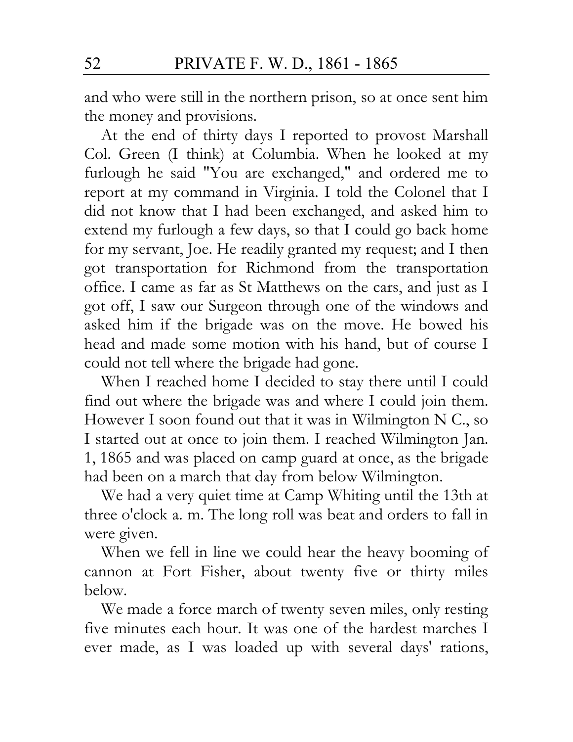and who were still in the northern prison, so at once sent him the money and provisions.

At the end of thirty days I reported to provost Marshall Col. Green (I think) at Columbia. When he looked at my furlough he said "You are exchanged," and ordered me to report at my command in Virginia. I told the Colonel that I did not know that I had been exchanged, and asked him to extend my furlough a few days, so that I could go back home for my servant, Joe. He readily granted my request; and I then got transportation for Richmond from the transportation office. I came as far as St Matthews on the cars, and just as I got off, I saw our Surgeon through one of the windows and asked him if the brigade was on the move. He bowed his head and made some motion with his hand, but of course I could not tell where the brigade had gone.

When I reached home I decided to stay there until I could find out where the brigade was and where I could join them. However I soon found out that it was in Wilmington N C., so I started out at once to join them. I reached Wilmington Jan. 1, 1865 and was placed on camp guard at once, as the brigade had been on a march that day from below Wilmington.

We had a very quiet time at Camp Whiting until the 13th at three o'clock a. m. The long roll was beat and orders to fall in were given.

When we fell in line we could hear the heavy booming of cannon at Fort Fisher, about twenty five or thirty miles below.

We made a force march of twenty seven miles, only resting five minutes each hour. It was one of the hardest marches I ever made, as I was loaded up with several days' rations,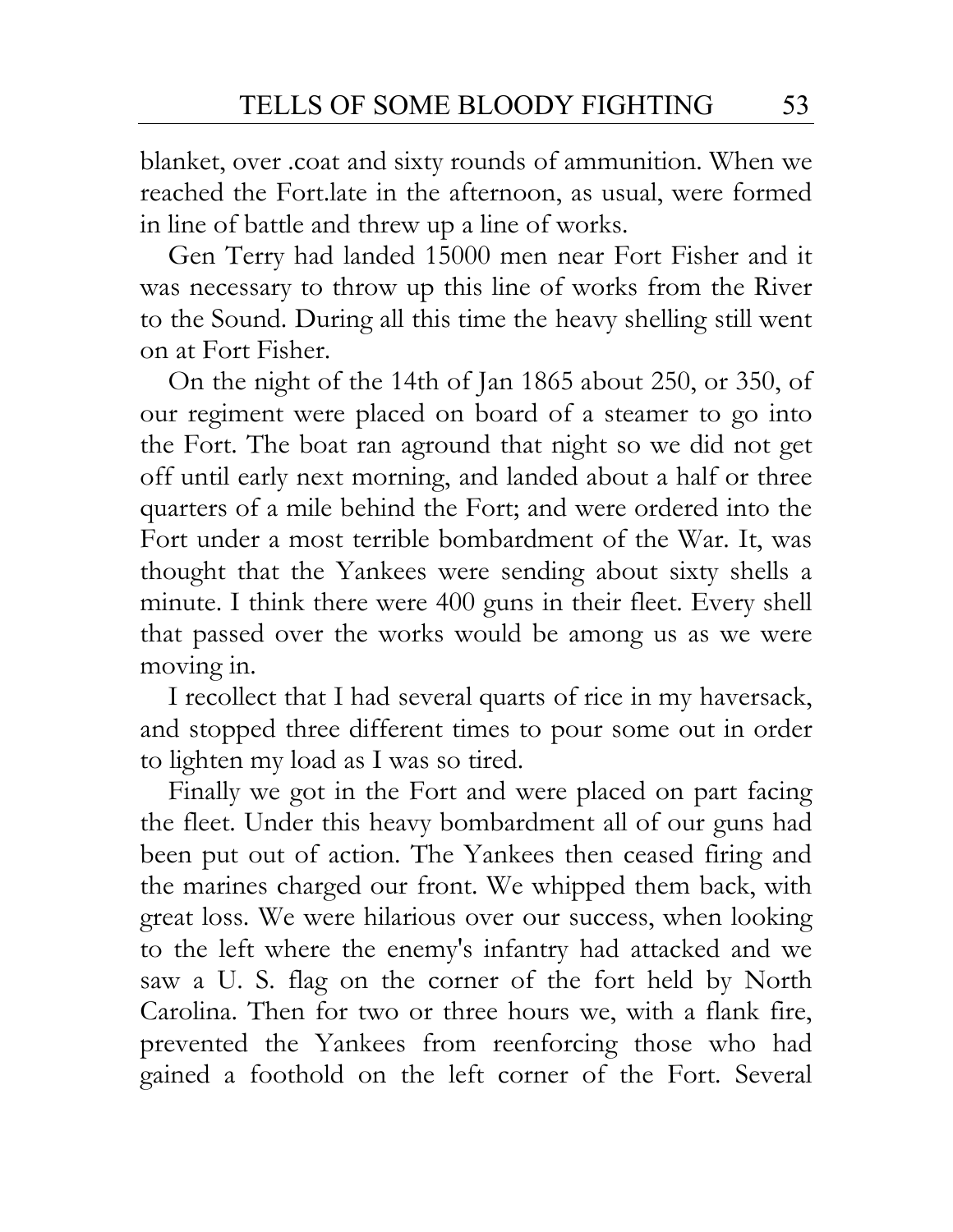blanket, over .coat and sixty rounds of ammunition. When we reached the Fort.late in the afternoon, as usual, were formed in line of battle and threw up a line of works.

Gen Terry had landed 15000 men near Fort Fisher and it was necessary to throw up this line of works from the River to the Sound. During all this time the heavy shelling still went on at Fort Fisher.

On the night of the 14th of Jan 1865 about 250, or 350, of our regiment were placed on board of a steamer to go into the Fort. The boat ran aground that night so we did not get off until early next morning, and landed about a half or three quarters of a mile behind the Fort; and were ordered into the Fort under a most terrible bombardment of the War. It, was thought that the Yankees were sending about sixty shells a minute. I think there were 400 guns in their fleet. Every shell that passed over the works would be among us as we were moving in.

I recollect that I had several quarts of rice in my haversack, and stopped three different times to pour some out in order to lighten my load as I was so tired.

Finally we got in the Fort and were placed on part facing the fleet. Under this heavy bombardment all of our guns had been put out of action. The Yankees then ceased firing and the marines charged our front. We whipped them back, with great loss. We were hilarious over our success, when looking to the left where the enemy's infantry had attacked and we saw a U. S. flag on the corner of the fort held by North Carolina. Then for two or three hours we, with a flank fire, prevented the Yankees from reenforcing those who had gained a foothold on the left corner of the Fort. Several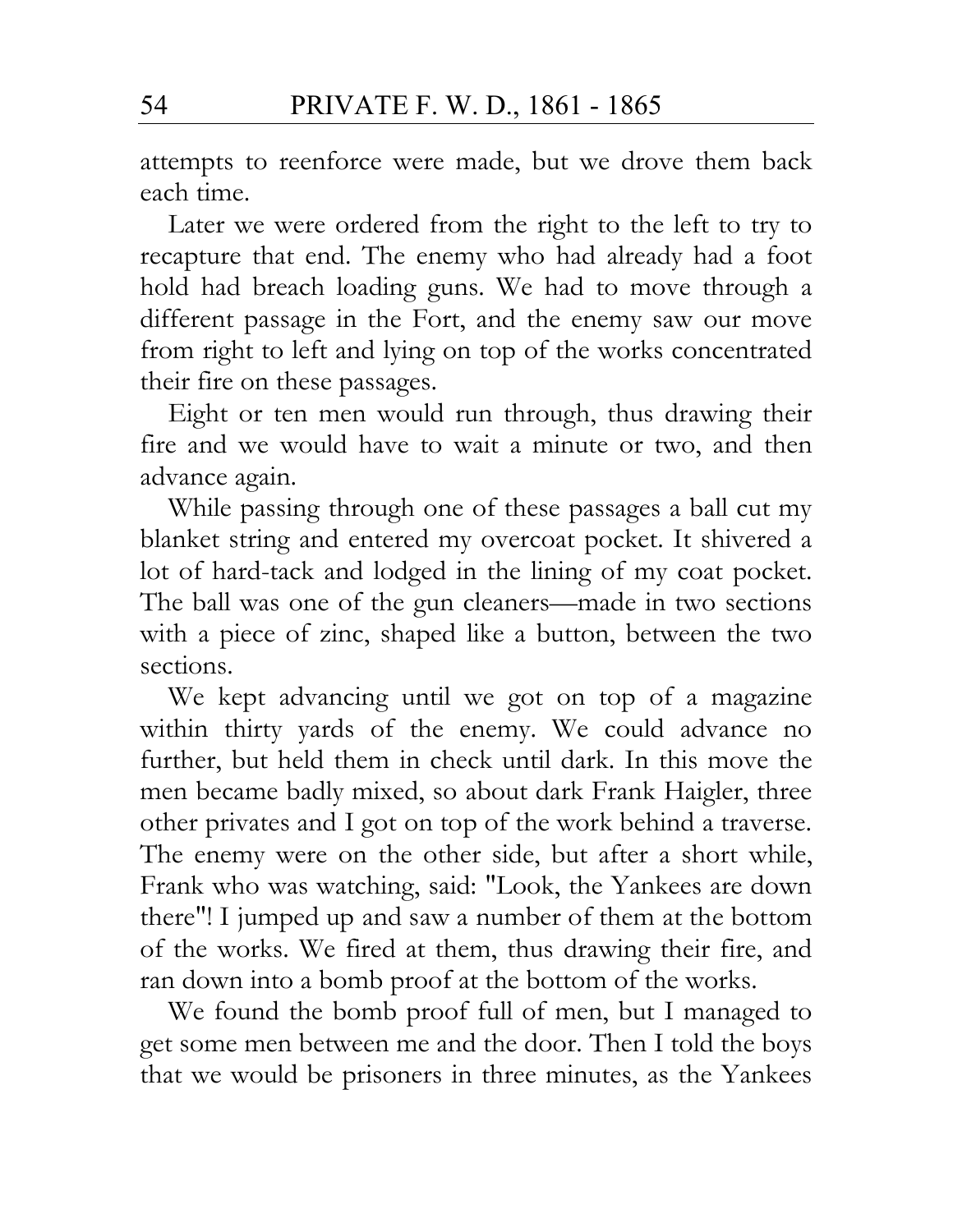attempts to reenforce were made, but we drove them back each time.

Later we were ordered from the right to the left to try to recapture that end. The enemy who had already had a foot hold had breach loading guns. We had to move through a different passage in the Fort, and the enemy saw our move from right to left and lying on top of the works concentrated their fire on these passages.

Eight or ten men would run through, thus drawing their fire and we would have to wait a minute or two, and then advance again.

While passing through one of these passages a ball cut my blanket string and entered my overcoat pocket. It shivered a lot of hard-tack and lodged in the lining of my coat pocket. The ball was one of the gun cleaners—made in two sections with a piece of zinc, shaped like a button, between the two sections.

We kept advancing until we got on top of a magazine within thirty yards of the enemy. We could advance no further, but held them in check until dark. In this move the men became badly mixed, so about dark Frank Haigler, three other privates and I got on top of the work behind a traverse. The enemy were on the other side, but after a short while, Frank who was watching, said: "Look, the Yankees are down there"! I jumped up and saw a number of them at the bottom of the works. We fired at them, thus drawing their fire, and ran down into a bomb proof at the bottom of the works.

We found the bomb proof full of men, but I managed to get some men between me and the door. Then I told the boys that we would be prisoners in three minutes, as the Yankees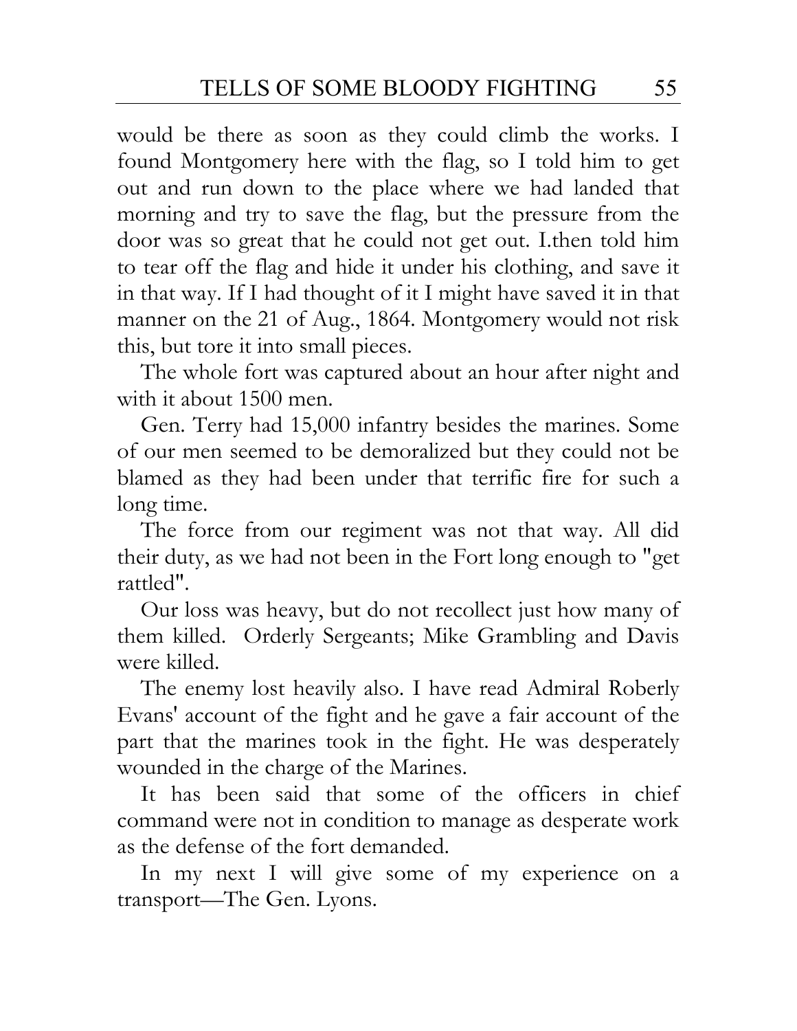would be there as soon as they could climb the works. I found Montgomery here with the flag, so I told him to get out and run down to the place where we had landed that morning and try to save the flag, but the pressure from the door was so great that he could not get out. I.then told him to tear off the flag and hide it under his clothing, and save it in that way. If I had thought of it I might have saved it in that manner on the 21 of Aug., 1864. Montgomery would not risk this, but tore it into small pieces.

The whole fort was captured about an hour after night and with it about 1500 men.

Gen. Terry had 15,000 infantry besides the marines. Some of our men seemed to be demoralized but they could not be blamed as they had been under that terrific fire for such a long time.

The force from our regiment was not that way. All did their duty, as we had not been in the Fort long enough to "get rattled".

Our loss was heavy, but do not recollect just how many of them killed. Orderly Sergeants; Mike Grambling and Davis were killed.

The enemy lost heavily also. I have read Admiral Roberly Evans' account of the fight and he gave a fair account of the part that the marines took in the fight. He was desperately wounded in the charge of the Marines.

It has been said that some of the officers in chief command were not in condition to manage as desperate work as the defense of the fort demanded.

In my next I will give some of my experience on a transport—The Gen. Lyons.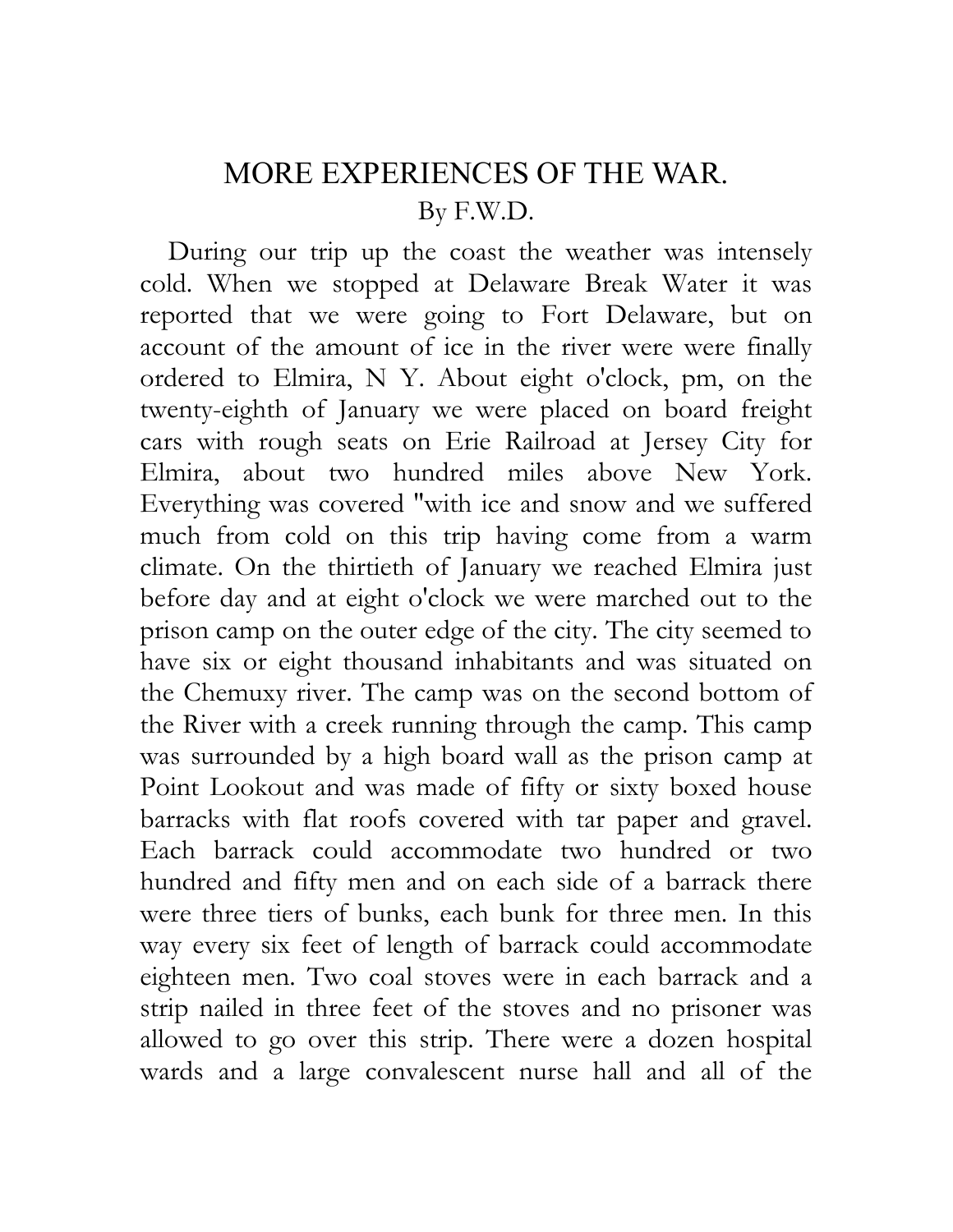# MORE EXPERIENCES OF THE WAR.

By F.W.D.

During our trip up the coast the weather was intensely cold. When we stopped at Delaware Break Water it was reported that we were going to Fort Delaware, but on account of the amount of ice in the river were were finally ordered to Elmira, N Y. About eight o'clock, pm, on the twenty-eighth of January we were placed on board freight cars with rough seats on Erie Railroad at Jersey City for Elmira, about two hundred miles above New York. Everything was covered "with ice and snow and we suffered much from cold on this trip having come from a warm climate. On the thirtieth of January we reached Elmira just before day and at eight o'clock we were marched out to the prison camp on the outer edge of the city. The city seemed to have six or eight thousand inhabitants and was situated on the Chemuxy river. The camp was on the second bottom of the River with a creek running through the camp. This camp was surrounded by a high board wall as the prison camp at Point Lookout and was made of fifty or sixty boxed house barracks with flat roofs covered with tar paper and gravel. Each barrack could accommodate two hundred or two hundred and fifty men and on each side of a barrack there were three tiers of bunks, each bunk for three men. In this way every six feet of length of barrack could accommodate eighteen men. Two coal stoves were in each barrack and a strip nailed in three feet of the stoves and no prisoner was allowed to go over this strip. There were a dozen hospital wards and a large convalescent nurse hall and all of the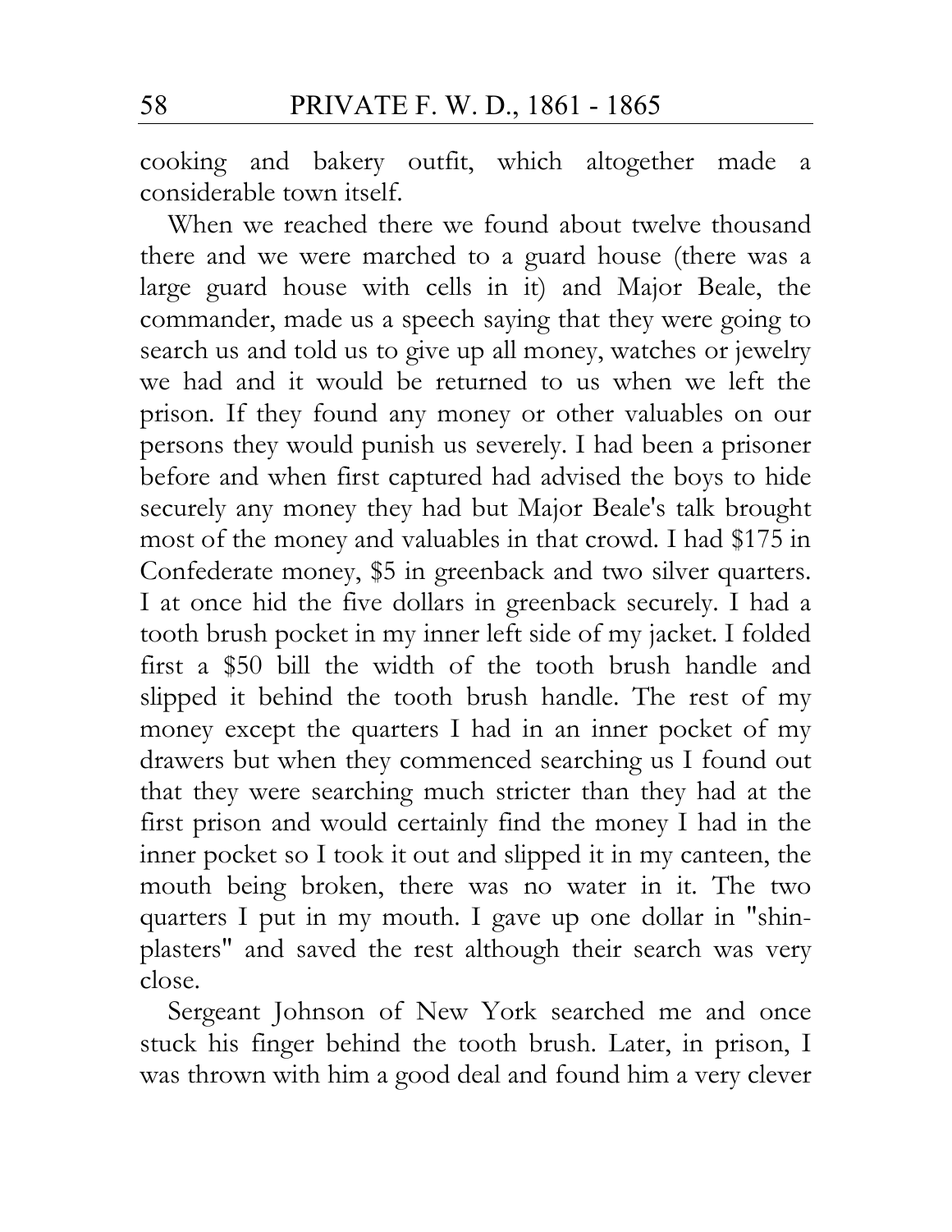cooking and bakery outfit, which altogether made a considerable town itself.

When we reached there we found about twelve thousand there and we were marched to a guard house (there was a large guard house with cells in it) and Major Beale, the commander, made us a speech saying that they were going to search us and told us to give up all money, watches or jewelry we had and it would be returned to us when we left the prison. If they found any money or other valuables on our persons they would punish us severely. I had been a prisoner before and when first captured had advised the boys to hide securely any money they had but Major Beale's talk brought most of the money and valuables in that crowd. I had $175 in Confederate money, $5 in greenback and two silver quarters. I at once hid the five dollars in greenback securely. I had a tooth brush pocket in my inner left side of my jacket. I folded first a $50 bill the width of the tooth brush handle and slipped it behind the tooth brush handle. The rest of my money except the quarters I had in an inner pocket of my drawers but when they commenced searching us I found out that they were searching much stricter than they had at the first prison and would certainly find the money I had in the inner pocket so I took it out and slipped it in my canteen, the mouth being broken, there was no water in it. The two quarters I put in my mouth. I gave up one dollar in "shin-plasters" and saved the rest although their search was very close.

Sergeant Johnson of New York searched me and once stuck his finger behind the tooth brush. Later, in prison, I was thrown with him a good deal and found him a very clever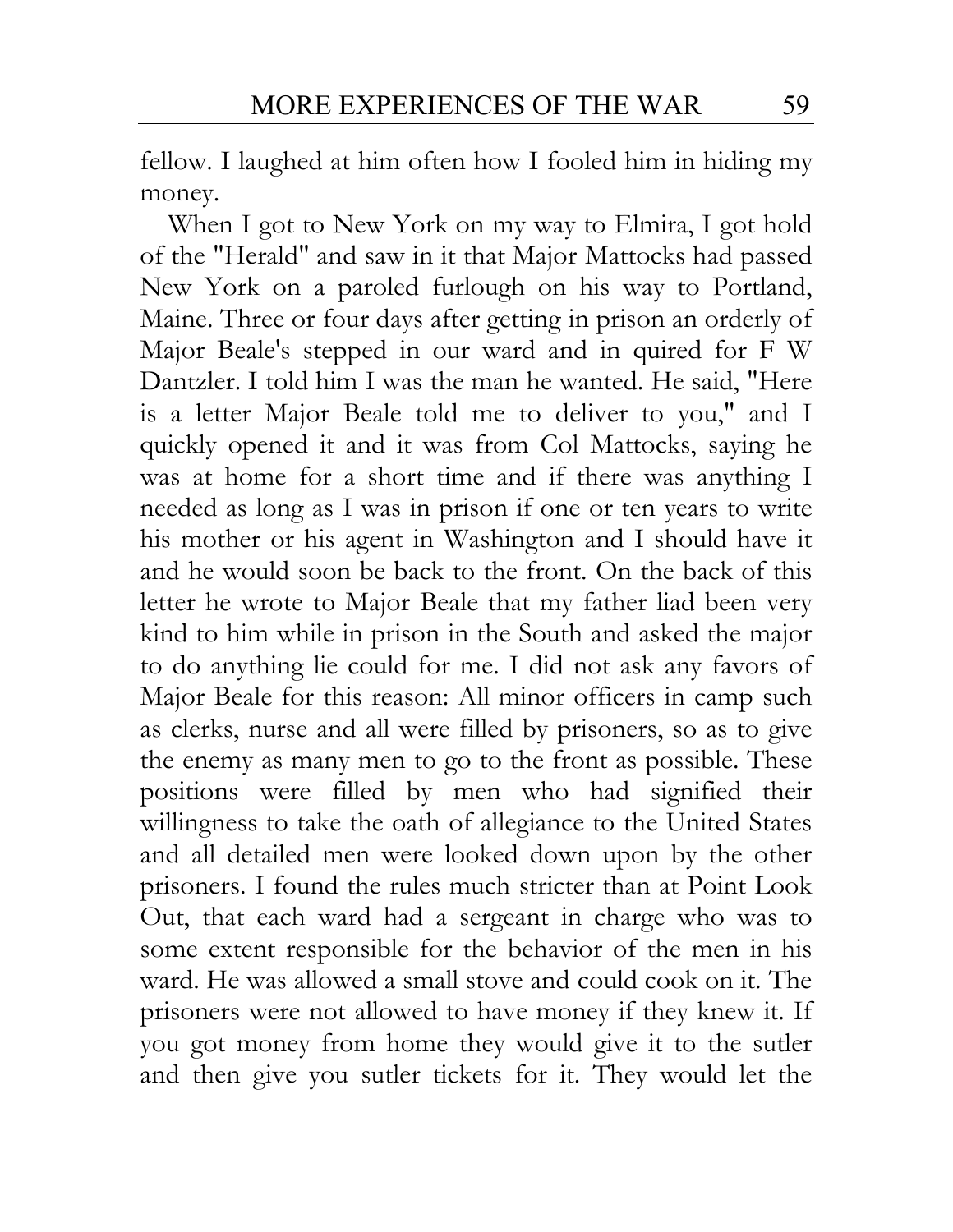fellow. I laughed at him often how I fooled him in hiding my money.

When I got to New York on my way to Elmira, I got hold of the "Herald" and saw in it that Major Mattocks had passed New York on a paroled furlough on his way to Portland, Maine. Three or four days after getting in prison an orderly of Major Beale's stepped in our ward and in quired for F W Dantzler. I told him I was the man he wanted. He said, "Here is a letter Major Beale told me to deliver to you," and I quickly opened it and it was from Col Mattocks, saying he was at home for a short time and if there was anything I needed as long as I was in prison if one or ten years to write his mother or his agent in Washington and I should have it and he would soon be back to the front. On the back of this letter he wrote to Major Beale that my father liad been very kind to him while in prison in the South and asked the major to do anything lie could for me. I did not ask any favors of Major Beale for this reason: All minor officers in camp such as clerks, nurse and all were filled by prisoners, so as to give the enemy as many men to go to the front as possible. These positions were filled by men who had signified their willingness to take the oath of allegiance to the United States and all detailed men were looked down upon by the other prisoners. I found the rules much stricter than at Point Look Out, that each ward had a sergeant in charge who was to some extent responsible for the behavior of the men in his ward. He was allowed a small stove and could cook on it. The prisoners were not allowed to have money if they knew it. If you got money from home they would give it to the sutler and then give you sutler tickets for it. They would let the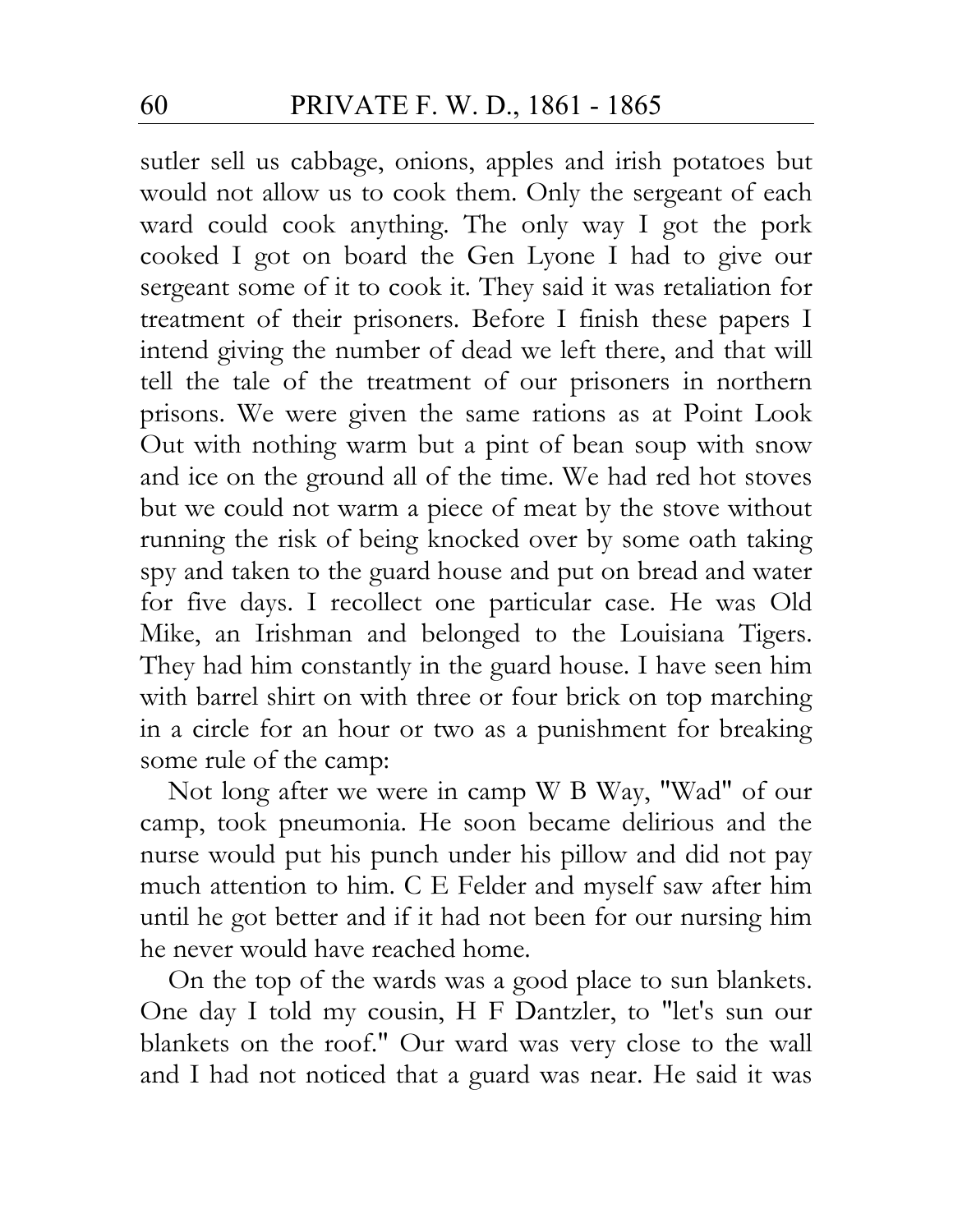sutler sell us cabbage, onions, apples and irish potatoes but would not allow us to cook them. Only the sergeant of each ward could cook anything. The only way I got the pork cooked I got on board the Gen Lyone I had to give our sergeant some of it to cook it. They said it was retaliation for treatment of their prisoners. Before I finish these papers I intend giving the number of dead we left there, and that will tell the tale of the treatment of our prisoners in northern prisons. We were given the same rations as at Point Look Out with nothing warm but a pint of bean soup with snow and ice on the ground all of the time. We had red hot stoves but we could not warm a piece of meat by the stove without running the risk of being knocked over by some oath taking spy and taken to the guard house and put on bread and water for five days. I recollect one particular case. He was Old Mike, an Irishman and belonged to the Louisiana Tigers. They had him constantly in the guard house. I have seen him with barrel shirt on with three or four brick on top marching in a circle for an hour or two as a punishment for breaking some rule of the camp:

Not long after we were in camp W B Way, "Wad" of our camp, took pneumonia. He soon became delirious and the nurse would put his punch under his pillow and did not pay much attention to him. C E Felder and myself saw after him until he got better and if it had not been for our nursing him he never would have reached home.

On the top of the wards was a good place to sun blankets. One day I told my cousin, H F Dantzler, to "let's sun our blankets on the roof." Our ward was very close to the wall and I had not noticed that a guard was near. He said it was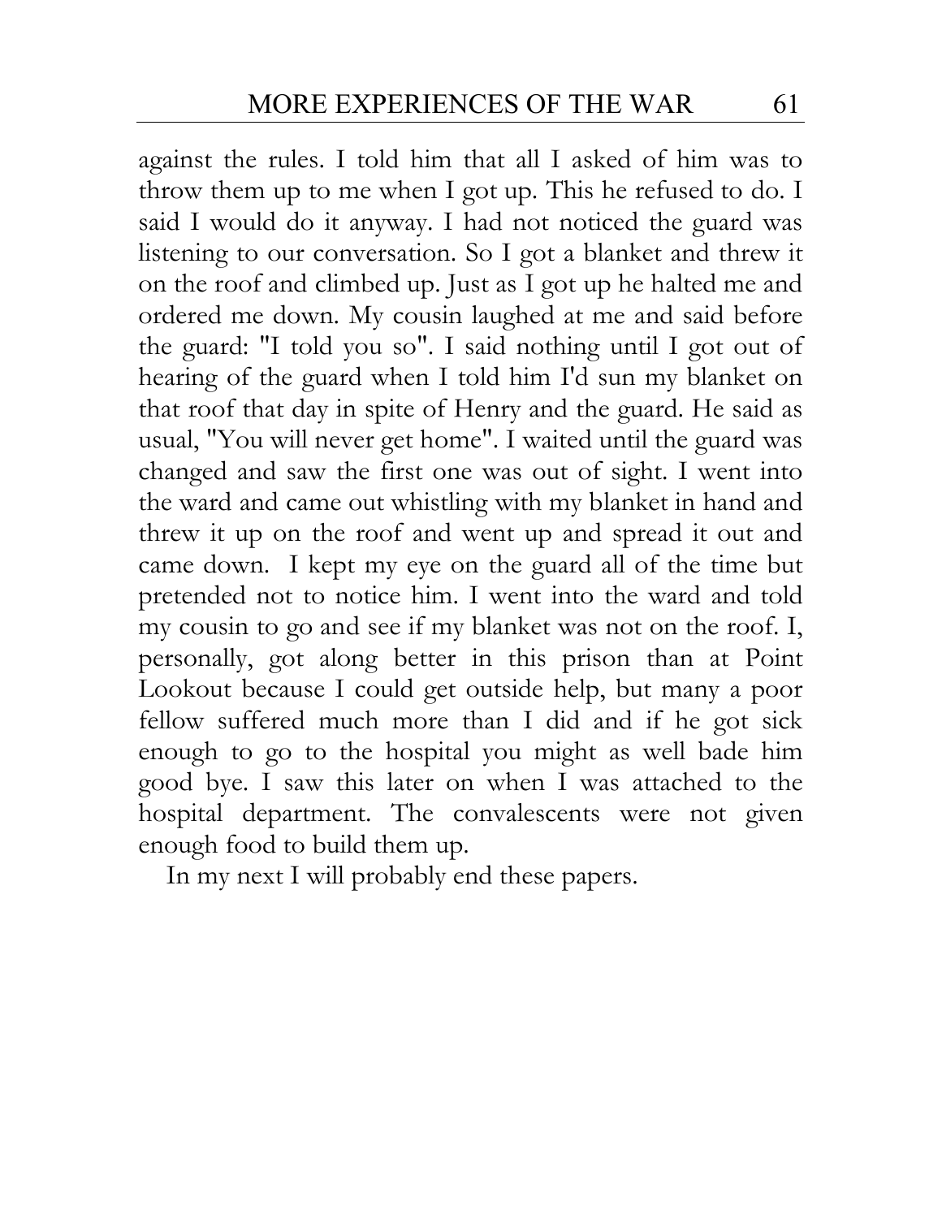against the rules. I told him that all I asked of him was to throw them up to me when I got up. This he refused to do. I said I would do it anyway. I had not noticed the guard was listening to our conversation. So I got a blanket and threw it on the roof and climbed up. Just as I got up he halted me and ordered me down. My cousin laughed at me and said before the guard: "I told you so". I said nothing until I got out of hearing of the guard when I told him I'd sun my blanket on that roof that day in spite of Henry and the guard. He said as usual, "You will never get home". I waited until the guard was changed and saw the first one was out of sight. I went into the ward and came out whistling with my blanket in hand and threw it up on the roof and went up and spread it out and came down. I kept my eye on the guard all of the time but pretended not to notice him. I went into the ward and told my cousin to go and see if my blanket was not on the roof. I, personally, got along better in this prison than at Point Lookout because I could get outside help, but many a poor fellow suffered much more than I did and if he got sick enough to go to the hospital you might as well bade him good bye. I saw this later on when I was attached to the hospital department. The convalescents were not given enough food to build them up.

In my next I will probably end these papers.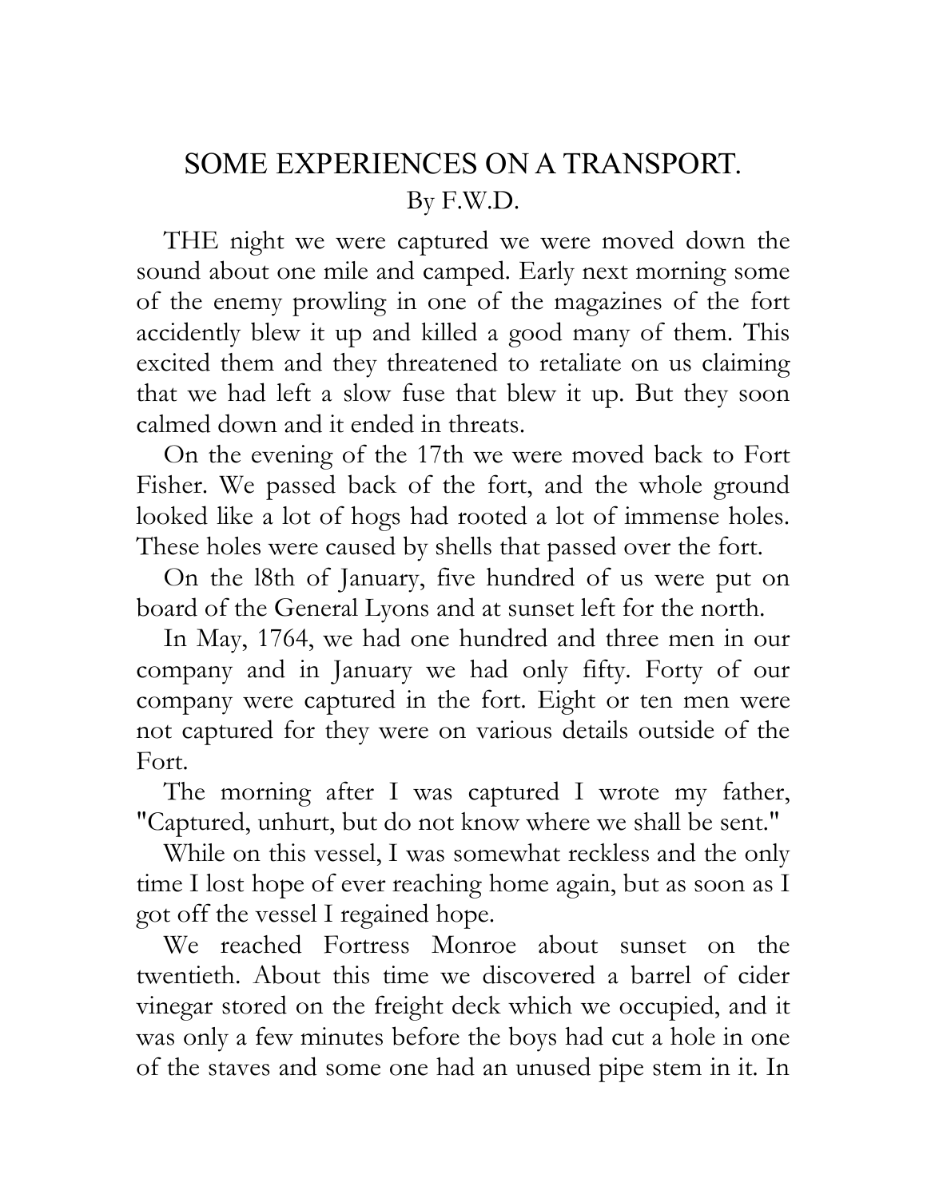# SOME EXPERIENCES ON A TRANSPORT.

By F.W.D.

THE night we were captured we were moved down the sound about one mile and camped. Early next morning some of the enemy prowling in one of the magazines of the fort accidently blew it up and killed a good many of them. This excited them and they threatened to retaliate on us claiming that we had left a slow fuse that blew it up. But they soon calmed down and it ended in threats.

On the evening of the 17th we were moved back to Fort Fisher. We passed back of the fort, and the whole ground looked like a lot of hogs had rooted a lot of immense holes. These holes were caused by shells that passed over the fort.

On the l8th of January, five hundred of us were put on board of the General Lyons and at sunset left for the north.

In May, 1764, we had one hundred and three men in our company and in January we had only fifty. Forty of our company were captured in the fort. Eight or ten men were not captured for they were on various details outside of the Fort.

The morning after I was captured I wrote my father, "Captured, unhurt, but do not know where we shall be sent."

While on this vessel, I was somewhat reckless and the only time I lost hope of ever reaching home again, but as soon as I got off the vessel I regained hope.

We reached Fortress Monroe about sunset on the twentieth. About this time we discovered a barrel of cider vinegar stored on the freight deck which we occupied, and it was only a few minutes before the boys had cut a hole in one of the staves and some one had an unused pipe stem in it. In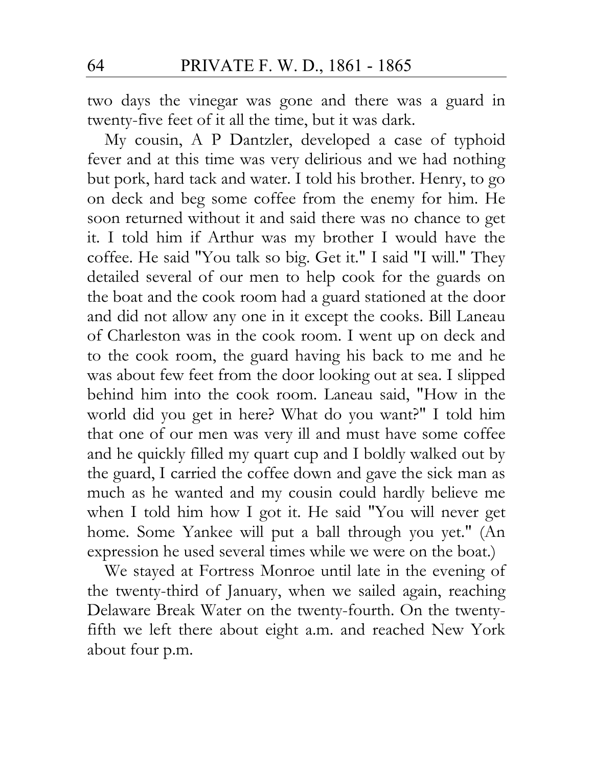two days the vinegar was gone and there was a guard in twenty-five feet of it all the time, but it was dark.

My cousin, A P Dantzler, developed a case of typhoid fever and at this time was very delirious and we had nothing but pork, hard tack and water. I told his brother. Henry, to go on deck and beg some coffee from the enemy for him. He soon returned without it and said there was no chance to get it. I told him if Arthur was my brother I would have the coffee. He said "You talk so big. Get it." I said "I will." They detailed several of our men to help cook for the guards on the boat and the cook room had a guard stationed at the door and did not allow any one in it except the cooks. Bill Laneau of Charleston was in the cook room. I went up on deck and to the cook room, the guard having his back to me and he was about few feet from the door looking out at sea. I slipped behind him into the cook room. Laneau said, "How in the world did you get in here? What do you want?" I told him that one of our men was very ill and must have some coffee and he quickly filled my quart cup and I boldly walked out by the guard, I carried the coffee down and gave the sick man as much as he wanted and my cousin could hardly believe me when I told him how I got it. He said "You will never get home. Some Yankee will put a ball through you yet." (An expression he used several times while we were on the boat.)

We stayed at Fortress Monroe until late in the evening of the twenty-third of January, when we sailed again, reaching Delaware Break Water on the twenty-fourth. On the twenty-fifth we left there about eight a.m. and reached New York about four p.m.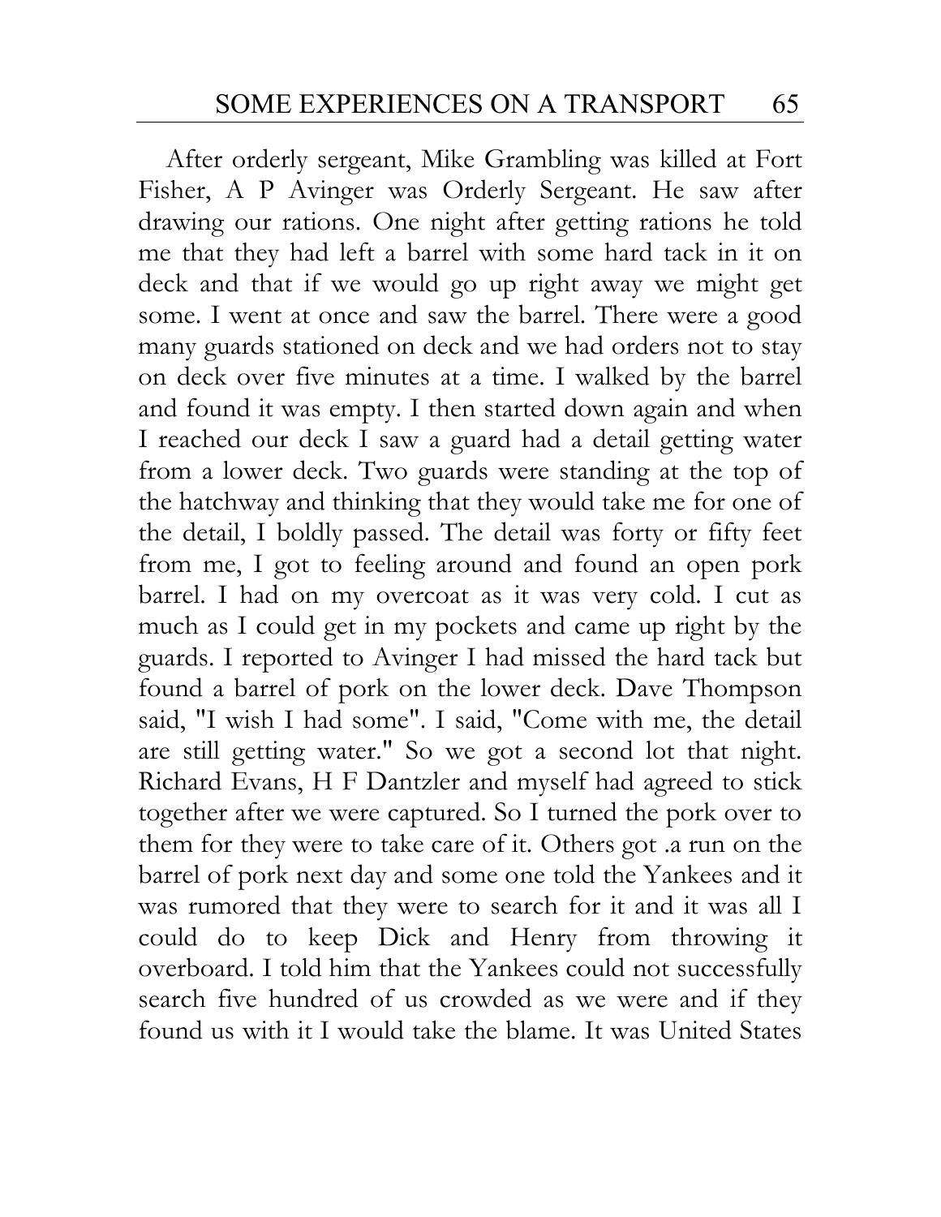After orderly sergeant, Mike Grambling was killed at Fort Fisher, A P Avinger was Orderly Sergeant. He saw after drawing our rations. One night after getting rations he told me that they had left a barrel with some hard tack in it on deck and that if we would go up right away we might get some. I went at once and saw the barrel. There were a good many guards stationed on deck and we had orders not to stay on deck over five minutes at a time. I walked by the barrel and found it was empty. I then started down again and when I reached our deck I saw a guard had a detail getting water from a lower deck. Two guards were standing at the top of the hatchway and thinking that they would take me for one of the detail, I boldly passed. The detail was forty or fifty feet from me, I got to feeling around and found an open pork barrel. I had on my overcoat as it was very cold. I cut as much as I could get in my pockets and came up right by the guards. I reported to Avinger I had missed the hard tack but found a barrel of pork on the lower deck. Dave Thompson said, "I wish I had some". I said, "Come with me, the detail are still getting water." So we got a second lot that night. Richard Evans, H F Dantzler and myself had agreed to stick together after we were captured. So I turned the pork over to them for they were to take care of it. Others got .a run on the barrel of pork next day and some one told the Yankees and it was rumored that they were to search for it and it was all I could do to keep Dick and Henry from throwing it overboard. I told him that the Yankees could not successfully search five hundred of us crowded as we were and if they found us with it I would take the blame. It was United States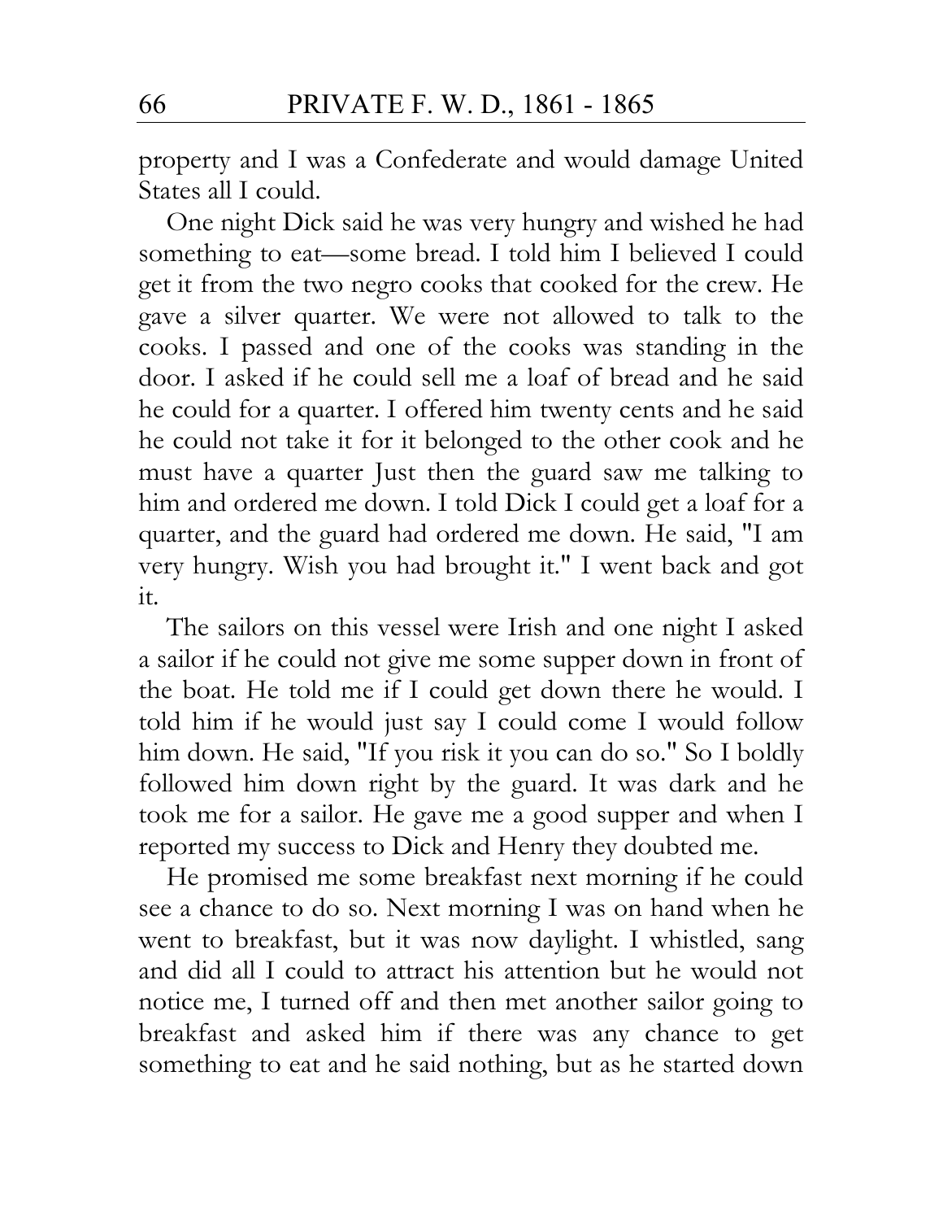property and I was a Confederate and would damage United States all I could.

One night Dick said he was very hungry and wished he had something to eat—some bread. I told him I believed I could get it from the two negro cooks that cooked for the crew. He gave a silver quarter. We were not allowed to talk to the cooks. I passed and one of the cooks was standing in the door. I asked if he could sell me a loaf of bread and he said he could for a quarter. I offered him twenty cents and he said he could not take it for it belonged to the other cook and he must have a quarter Just then the guard saw me talking to him and ordered me down. I told Dick I could get a loaf for a quarter, and the guard had ordered me down. He said, "I am very hungry. Wish you had brought it." I went back and got it.

The sailors on this vessel were Irish and one night I asked a sailor if he could not give me some supper down in front of the boat. He told me if I could get down there he would. I told him if he would just say I could come I would follow him down. He said, "If you risk it you can do so." So I boldly followed him down right by the guard. It was dark and he took me for a sailor. He gave me a good supper and when I reported my success to Dick and Henry they doubted me.

He promised me some breakfast next morning if he could see a chance to do so. Next morning I was on hand when he went to breakfast, but it was now daylight. I whistled, sang and did all I could to attract his attention but he would not notice me, I turned off and then met another sailor going to breakfast and asked him if there was any chance to get something to eat and he said nothing, but as he started down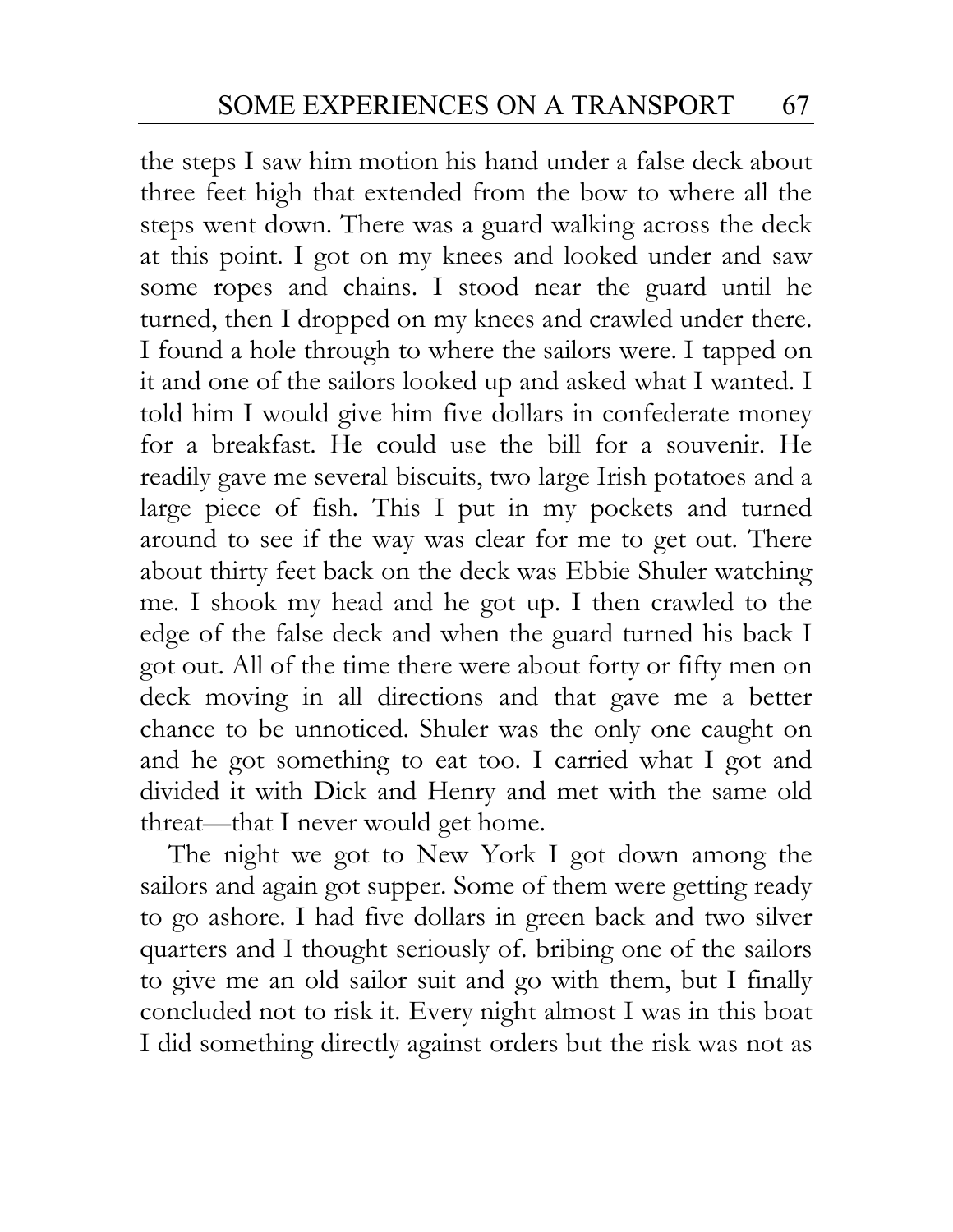the steps I saw him motion his hand under a false deck about three feet high that extended from the bow to where all the steps went down. There was a guard walking across the deck at this point. I got on my knees and looked under and saw some ropes and chains. I stood near the guard until he turned, then I dropped on my knees and crawled under there. I found a hole through to where the sailors were. I tapped on it and one of the sailors looked up and asked what I wanted. I told him I would give him five dollars in confederate money for a breakfast. He could use the bill for a souvenir. He readily gave me several biscuits, two large Irish potatoes and a large piece of fish. This I put in my pockets and turned around to see if the way was clear for me to get out. There about thirty feet back on the deck was Ebbie Shuler watching me. I shook my head and he got up. I then crawled to the edge of the false deck and when the guard turned his back I got out. All of the time there were about forty or fifty men on deck moving in all directions and that gave me a better chance to be unnoticed. Shuler was the only one caught on and he got something to eat too. I carried what I got and divided it with Dick and Henry and met with the same old threat—that I never would get home.

The night we got to New York I got down among the sailors and again got supper. Some of them were getting ready to go ashore. I had five dollars in green back and two silver quarters and I thought seriously of. bribing one of the sailors to give me an old sailor suit and go with them, but I finally concluded not to risk it. Every night almost I was in this boat I did something directly against orders but the risk was not as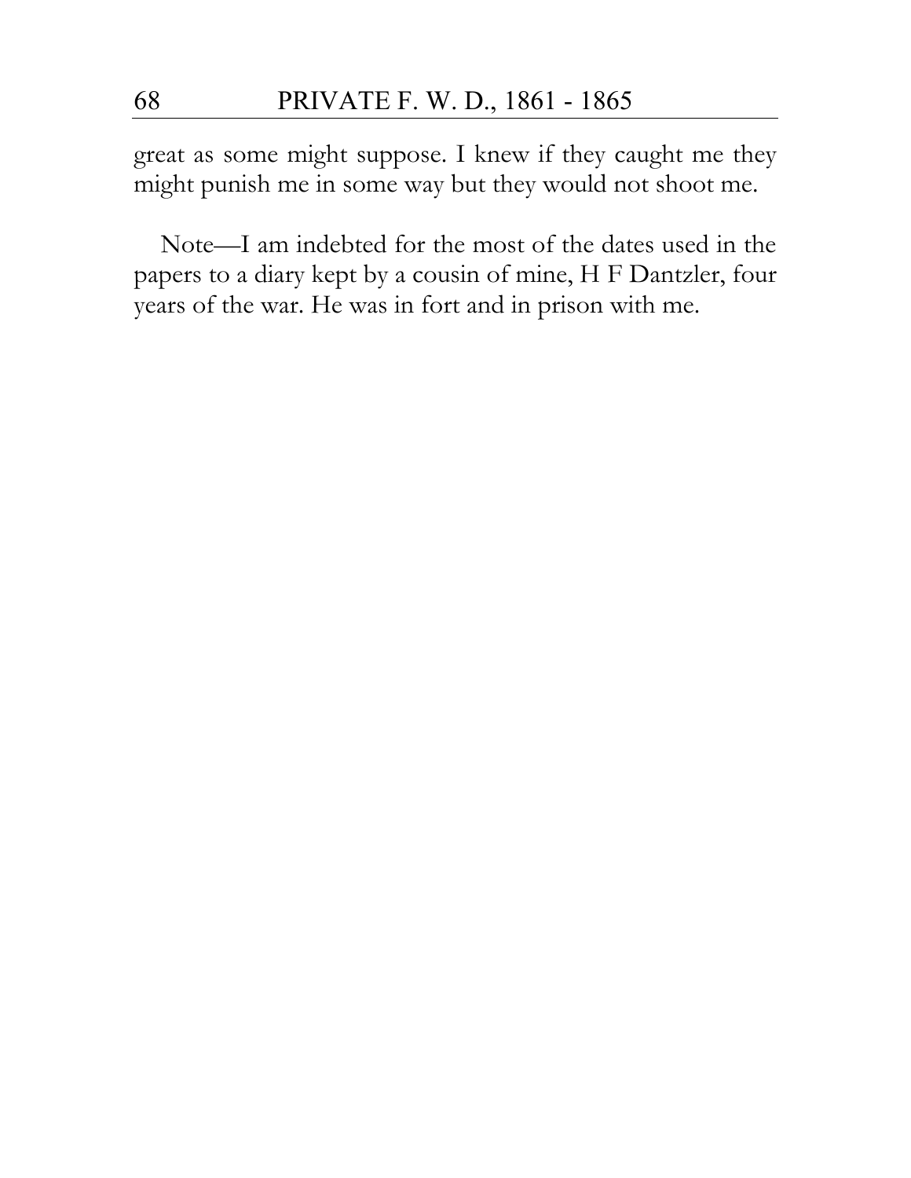great as some might suppose. I knew if they caught me they might punish me in some way but they would not shoot me.

Note—I am indebted for the most of the dates used in the papers to a diary kept by a cousin of mine, H F Dantzler, four years of the war. He was in fort and in prison with me.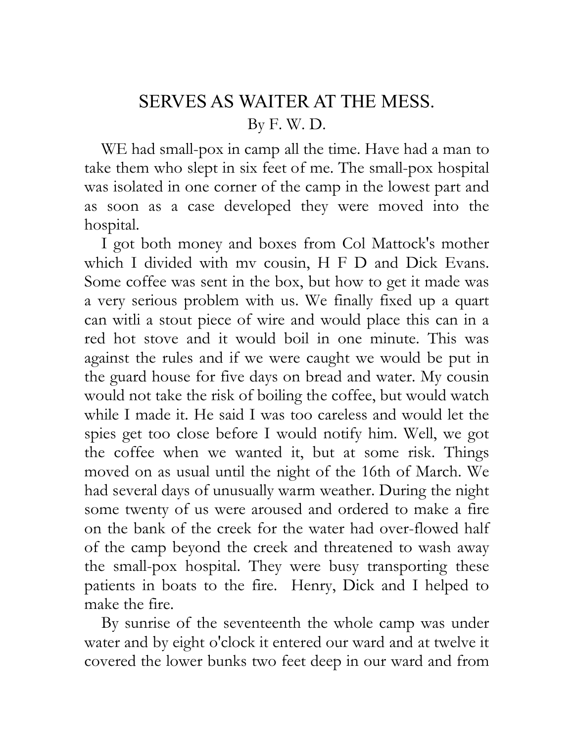## SERVES AS WAITER AT THE MESS.

By F. W. D.

WE had small-pox in camp all the time. Have had a man to take them who slept in six feet of me. The small-pox hospital was isolated in one corner of the camp in the lowest part and as soon as a case developed they were moved into the hospital.

I got both money and boxes from Col Mattock's mother which I divided with mv cousin, H F D and Dick Evans. Some coffee was sent in the box, but how to get it made was a very serious problem with us. We finally fixed up a quart can witli a stout piece of wire and would place this can in a red hot stove and it would boil in one minute. This was against the rules and if we were caught we would be put in the guard house for five days on bread and water. My cousin would not take the risk of boiling the coffee, but would watch while I made it. He said I was too careless and would let the spies get too close before I would notify him. Well, we got the coffee when we wanted it, but at some risk. Things moved on as usual until the night of the 16th of March. We had several days of unusually warm weather. During the night some twenty of us were aroused and ordered to make a fire on the bank of the creek for the water had over-flowed half of the camp beyond the creek and threatened to wash away the small-pox hospital. They were busy transporting these patients in boats to the fire. Henry, Dick and I helped to make the fire.

By sunrise of the seventeenth the whole camp was under water and by eight o'clock it entered our ward and at twelve it covered the lower bunks two feet deep in our ward and from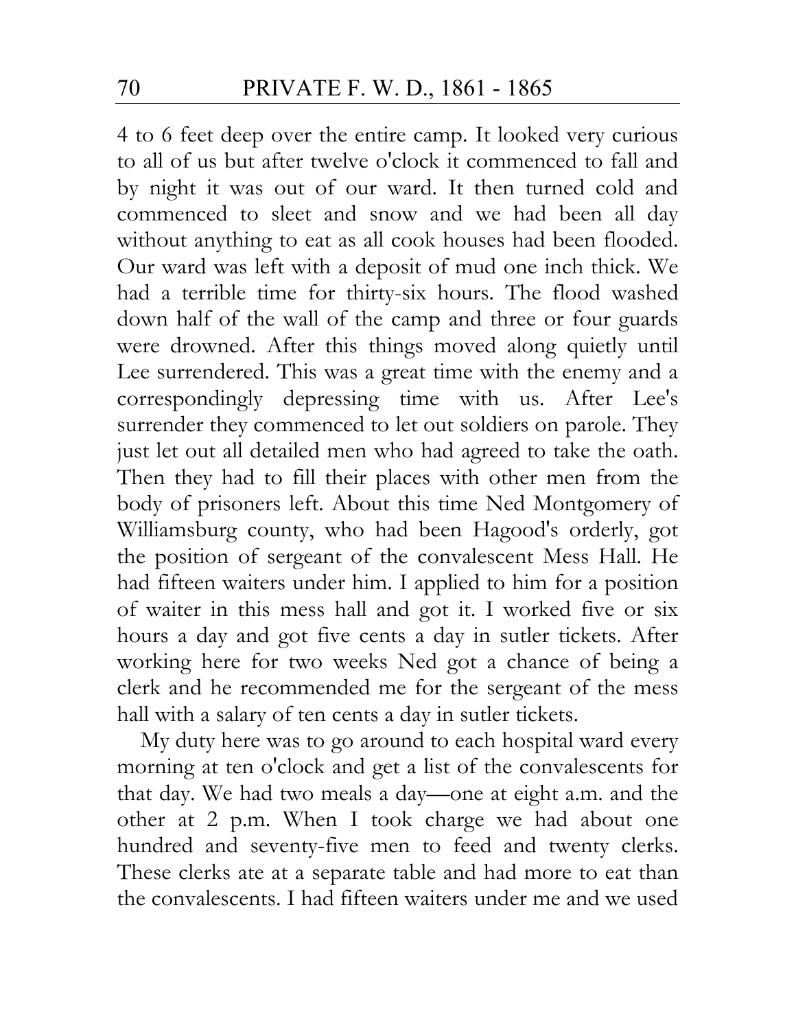4 to 6 feet deep over the entire camp. It looked very curious to all of us but after twelve o'clock it commenced to fall and by night it was out of our ward. It then turned cold and commenced to sleet and snow and we had been all day without anything to eat as all cook houses had been flooded. Our ward was left with a deposit of mud one inch thick. We had a terrible time for thirty-six hours. The flood washed down half of the wall of the camp and three or four guards were drowned. After this things moved along quietly until Lee surrendered. This was a great time with the enemy and a correspondingly depressing time with us. After Lee's surrender they commenced to let out soldiers on parole. They just let out all detailed men who had agreed to take the oath. Then they had to fill their places with other men from the body of prisoners left. About this time Ned Montgomery of Williamsburg county, who had been Hagood's orderly, got the position of sergeant of the convalescent Mess Hall. He had fifteen waiters under him. I applied to him for a position of waiter in this mess hall and got it. I worked five or six hours a day and got five cents a day in sutler tickets. After working here for two weeks Ned got a chance of being a clerk and he recommended me for the sergeant of the mess hall with a salary of ten cents a day in sutler tickets.

My duty here was to go around to each hospital ward every morning at ten o'clock and get a list of the convalescents for that day. We had two meals a day—one at eight a.m. and the other at 2 p.m. When I took charge we had about one hundred and seventy-five men to feed and twenty clerks. These clerks ate at a separate table and had more to eat than the convalescents. I had fifteen waiters under me and we used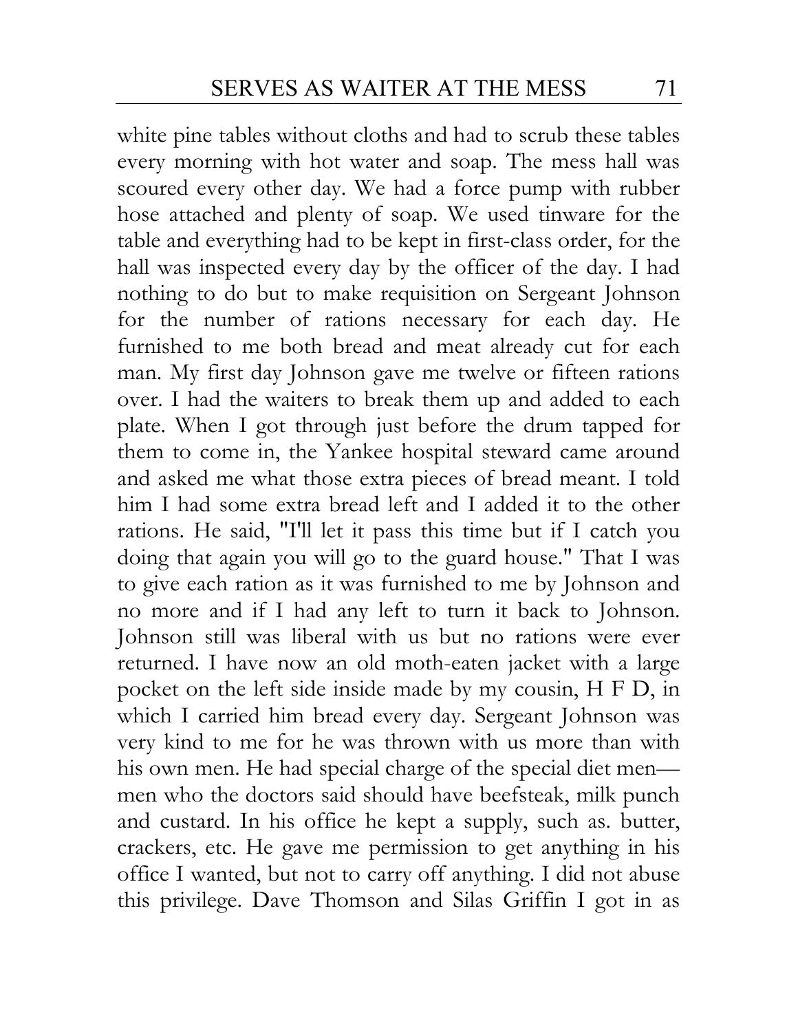white pine tables without cloths and had to scrub these tables every morning with hot water and soap. The mess hall was scoured every other day. We had a force pump with rubber hose attached and plenty of soap. We used tinware for the table and everything had to be kept in first-class order, for the hall was inspected every day by the officer of the day. I had nothing to do but to make requisition on Sergeant Johnson for the number of rations necessary for each day. He furnished to me both bread and meat already cut for each man. My first day Johnson gave me twelve or fifteen rations over. I had the waiters to break them up and added to each plate. When I got through just before the drum tapped for them to come in, the Yankee hospital steward came around and asked me what those extra pieces of bread meant. I told him I had some extra bread left and I added it to the other rations. He said, "I'll let it pass this time but if I catch you doing that again you will go to the guard house." That I was to give each ration as it was furnished to me by Johnson and no more and if I had any left to turn it back to Johnson. Johnson still was liberal with us but no rations were ever returned. I have now an old moth-eaten jacket with a large pocket on the left side inside made by my cousin, H F D, in which I carried him bread every day. Sergeant Johnson was very kind to me for he was thrown with us more than with his own men. He had special charge of the special diet men—men who the doctors said should have beefsteak, milk punch and custard. In his office he kept a supply, such as. butter, crackers, etc. He gave me permission to get anything in his office I wanted, but not to carry off anything. I did not abuse this privilege. Dave Thomson and Silas Griffin I got in as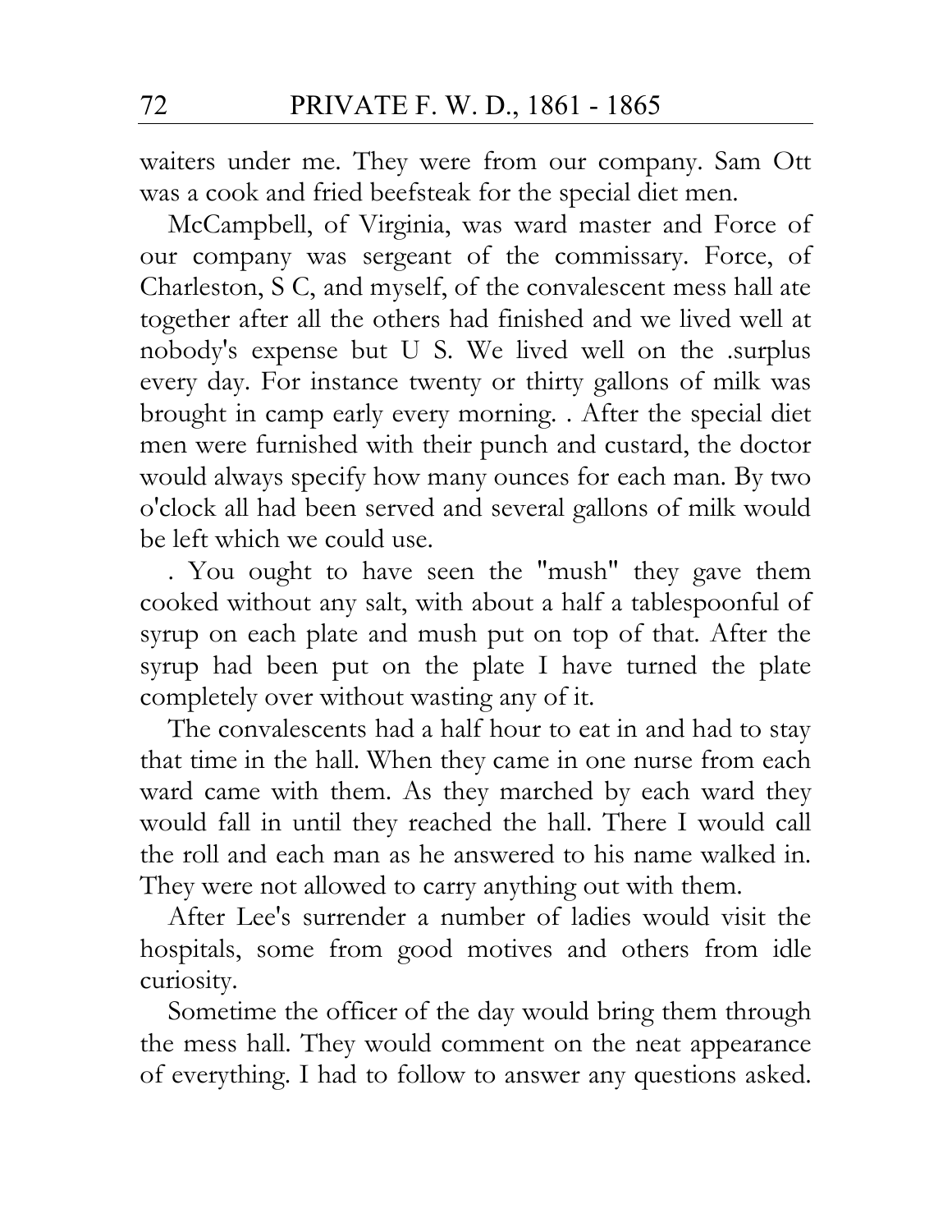waiters under me. They were from our company. Sam Ott was a cook and fried beefsteak for the special diet men.

McCampbell, of Virginia, was ward master and Force of our company was sergeant of the commissary. Force, of Charleston, S C, and myself, of the convalescent mess hall ate together after all the others had finished and we lived well at nobody's expense but U S. We lived well on the .surplus every day. For instance twenty or thirty gallons of milk was brought in camp early every morning. . After the special diet men were furnished with their punch and custard, the doctor would always specify how many ounces for each man. By two o'clock all had been served and several gallons of milk would be left which we could use.

. You ought to have seen the "mush" they gave them cooked without any salt, with about a half a tablespoonful of syrup on each plate and mush put on top of that. After the syrup had been put on the plate I have turned the plate completely over without wasting any of it.

The convalescents had a half hour to eat in and had to stay that time in the hall. When they came in one nurse from each ward came with them. As they marched by each ward they would fall in until they reached the hall. There I would call the roll and each man as he answered to his name walked in. They were not allowed to carry anything out with them.

After Lee's surrender a number of ladies would visit the hospitals, some from good motives and others from idle curiosity.

Sometime the officer of the day would bring them through the mess hall. They would comment on the neat appearance of everything. I had to follow to answer any questions asked.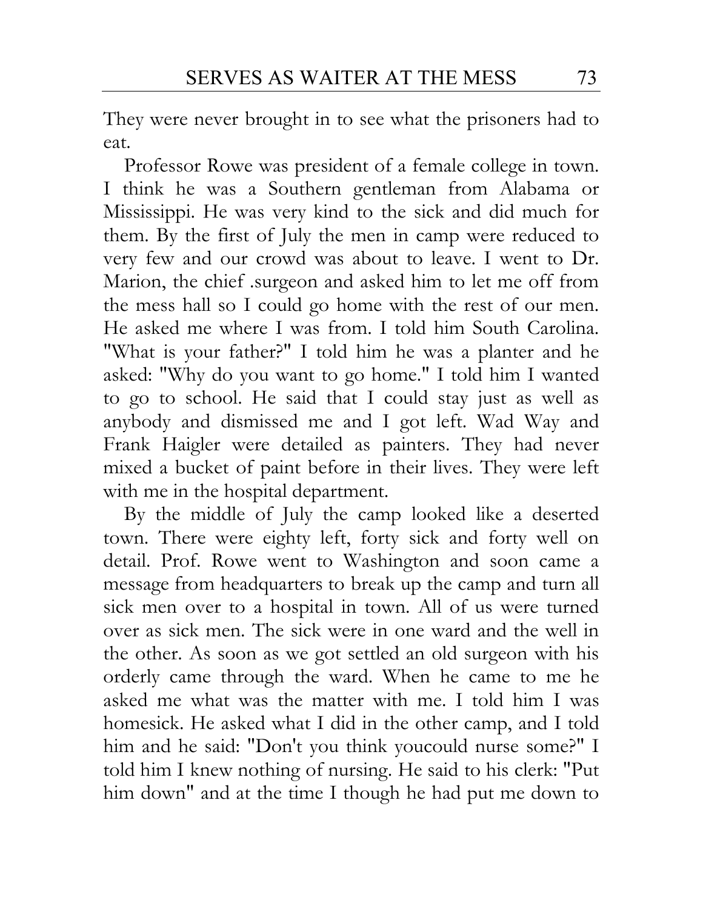They were never brought in to see what the prisoners had to eat.

Professor Rowe was president of a female college in town. I think he was a Southern gentleman from Alabama or Mississippi. He was very kind to the sick and did much for them. By the first of July the men in camp were reduced to very few and our crowd was about to leave. I went to Dr. Marion, the chief .surgeon and asked him to let me off from the mess hall so I could go home with the rest of our men. He asked me where I was from. I told him South Carolina. "What is your father?" I told him he was a planter and he asked: "Why do you want to go home." I told him I wanted to go to school. He said that I could stay just as well as anybody and dismissed me and I got left. Wad Way and Frank Haigler were detailed as painters. They had never mixed a bucket of paint before in their lives. They were left with me in the hospital department.

By the middle of July the camp looked like a deserted town. There were eighty left, forty sick and forty well on detail. Prof. Rowe went to Washington and soon came a message from headquarters to break up the camp and turn all sick men over to a hospital in town. All of us were turned over as sick men. The sick were in one ward and the well in the other. As soon as we got settled an old surgeon with his orderly came through the ward. When he came to me he asked me what was the matter with me. I told him I was homesick. He asked what I did in the other camp, and I told him and he said: "Don't you think youcould nurse some?" I told him I knew nothing of nursing. He said to his clerk: "Put him down" and at the time I though he had put me down to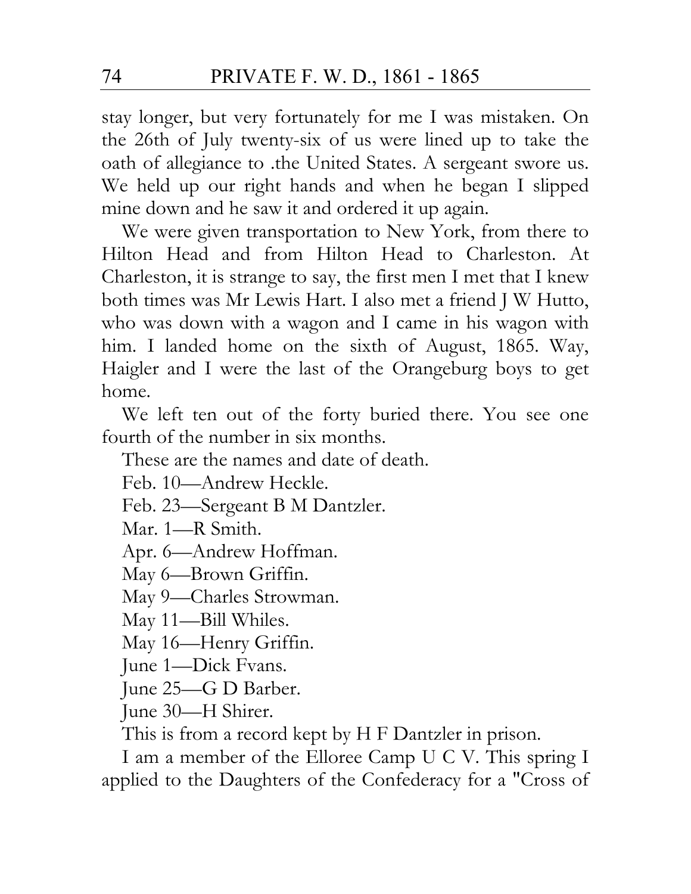stay longer, but very fortunately for me I was mistaken. On the 26th of July twenty-six of us were lined up to take the oath of allegiance to .the United States. A sergeant swore us. We held up our right hands and when he began I slipped mine down and he saw it and ordered it up again.

We were given transportation to New York, from there to Hilton Head and from Hilton Head to Charleston. At Charleston, it is strange to say, the first men I met that I knew both times was Mr Lewis Hart. I also met a friend J W Hutto, who was down with a wagon and I came in his wagon with him. I landed home on the sixth of August, 1865. Way, Haigler and I were the last of the Orangeburg boys to get home.

We left ten out of the forty buried there. You see one fourth of the number in six months.

These are the names and date of death.

Feb. 10—Andrew Heckle.

Feb. 23—Sergeant B M Dantzler.

Mar. 1—R Smith.

Apr. 6—Andrew Hoffman.

May 6—Brown Griffin.

May 9—Charles Strowman.

May 11—Bill Whiles.

May 16—Henry Griffin.

June 1—Dick Fvans.

June 25—G D Barber.

June 30—H Shirer.

This is from a record kept by H F Dantzler in prison.

I am a member of the Elloree Camp U C V. This spring I applied to the Daughters of the Confederacy for a "Cross of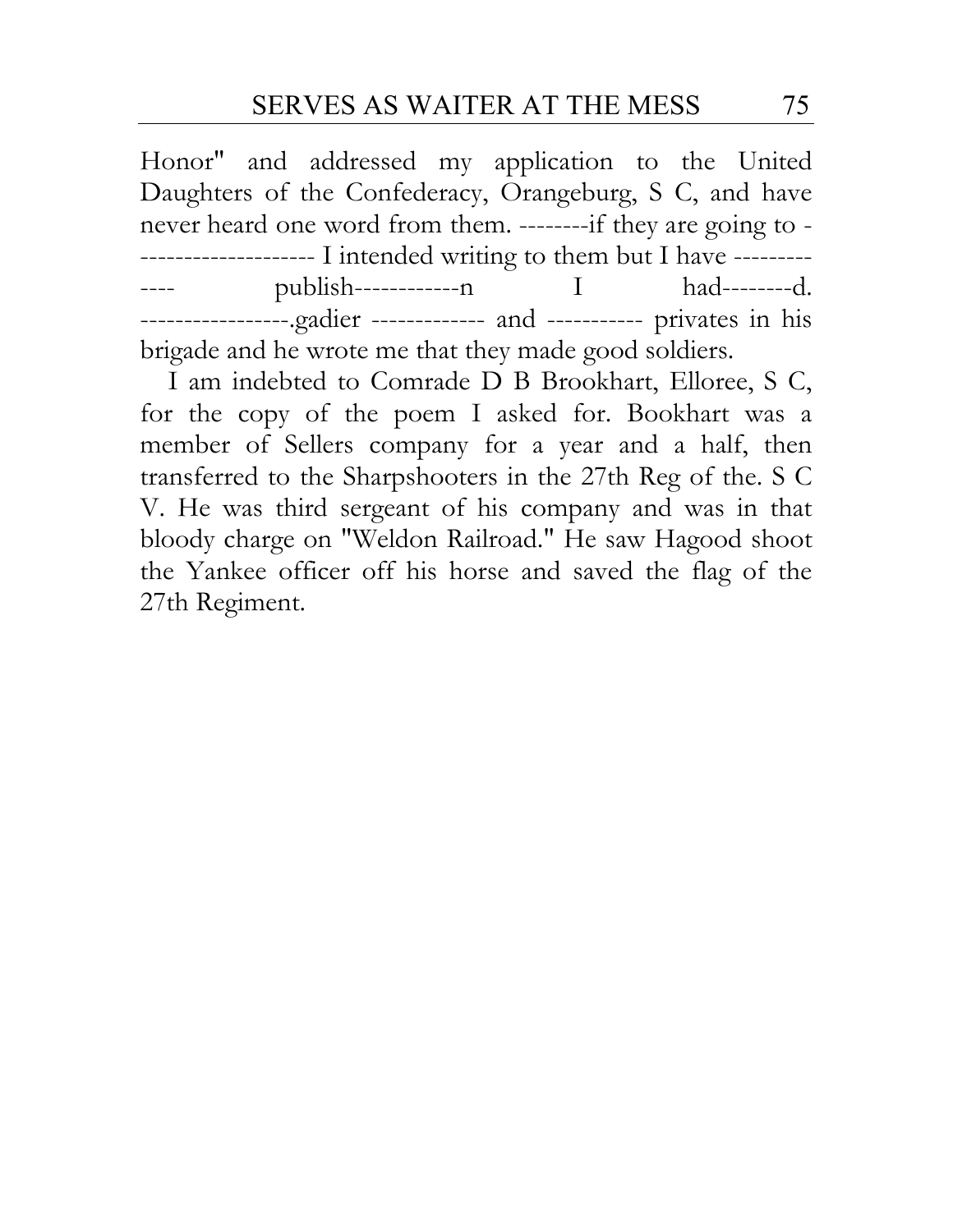Honor" and addressed my application to the United Daughters of the Confederacy, Orangeburg, S C, and have never heard one word from them. --------if they are going to --------------------- I intended writing to them but I have ------------- publish------------n I had--------d. -----------------.gadier ------------- and ----------- privates in his brigade and he wrote me that they made good soldiers.

I am indebted to Comrade D B Brookhart, Elloree, S C, for the copy of the poem I asked for. Bookhart was a member of Sellers company for a year and a half, then transferred to the Sharpshooters in the 27th Reg of the. S C V. He was third sergeant of his company and was in that bloody charge on "Weldon Railroad." He saw Hagood shoot the Yankee officer off his horse and saved the flag of the 27th Regiment.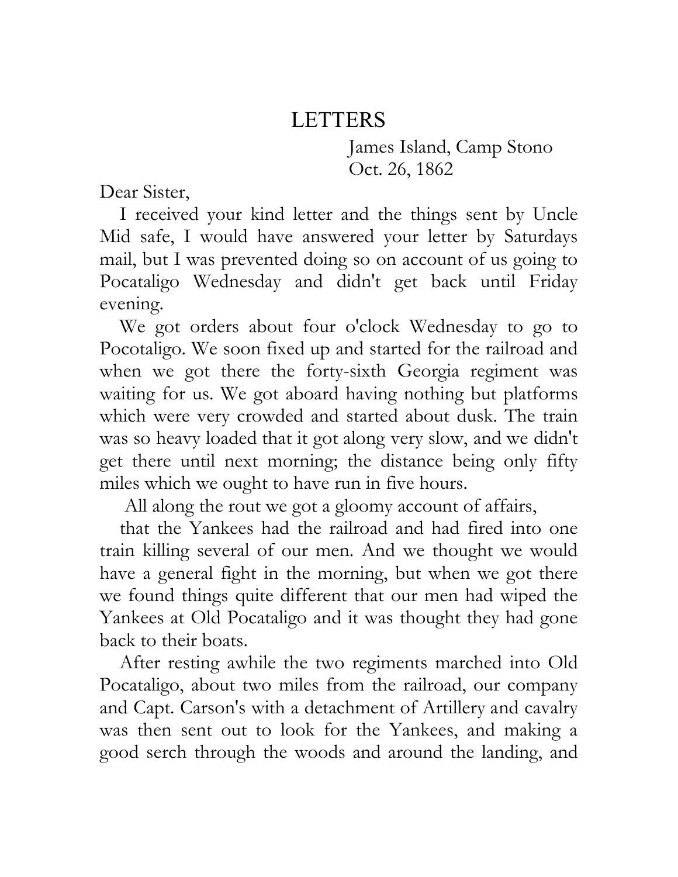# LETTERS

James Island, Camp Stono
Oct. 26, 1862

Dear Sister,

I received your kind letter and the things sent by Uncle Mid safe, I would have answered your letter by Saturdays mail, but I was prevented doing so on account of us going to Pocataligo Wednesday and didn't get back until Friday evening.

We got orders about four o'clock Wednesday to go to Pocotaligo. We soon fixed up and started for the railroad and when we got there the forty-sixth Georgia regiment was waiting for us. We got aboard having nothing but platforms which were very crowded and started about dusk. The train was so heavy loaded that it got along very slow, and we didn't get there until next morning; the distance being only fifty miles which we ought to have run in five hours.

All along the rout we got a gloomy account of affairs,

that the Yankees had the railroad and had fired into one train killing several of our men. And we thought we would have a general fight in the morning, but when we got there we found things quite different that our men had wiped the Yankees at Old Pocataligo and it was thought they had gone back to their boats.

After resting awhile the two regiments marched into Old Pocataligo, about two miles from the railroad, our company and Capt. Carson's with a detachment of Artillery and cavalry was then sent out to look for the Yankees, and making a good serch through the woods and around the landing, and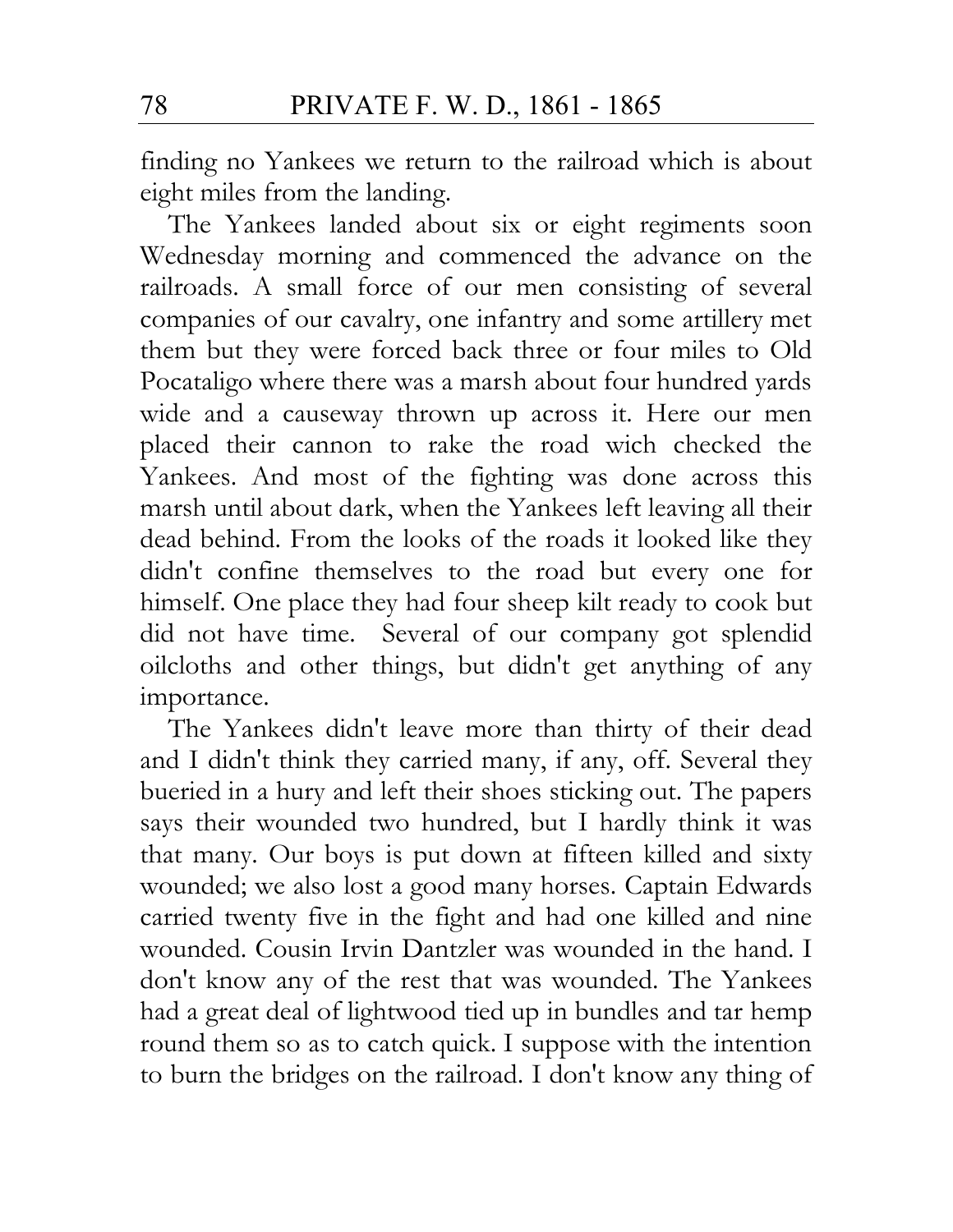finding no Yankees we return to the railroad which is about eight miles from the landing.

The Yankees landed about six or eight regiments soon Wednesday morning and commenced the advance on the railroads. A small force of our men consisting of several companies of our cavalry, one infantry and some artillery met them but they were forced back three or four miles to Old Pocataligo where there was a marsh about four hundred yards wide and a causeway thrown up across it. Here our men placed their cannon to rake the road wich checked the Yankees. And most of the fighting was done across this marsh until about dark, when the Yankees left leaving all their dead behind. From the looks of the roads it looked like they didn't confine themselves to the road but every one for himself. One place they had four sheep kilt ready to cook but did not have time. Several of our company got splendid oilcloths and other things, but didn't get anything of any importance.

The Yankees didn't leave more than thirty of their dead and I didn't think they carried many, if any, off. Several they bueried in a hury and left their shoes sticking out. The papers says their wounded two hundred, but I hardly think it was that many. Our boys is put down at fifteen killed and sixty wounded; we also lost a good many horses. Captain Edwards carried twenty five in the fight and had one killed and nine wounded. Cousin Irvin Dantzler was wounded in the hand. I don't know any of the rest that was wounded. The Yankees had a great deal of lightwood tied up in bundles and tar hemp round them so as to catch quick. I suppose with the intention to burn the bridges on the railroad. I don't know any thing of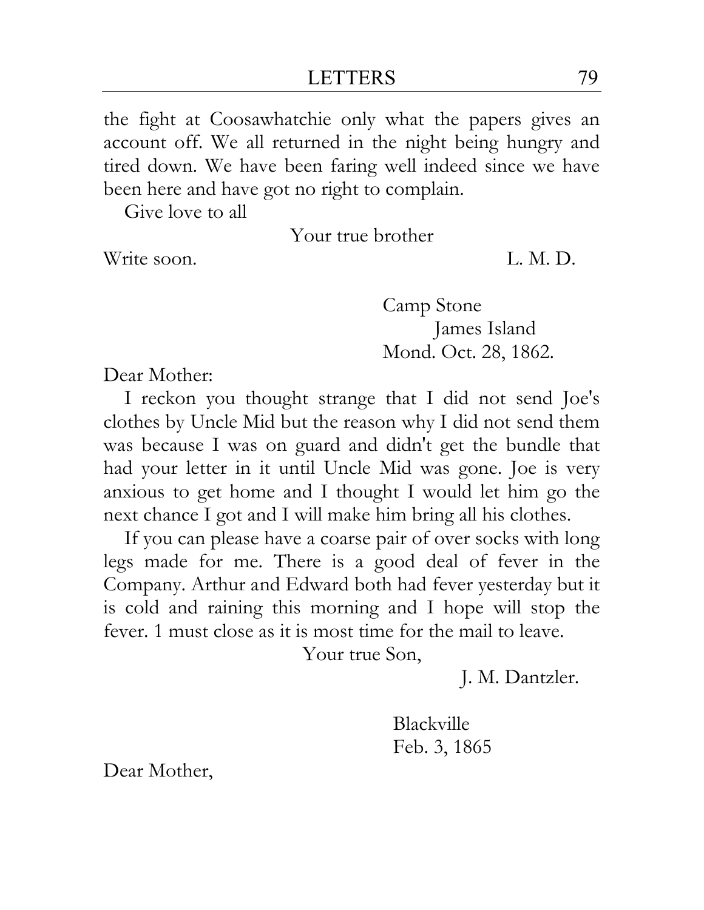the fight at Coosawhatchie only what the papers gives an account off. We all returned in the night being hungry and tired down. We have been faring well indeed since we have been here and have got no right to complain.

Give love to all

Your true brother

Write soon. L. M. D.

Camp Stone
James Island
Mond. Oct. 28, 1862.

Dear Mother:

I reckon you thought strange that I did not send Joe's clothes by Uncle Mid but the reason why I did not send them was because I was on guard and didn't get the bundle that had your letter in it until Uncle Mid was gone. Joe is very anxious to get home and I thought I would let him go the next chance I got and I will make him bring all his clothes.

If you can please have a coarse pair of over socks with long legs made for me. There is a good deal of fever in the Company. Arthur and Edward both had fever yesterday but it is cold and raining this morning and I hope will stop the fever. 1 must close as it is most time for the mail to leave.

Your true Son,

J. M. Dantzler.

Blackville
Feb. 3, 1865

Dear Mother,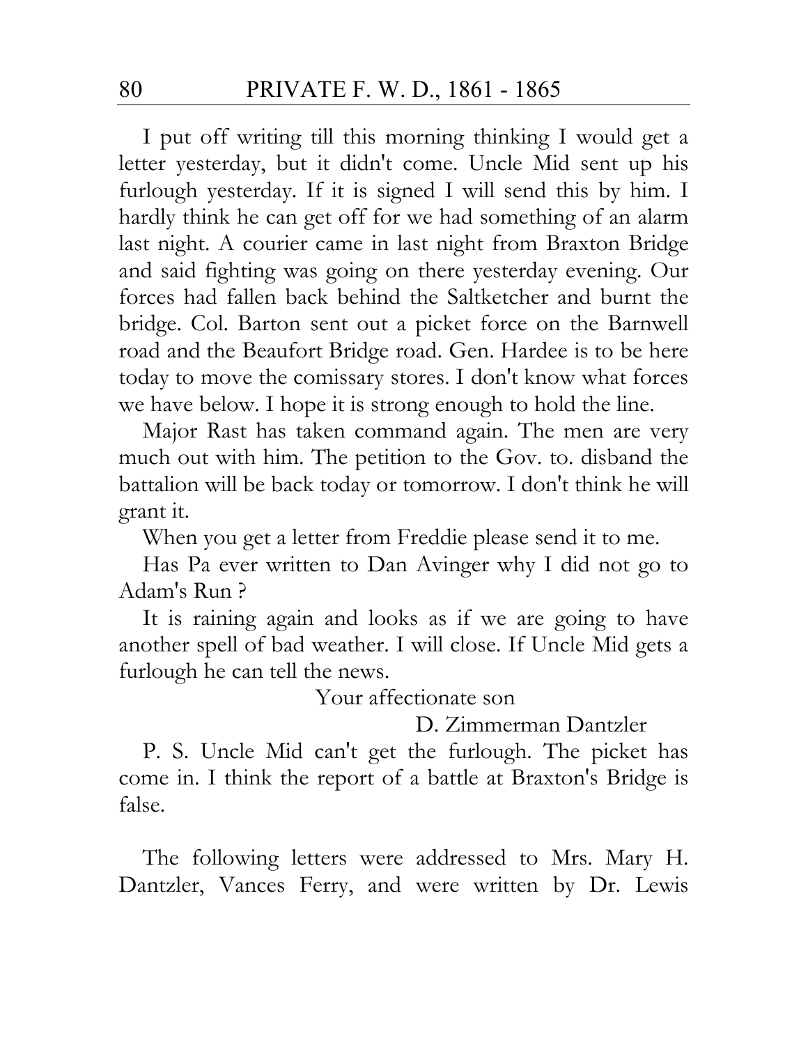I put off writing till this morning thinking I would get a letter yesterday, but it didn't come. Uncle Mid sent up his furlough yesterday. If it is signed I will send this by him. I hardly think he can get off for we had something of an alarm last night. A courier came in last night from Braxton Bridge and said fighting was going on there yesterday evening. Our forces had fallen back behind the Saltketcher and burnt the bridge. Col. Barton sent out a picket force on the Barnwell road and the Beaufort Bridge road. Gen. Hardee is to be here today to move the comissary stores. I don't know what forces we have below. I hope it is strong enough to hold the line.

Major Rast has taken command again. The men are very much out with him. The petition to the Gov. to. disband the battalion will be back today or tomorrow. I don't think he will grant it.

When you get a letter from Freddie please send it to me.

Has Pa ever written to Dan Avinger why I did not go to Adam's Run ?

It is raining again and looks as if we are going to have another spell of bad weather. I will close. If Uncle Mid gets a furlough he can tell the news.

Your affectionate son

D. Zimmerman Dantzler

P. S. Uncle Mid can't get the furlough. The picket has come in. I think the report of a battle at Braxton's Bridge is false.

The following letters were addressed to Mrs. Mary H. Dantzler, Vances Ferry, and were written by Dr. Lewis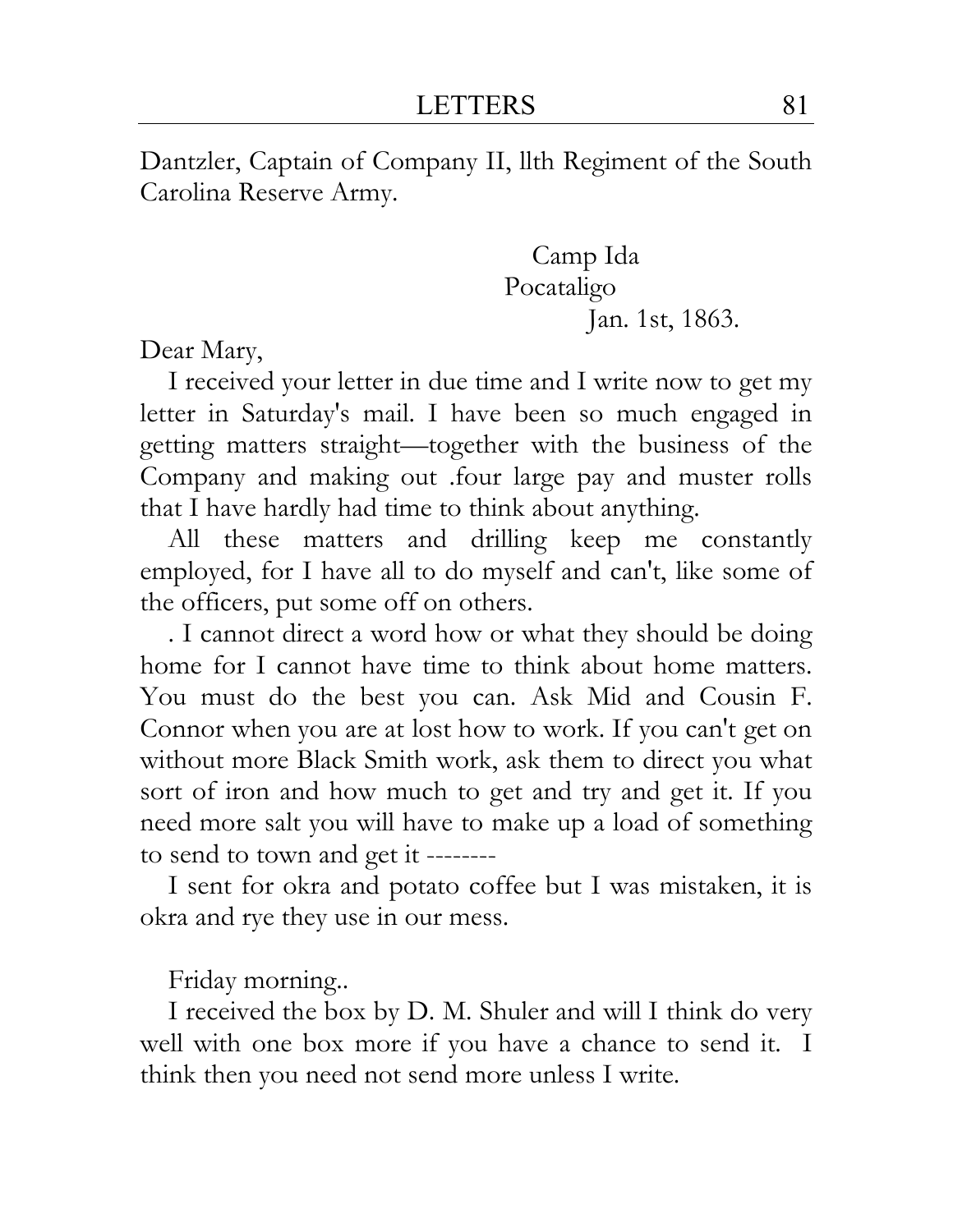Dantzler, Captain of Company II, llth Regiment of the South Carolina Reserve Army.

Camp Ida  
Pocataligo  
Jan. 1st, 1863.

Dear Mary,

I received your letter in due time and I write now to get my letter in Saturday's mail. I have been so much engaged in getting matters straight—together with the business of the Company and making out .four large pay and muster rolls that I have hardly had time to think about anything.

All these matters and drilling keep me constantly employed, for I have all to do myself and can't, like some of the officers, put some off on others.

. I cannot direct a word how or what they should be doing home for I cannot have time to think about home matters. You must do the best you can. Ask Mid and Cousin F. Connor when you are at lost how to work. If you can't get on without more Black Smith work, ask them to direct you what sort of iron and how much to get and try and get it. If you need more salt you will have to make up a load of something to send to town and get it --------

I sent for okra and potato coffee but I was mistaken, it is okra and rye they use in our mess.

Friday morning..

I received the box by D. M. Shuler and will I think do very well with one box more if you have a chance to send it. I think then you need not send more unless I write.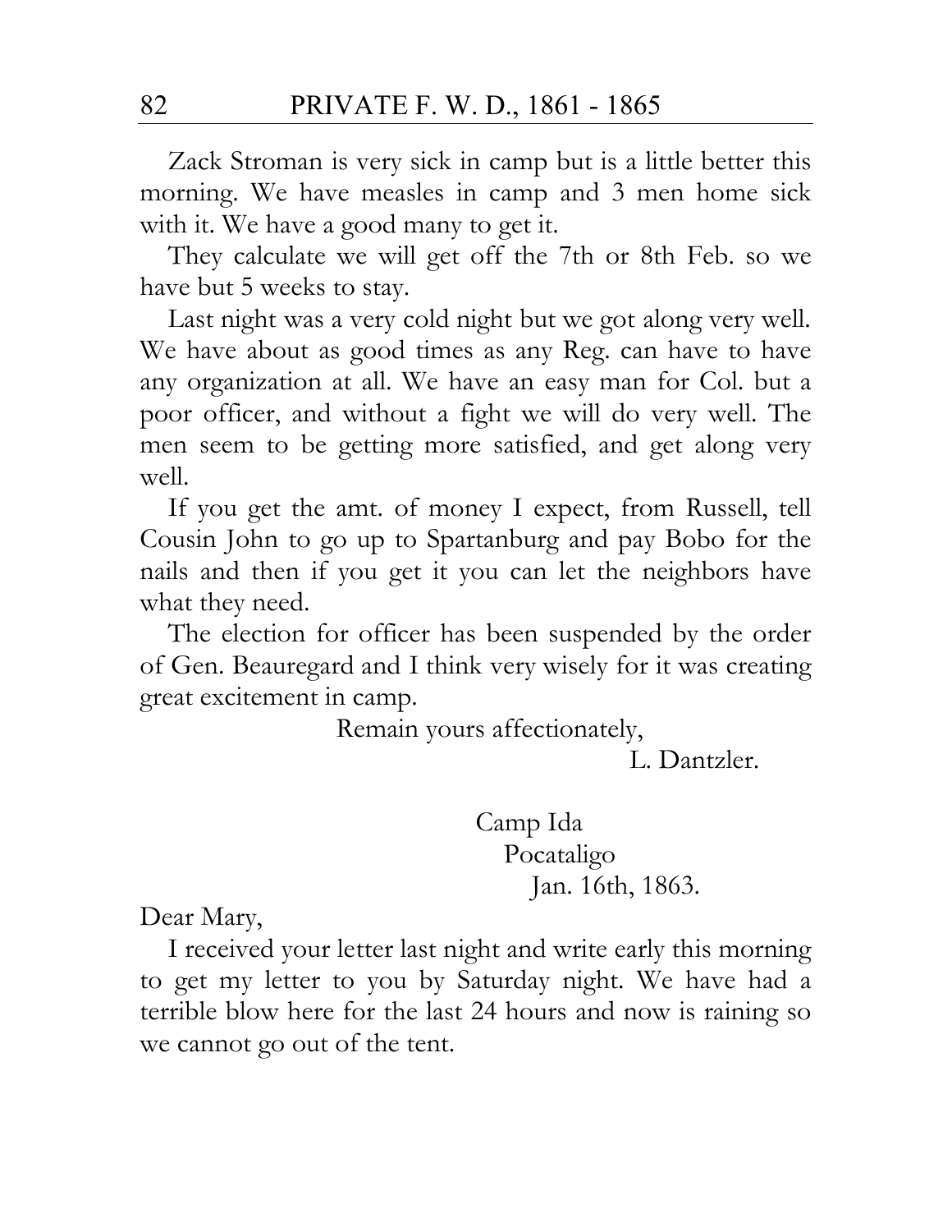Zack Stroman is very sick in camp but is a little better this morning. We have measles in camp and 3 men home sick with it. We have a good many to get it.

They calculate we will get off the 7th or 8th Feb. so we have but 5 weeks to stay.

Last night was a very cold night but we got along very well. We have about as good times as any Reg. can have to have any organization at all. We have an easy man for Col. but a poor officer, and without a fight we will do very well. The men seem to be getting more satisfied, and get along very well.

If you get the amt. of money I expect, from Russell, tell Cousin John to go up to Spartanburg and pay Bobo for the nails and then if you get it you can let the neighbors have what they need.

The election for officer has been suspended by the order of Gen. Beauregard and I think very wisely for it was creating great excitement in camp.

Remain yours affectionately,

L. Dantzler.

Camp Ida
Pocataligo
Jan. 16th, 1863.

Dear Mary,

I received your letter last night and write early this morning to get my letter to you by Saturday night. We have had a terrible blow here for the last 24 hours and now is raining so we cannot go out of the tent.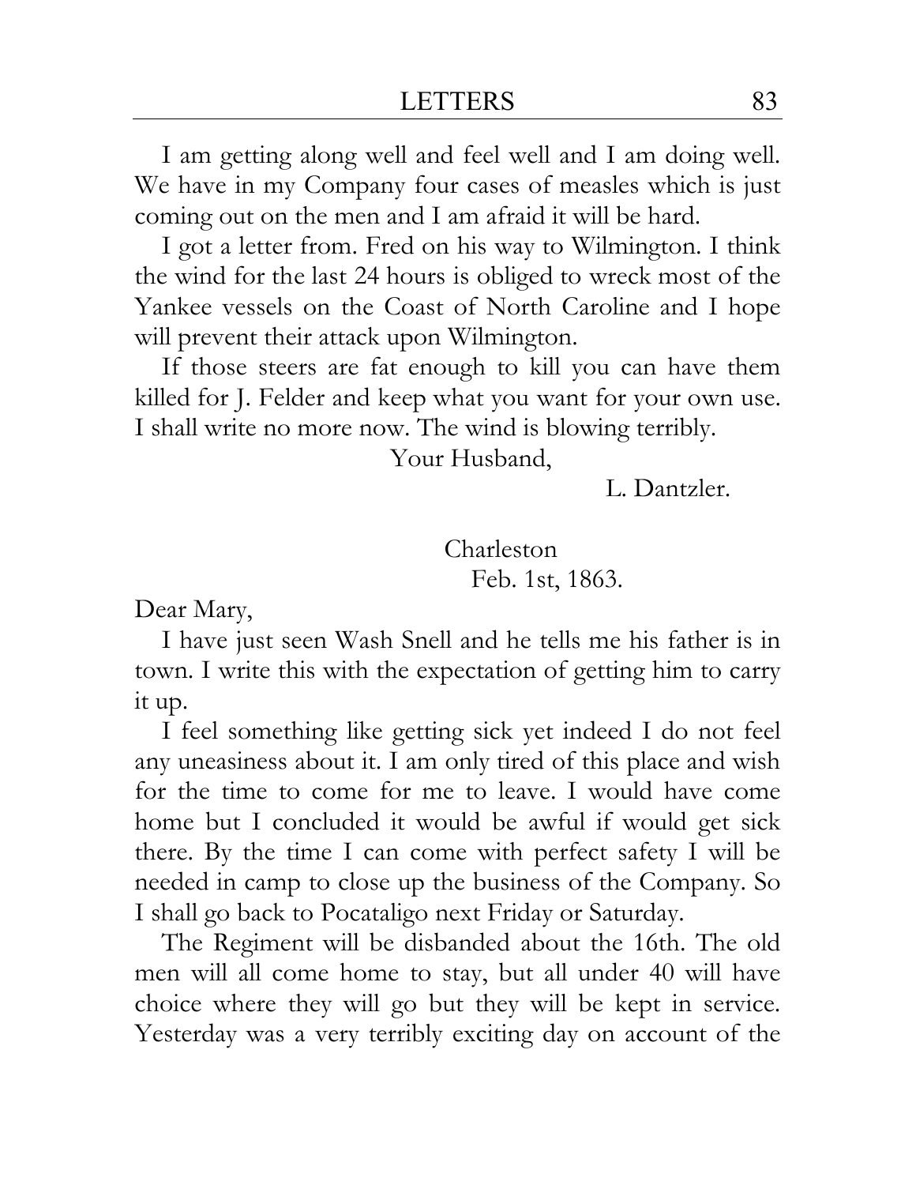I am getting along well and feel well and I am doing well. We have in my Company four cases of measles which is just coming out on the men and I am afraid it will be hard.

I got a letter from. Fred on his way to Wilmington. I think the wind for the last 24 hours is obliged to wreck most of the Yankee vessels on the Coast of North Caroline and I hope will prevent their attack upon Wilmington.

If those steers are fat enough to kill you can have them killed for J. Felder and keep what you want for your own use. I shall write no more now. The wind is blowing terribly.

Your Husband,

L. Dantzler.

Charleston
Feb. 1st, 1863.

Dear Mary,

I have just seen Wash Snell and he tells me his father is in town. I write this with the expectation of getting him to carry it up.

I feel something like getting sick yet indeed I do not feel any uneasiness about it. I am only tired of this place and wish for the time to come for me to leave. I would have come home but I concluded it would be awful if would get sick there. By the time I can come with perfect safety I will be needed in camp to close up the business of the Company. So I shall go back to Pocataligo next Friday or Saturday.

The Regiment will be disbanded about the 16th. The old men will all come home to stay, but all under 40 will have choice where they will go but they will be kept in service. Yesterday was a very terribly exciting day on account of the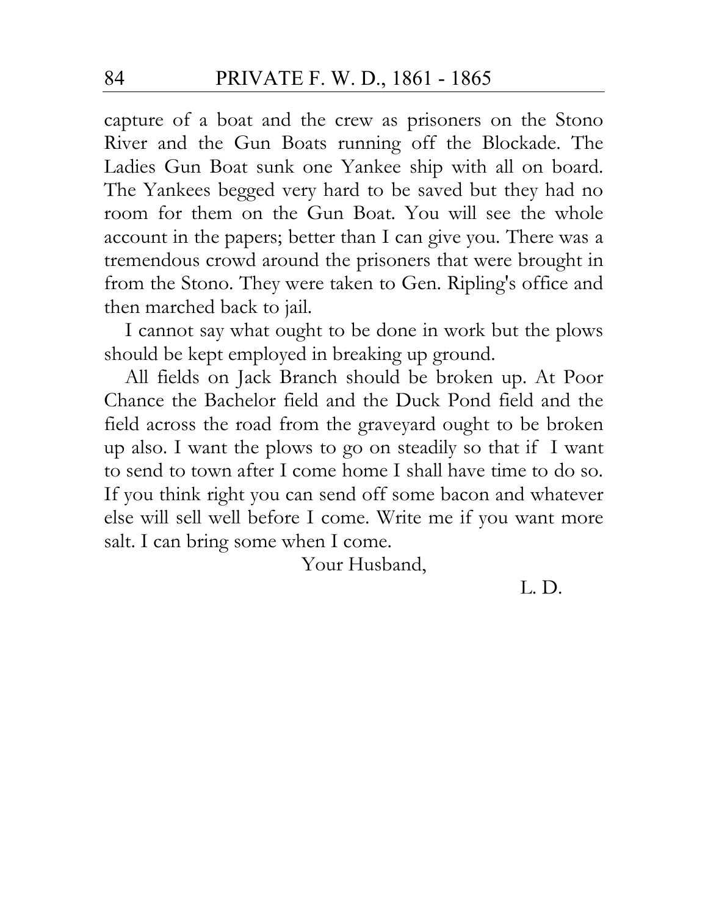capture of a boat and the crew as prisoners on the Stono River and the Gun Boats running off the Blockade. The Ladies Gun Boat sunk one Yankee ship with all on board. The Yankees begged very hard to be saved but they had no room for them on the Gun Boat. You will see the whole account in the papers; better than I can give you. There was a tremendous crowd around the prisoners that were brought in from the Stono. They were taken to Gen. Ripling's office and then marched back to jail.

I cannot say what ought to be done in work but the plows should be kept employed in breaking up ground.

All fields on Jack Branch should be broken up. At Poor Chance the Bachelor field and the Duck Pond field and the field across the road from the graveyard ought to be broken up also. I want the plows to go on steadily so that if I want to send to town after I come home I shall have time to do so. If you think right you can send off some bacon and whatever else will sell well before I come. Write me if you want more salt. I can bring some when I come.

Your Husband,

L. D.